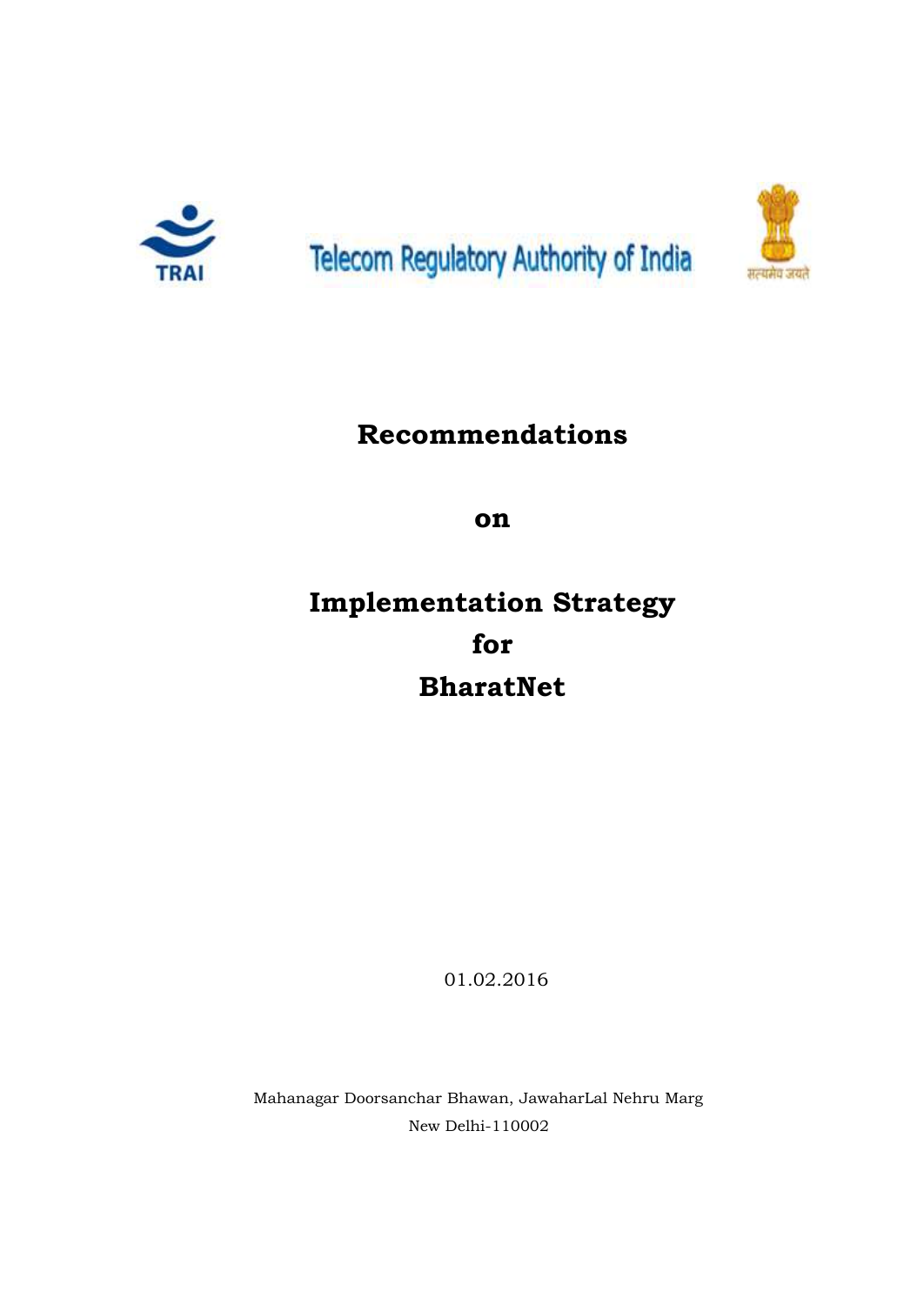Telecom Regulatory Authority of India

# Recommendations

# on

# Implementation Strategy for BharatNet

01.02.2016

Mahanagar Doorsanchar Bhawan, JawaharLal Nehru Marg
New Delhi-110002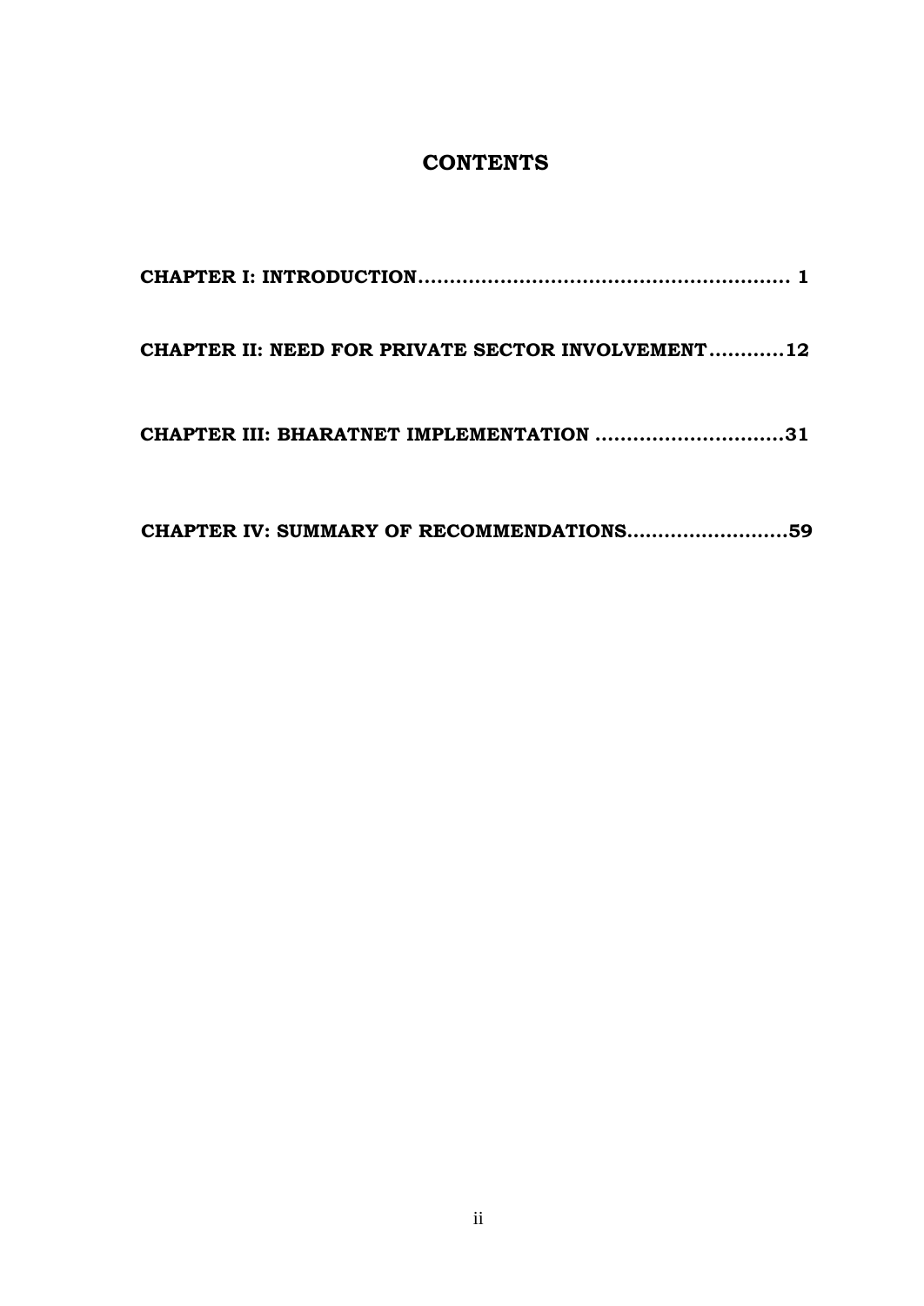# CONTENTS

**CHAPTER I: INTRODUCTION........................................................ 1**

**CHAPTER II: NEED FOR PRIVATE SECTOR INVOLVEMENT............12**

**CHAPTER III: BHARATNET IMPLEMENTATION ..............................31**

**CHAPTER IV: SUMMARY OF RECOMMENDATIONS..........................59**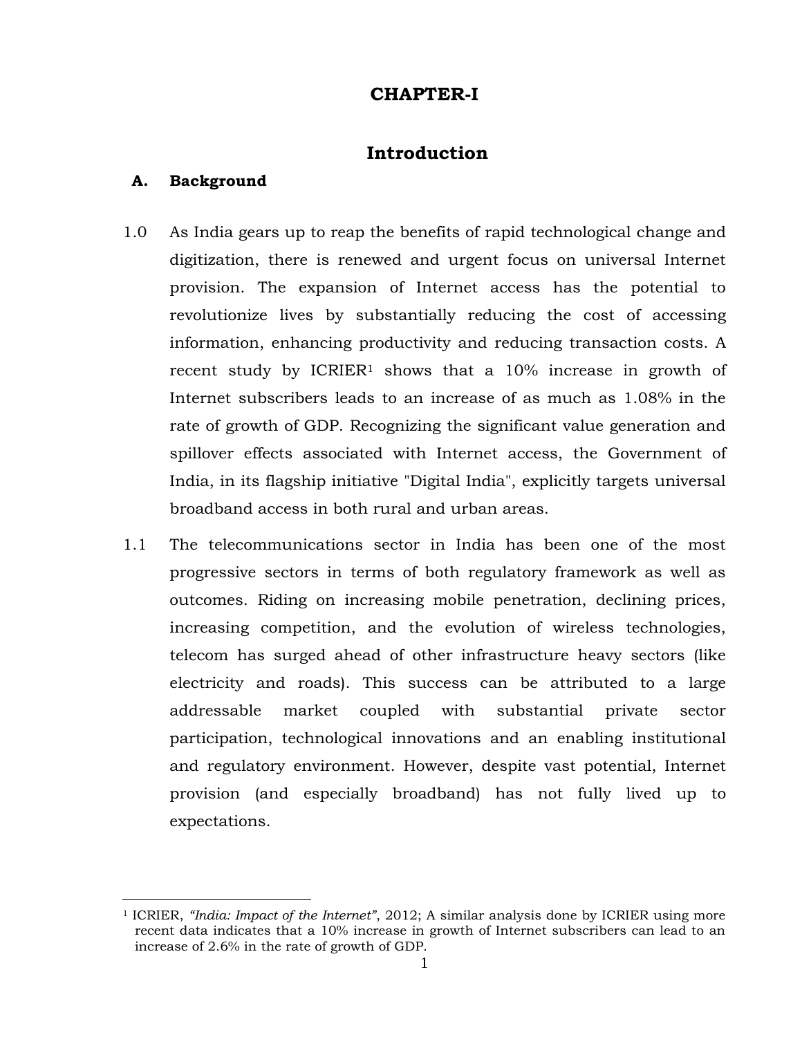# CHAPTER-I

## Introduction

### A. Background

1.0 As India gears up to reap the benefits of rapid technological change and digitization, there is renewed and urgent focus on universal Internet provision. The expansion of Internet access has the potential to revolutionize lives by substantially reducing the cost of accessing information, enhancing productivity and reducing transaction costs. A recent study by ICRIER[1] shows that a 10% increase in growth of Internet subscribers leads to an increase of as much as 1.08% in the rate of growth of GDP. Recognizing the significant value generation and spillover effects associated with Internet access, the Government of India, in its flagship initiative "Digital India", explicitly targets universal broadband access in both rural and urban areas.

1.1 The telecommunications sector in India has been one of the most progressive sectors in terms of both regulatory framework as well as outcomes. Riding on increasing mobile penetration, declining prices, increasing competition, and the evolution of wireless technologies, telecom has surged ahead of other infrastructure heavy sectors (like electricity and roads). This success can be attributed to a large addressable market coupled with substantial private sector participation, technological innovations and an enabling institutional and regulatory environment. However, despite vast potential, Internet provision (and especially broadband) has not fully lived up to expectations.

---

[1] ICRIER, *"India: Impact of the Internet"*, 2012; A similar analysis done by ICRIER using more recent data indicates that a 10% increase in growth of Internet subscribers can lead to an increase of 2.6% in the rate of growth of GDP.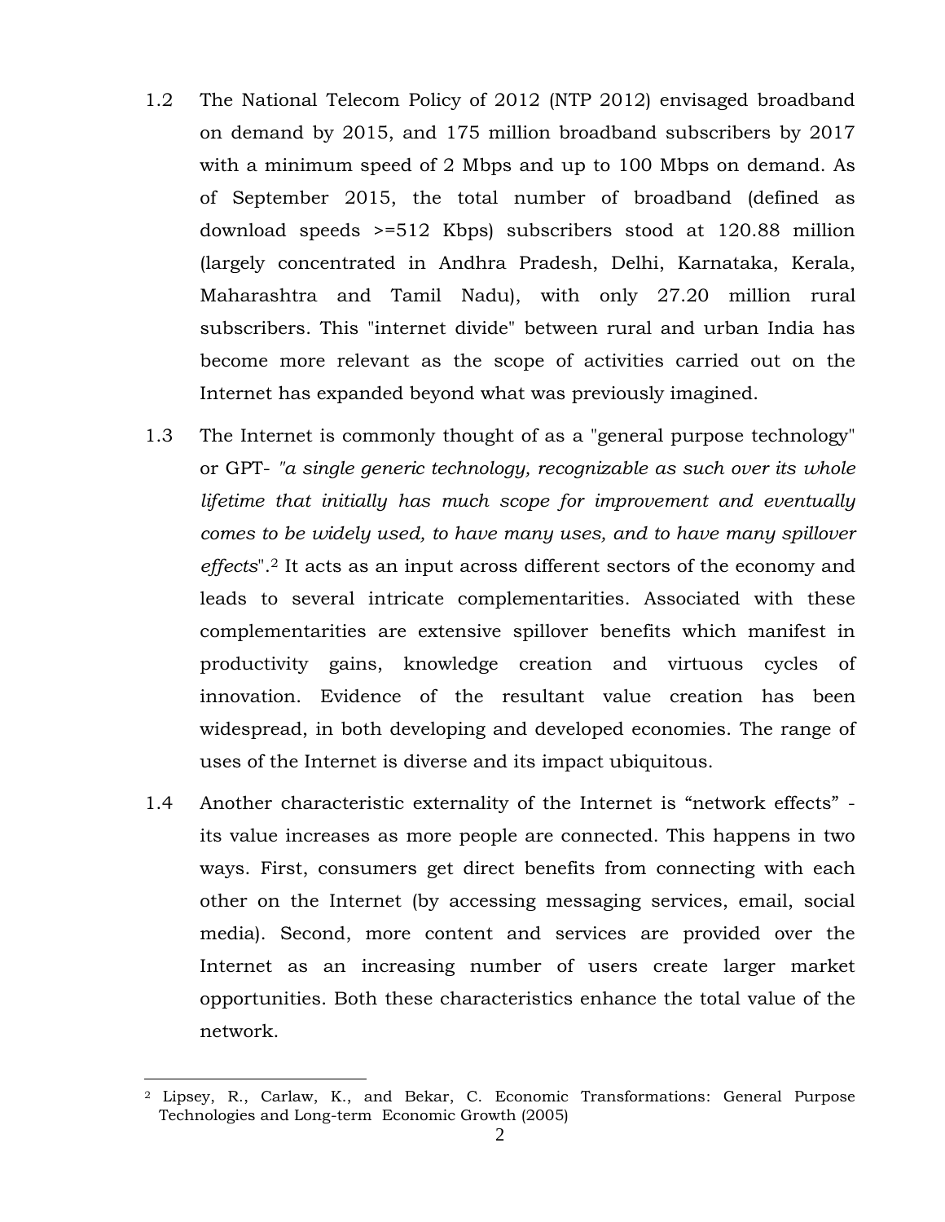1.2 The National Telecom Policy of 2012 (NTP 2012) envisaged broadband on demand by 2015, and 175 million broadband subscribers by 2017 with a minimum speed of 2 Mbps and up to 100 Mbps on demand. As of September 2015, the total number of broadband (defined as download speeds >=512 Kbps) subscribers stood at 120.88 million (largely concentrated in Andhra Pradesh, Delhi, Karnataka, Kerala, Maharashtra and Tamil Nadu), with only 27.20 million rural subscribers. This "internet divide" between rural and urban India has become more relevant as the scope of activities carried out on the Internet has expanded beyond what was previously imagined.

1.3 The Internet is commonly thought of as a "general purpose technology" or GPT- *"a single generic technology, recognizable as such over its whole lifetime that initially has much scope for improvement and eventually comes to be widely used, to have many uses, and to have many spillover effects*".[2] It acts as an input across different sectors of the economy and leads to several intricate complementarities. Associated with these complementarities are extensive spillover benefits which manifest in productivity gains, knowledge creation and virtuous cycles of innovation. Evidence of the resultant value creation has been widespread, in both developing and developed economies. The range of uses of the Internet is diverse and its impact ubiquitous.

1.4 Another characteristic externality of the Internet is "network effects" - its value increases as more people are connected. This happens in two ways. First, consumers get direct benefits from connecting with each other on the Internet (by accessing messaging services, email, social media). Second, more content and services are provided over the Internet as an increasing number of users create larger market opportunities. Both these characteristics enhance the total value of the network.

---

[2] Lipsey, R., Carlaw, K., and Bekar, C. Economic Transformations: General Purpose Technologies and Long-term Economic Growth (2005)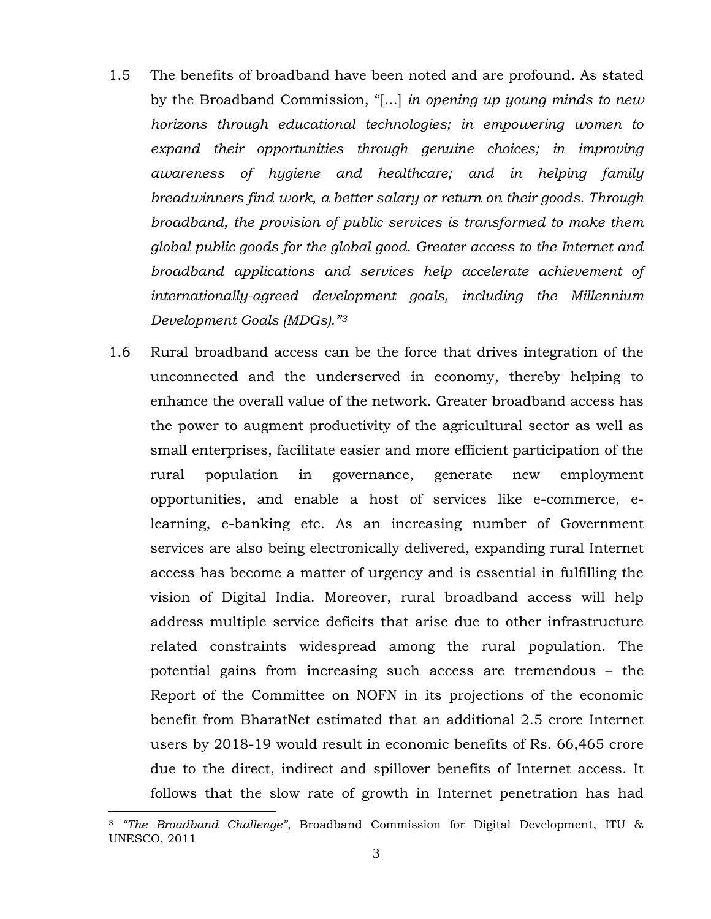1.5 The benefits of broadband have been noted and are profound. As stated by the Broadband Commission, "[...] *in opening up young minds to new horizons through educational technologies; in empowering women to expand their opportunities through genuine choices; in improving awareness of hygiene and healthcare; and in helping family breadwinners find work, a better salary or return on their goods. Through broadband, the provision of public services is transformed to make them global public goods for the global good. Greater access to the Internet and broadband applications and services help accelerate achievement of internationally-agreed development goals, including the Millennium Development Goals (MDGs)."*[3]

1.6 Rural broadband access can be the force that drives integration of the unconnected and the underserved in economy, thereby helping to enhance the overall value of the network. Greater broadband access has the power to augment productivity of the agricultural sector as well as small enterprises, facilitate easier and more efficient participation of the rural population in governance, generate new employment opportunities, and enable a host of services like e-commerce, e-learning, e-banking etc. As an increasing number of Government services are also being electronically delivered, expanding rural Internet access has become a matter of urgency and is essential in fulfilling the vision of Digital India. Moreover, rural broadband access will help address multiple service deficits that arise due to other infrastructure related constraints widespread among the rural population. The potential gains from increasing such access are tremendous – the Report of the Committee on NOFN in its projections of the economic benefit from BharatNet estimated that an additional 2.5 crore Internet users by 2018-19 would result in economic benefits of Rs. 66,465 crore due to the direct, indirect and spillover benefits of Internet access. It follows that the slow rate of growth in Internet penetration has had

---

[3] *"The Broadband Challenge",* Broadband Commission for Digital Development, ITU & UNESCO, 2011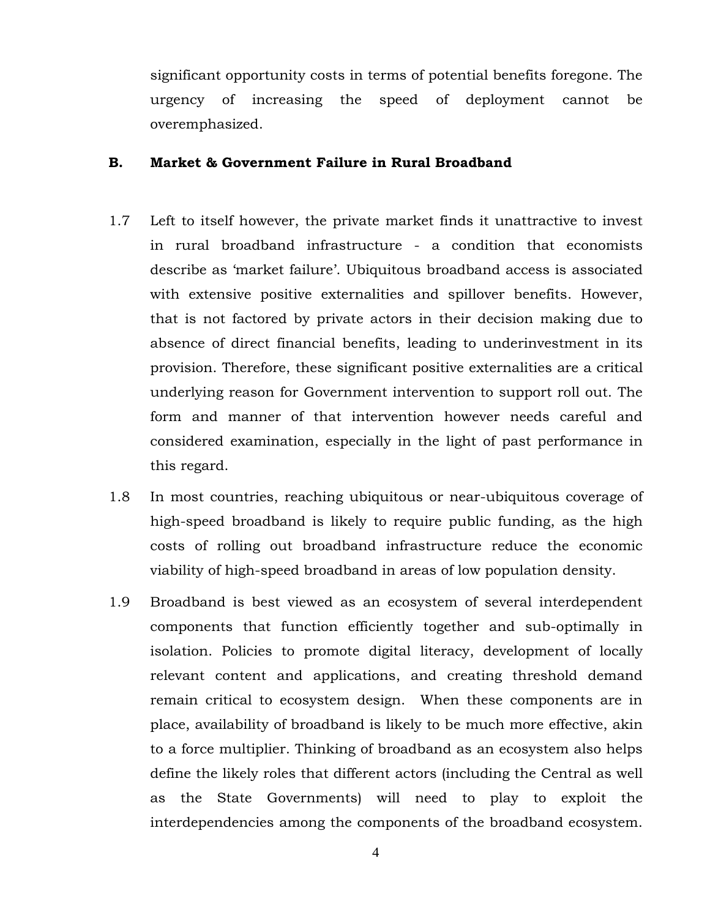significant opportunity costs in terms of potential benefits foregone. The urgency of increasing the speed of deployment cannot be overemphasized.

## B. Market & Government Failure in Rural Broadband

1.7 Left to itself however, the private market finds it unattractive to invest in rural broadband infrastructure - a condition that economists describe as 'market failure'. Ubiquitous broadband access is associated with extensive positive externalities and spillover benefits. However, that is not factored by private actors in their decision making due to absence of direct financial benefits, leading to underinvestment in its provision. Therefore, these significant positive externalities are a critical underlying reason for Government intervention to support roll out. The form and manner of that intervention however needs careful and considered examination, especially in the light of past performance in this regard.

1.8 In most countries, reaching ubiquitous or near-ubiquitous coverage of high-speed broadband is likely to require public funding, as the high costs of rolling out broadband infrastructure reduce the economic viability of high-speed broadband in areas of low population density.

1.9 Broadband is best viewed as an ecosystem of several interdependent components that function efficiently together and sub-optimally in isolation. Policies to promote digital literacy, development of locally relevant content and applications, and creating threshold demand remain critical to ecosystem design. When these components are in place, availability of broadband is likely to be much more effective, akin to a force multiplier. Thinking of broadband as an ecosystem also helps define the likely roles that different actors (including the Central as well as the State Governments) will need to play to exploit the interdependencies among the components of the broadband ecosystem.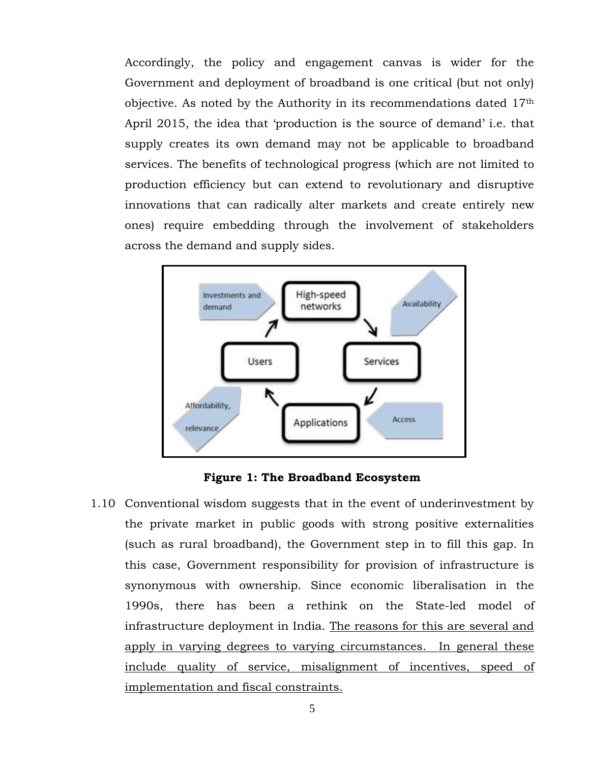Accordingly, the policy and engagement canvas is wider for the Government and deployment of broadband is one critical (but not only) objective. As noted by the Authority in its recommendations dated 17th April 2015, the idea that 'production is the source of demand' i.e. that supply creates its own demand may not be applicable to broadband services. The benefits of technological progress (which are not limited to production efficiency but can extend to revolutionary and disruptive innovations that can radically alter markets and create entirely new ones) require embedding through the involvement of stakeholders across the demand and supply sides.

**Figure 1: The Broadband Ecosystem**

1.10 Conventional wisdom suggests that in the event of underinvestment by the private market in public goods with strong positive externalities (such as rural broadband), the Government step in to fill this gap. In this case, Government responsibility for provision of infrastructure is synonymous with ownership. Since economic liberalisation in the 1990s, there has been a rethink on the State-led model of infrastructure deployment in India. The reasons for this are several and apply in varying degrees to varying circumstances. In general these include quality of service, misalignment of incentives, speed of implementation and fiscal constraints.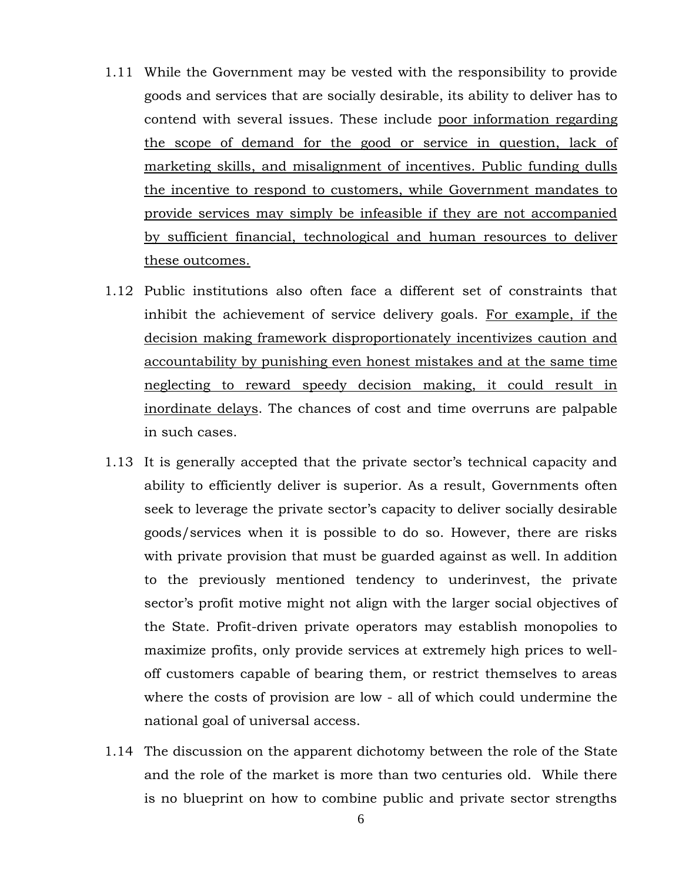1.11 While the Government may be vested with the responsibility to provide goods and services that are socially desirable, its ability to deliver has to contend with several issues. These include <u>poor information regarding the scope of demand for the good or service in question, lack of marketing skills, and misalignment of incentives. Public funding dulls the incentive to respond to customers, while Government mandates to provide services may simply be infeasible if they are not accompanied by sufficient financial, technological and human resources to deliver these outcomes.</u>

1.12 Public institutions also often face a different set of constraints that inhibit the achievement of service delivery goals. <u>For example, if the decision making framework disproportionately incentivizes caution and accountability by punishing even honest mistakes and at the same time neglecting to reward speedy decision making, it could result in inordinate delays</u>. The chances of cost and time overruns are palpable in such cases.

1.13 It is generally accepted that the private sector's technical capacity and ability to efficiently deliver is superior. As a result, Governments often seek to leverage the private sector's capacity to deliver socially desirable goods/services when it is possible to do so. However, there are risks with private provision that must be guarded against as well. In addition to the previously mentioned tendency to underinvest, the private sector's profit motive might not align with the larger social objectives of the State. Profit-driven private operators may establish monopolies to maximize profits, only provide services at extremely high prices to well-off customers capable of bearing them, or restrict themselves to areas where the costs of provision are low - all of which could undermine the national goal of universal access.

1.14 The discussion on the apparent dichotomy between the role of the State and the role of the market is more than two centuries old. While there is no blueprint on how to combine public and private sector strengths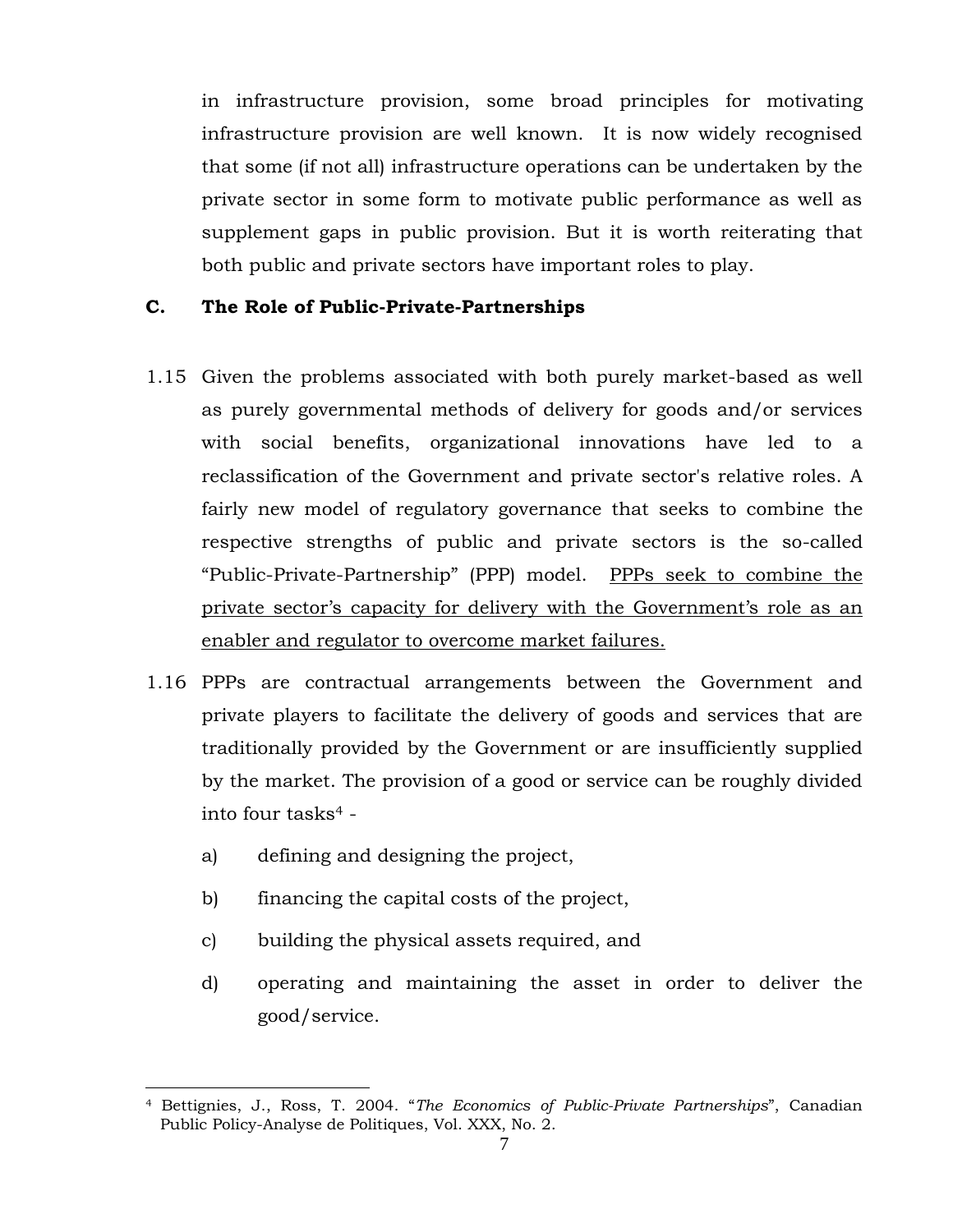in infrastructure provision, some broad principles for motivating infrastructure provision are well known. It is now widely recognised that some (if not all) infrastructure operations can be undertaken by the private sector in some form to motivate public performance as well as supplement gaps in public provision. But it is worth reiterating that both public and private sectors have important roles to play.

### C. The Role of Public-Private-Partnerships

1.15 Given the problems associated with both purely market-based as well as purely governmental methods of delivery for goods and/or services with social benefits, organizational innovations have led to a reclassification of the Government and private sector's relative roles. A fairly new model of regulatory governance that seeks to combine the respective strengths of public and private sectors is the so-called "Public-Private-Partnership" (PPP) model. <u>PPPs seek to combine the private sector's capacity for delivery with the Government's role as an enabler and regulator to overcome market failures.</u>

1.16 PPPs are contractual arrangements between the Government and private players to facilitate the delivery of goods and services that are traditionally provided by the Government or are insufficiently supplied by the market. The provision of a good or service can be roughly divided into four tasks[4] -

a) defining and designing the project,

b) financing the capital costs of the project,

c) building the physical assets required, and

d) operating and maintaining the asset in order to deliver the good/service.

---

[4] Bettignies, J., Ross, T. 2004. "*The Economics of Public-Private Partnerships*", Canadian Public Policy-Analyse de Politiques, Vol. XXX, No. 2.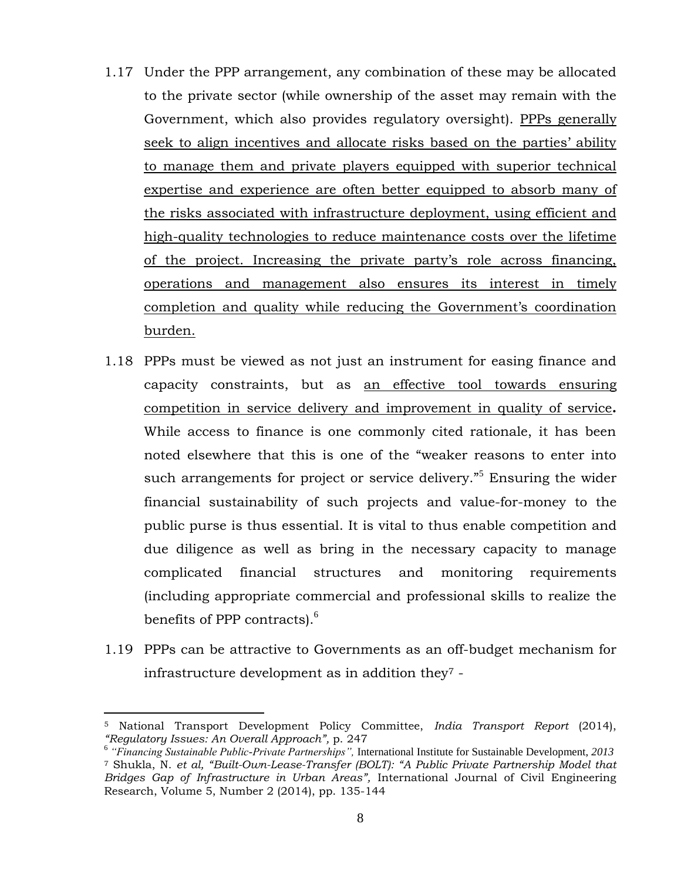1.17 Under the PPP arrangement, any combination of these may be allocated to the private sector (while ownership of the asset may remain with the Government, which also provides regulatory oversight). <u>PPPs generally seek to align incentives and allocate risks based on the parties' ability to manage them and private players equipped with superior technical expertise and experience are often better equipped to absorb many of the risks associated with infrastructure deployment, using efficient and high-quality technologies to reduce maintenance costs over the lifetime of the project. Increasing the private party's role across financing, operations and management also ensures its interest in timely completion and quality while reducing the Government's coordination burden.</u>

1.18 PPPs must be viewed as not just an instrument for easing finance and capacity constraints, but as <u>an effective tool towards ensuring competition in service delivery and improvement in quality of service</u>**.** While access to finance is one commonly cited rationale, it has been noted elsewhere that this is one of the "weaker reasons to enter into such arrangements for project or service delivery."[5] Ensuring the wider financial sustainability of such projects and value-for-money to the public purse is thus essential. It is vital to thus enable competition and due diligence as well as bring in the necessary capacity to manage complicated financial structures and monitoring requirements (including appropriate commercial and professional skills to realize the benefits of PPP contracts).[6]

1.19 PPPs can be attractive to Governments as an off-budget mechanism for infrastructure development as in addition they[7] -

---

[5] National Transport Development Policy Committee, *India Transport Report* (2014), *"Regulatory Issues: An Overall Approach",* p. 247

[6] *"Financing Sustainable Public-Private Partnerships",* International Institute for Sustainable Development, *2013*

[7] Shukla, N. *et al, "Built-Own-Lease-Transfer (BOLT): "A Public Private Partnership Model that Bridges Gap of Infrastructure in Urban Areas",* International Journal of Civil Engineering Research, Volume 5, Number 2 (2014), pp. 135-144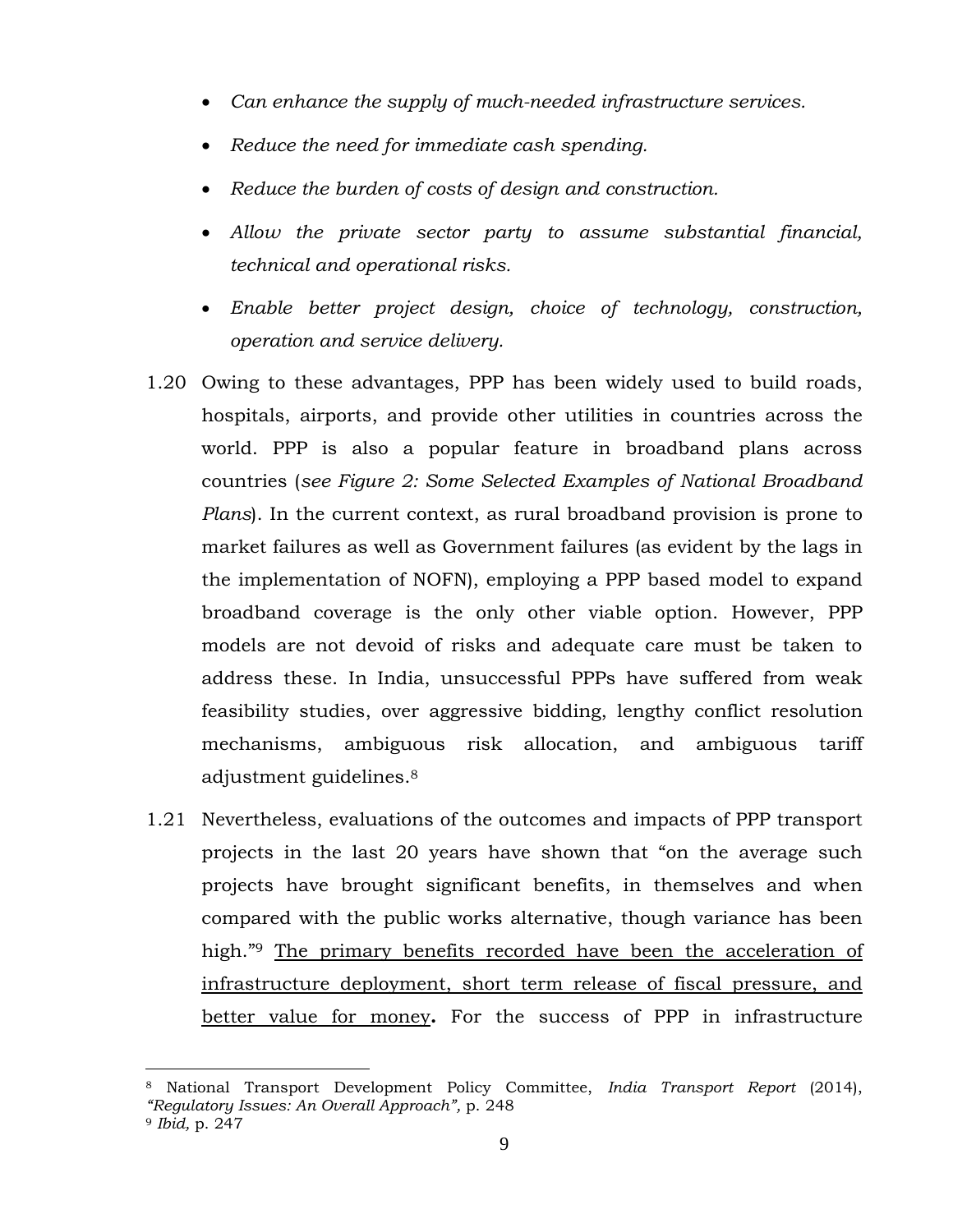- *Can enhance the supply of much-needed infrastructure services.*
- *Reduce the need for immediate cash spending.*
- *Reduce the burden of costs of design and construction.*
- *Allow the private sector party to assume substantial financial, technical and operational risks.*
- *Enable better project design, choice of technology, construction, operation and service delivery.*

1.20 Owing to these advantages, PPP has been widely used to build roads, hospitals, airports, and provide other utilities in countries across the world. PPP is also a popular feature in broadband plans across countries (*see Figure 2: Some Selected Examples of National Broadband Plans*). In the current context, as rural broadband provision is prone to market failures as well as Government failures (as evident by the lags in the implementation of NOFN), employing a PPP based model to expand broadband coverage is the only other viable option. However, PPP models are not devoid of risks and adequate care must be taken to address these. In India, unsuccessful PPPs have suffered from weak feasibility studies, over aggressive bidding, lengthy conflict resolution mechanisms, ambiguous risk allocation, and ambiguous tariff adjustment guidelines.[8]

1.21 Nevertheless, evaluations of the outcomes and impacts of PPP transport projects in the last 20 years have shown that "on the average such projects have brought significant benefits, in themselves and when compared with the public works alternative, though variance has been high."[9] <u>The primary benefits recorded have been the acceleration of infrastructure deployment, short term release of fiscal pressure, and better value for money</u>**.** For the success of PPP in infrastructure

---

[8] National Transport Development Policy Committee, *India Transport Report* (2014), *"Regulatory Issues: An Overall Approach"*, p. 248

[9] *Ibid,* p. 247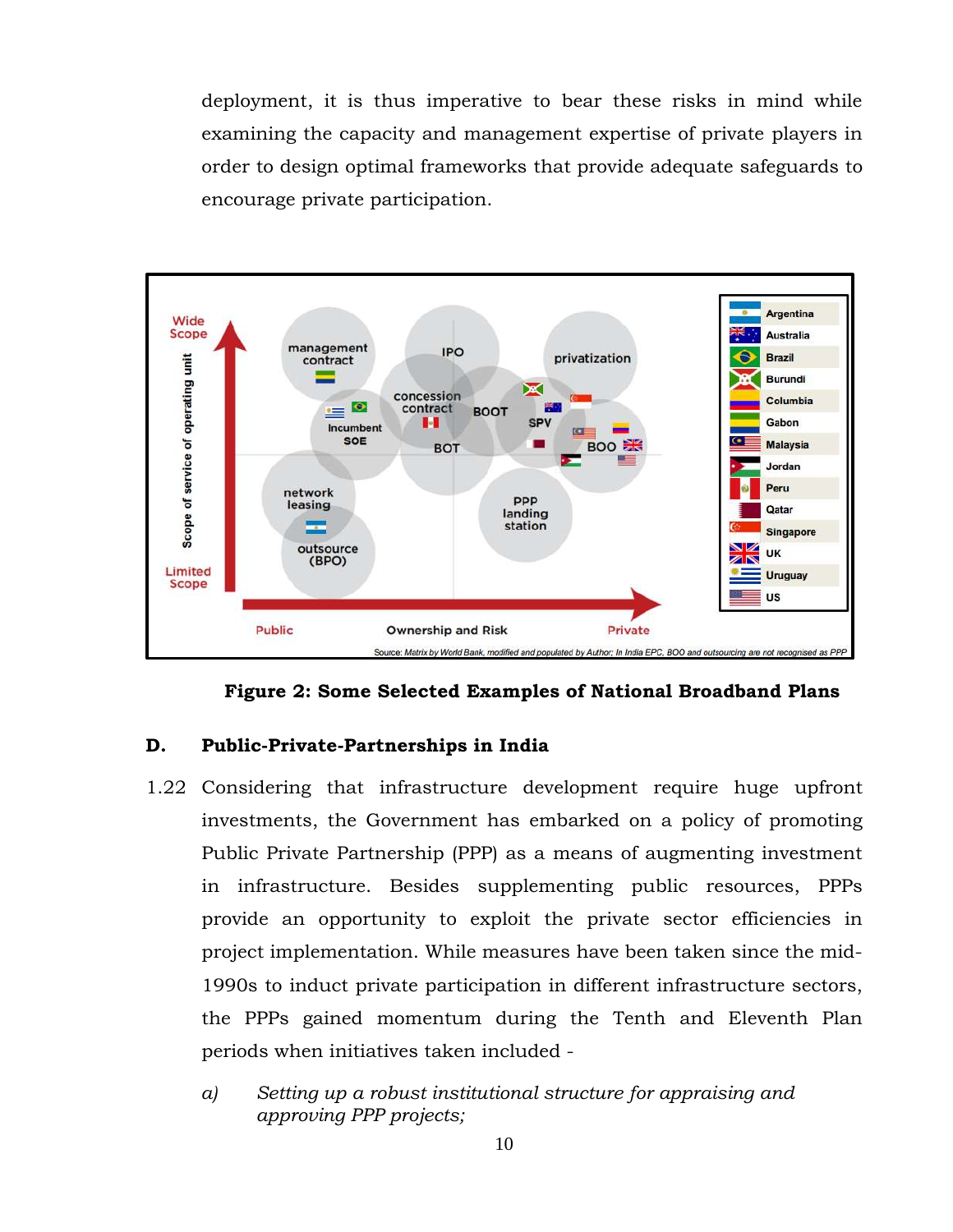deployment, it is thus imperative to bear these risks in mind while examining the capacity and management expertise of private players in order to design optimal frameworks that provide adequate safeguards to encourage private participation.

**Figure 2: Some Selected Examples of National Broadband Plans**

## D. Public-Private-Partnerships in India

1.22 Considering that infrastructure development require huge upfront investments, the Government has embarked on a policy of promoting Public Private Partnership (PPP) as a means of augmenting investment in infrastructure. Besides supplementing public resources, PPPs provide an opportunity to exploit the private sector efficiencies in project implementation. While measures have been taken since the mid-1990s to induct private participation in different infrastructure sectors, the PPPs gained momentum during the Tenth and Eleventh Plan periods when initiatives taken included -

a) *Setting up a robust institutional structure for appraising and approving PPP projects;*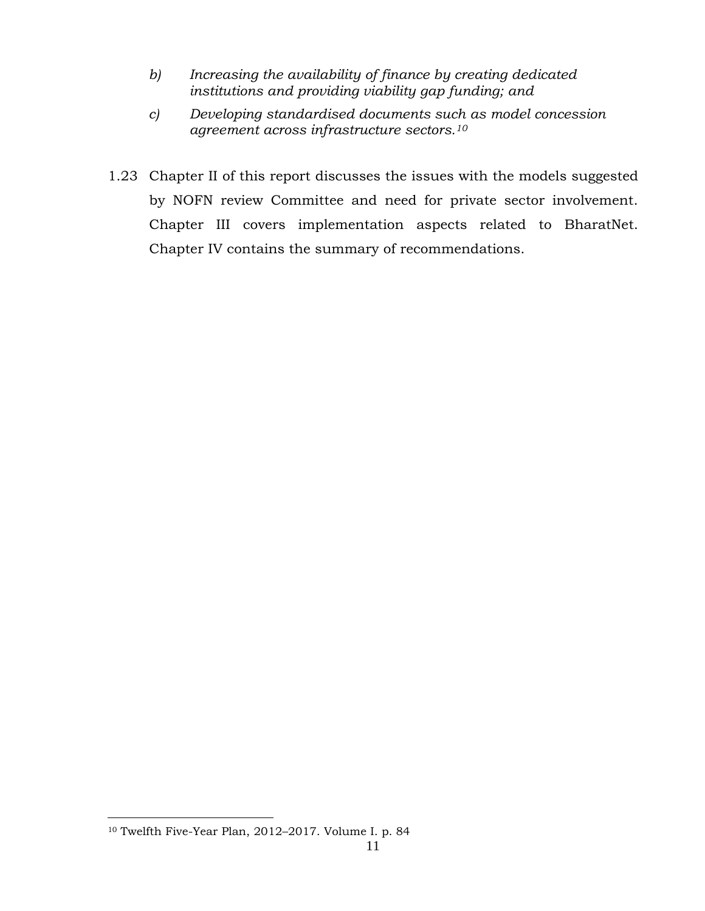*b) Increasing the availability of finance by creating dedicated institutions and providing viability gap funding; and*

*c) Developing standardised documents such as model concession agreement across infrastructure sectors.*[10]

1.23 Chapter II of this report discusses the issues with the models suggested by NOFN review Committee and need for private sector involvement. Chapter III covers implementation aspects related to BharatNet. Chapter IV contains the summary of recommendations.

---

[10] Twelfth Five-Year Plan, 2012–2017. Volume I. p. 84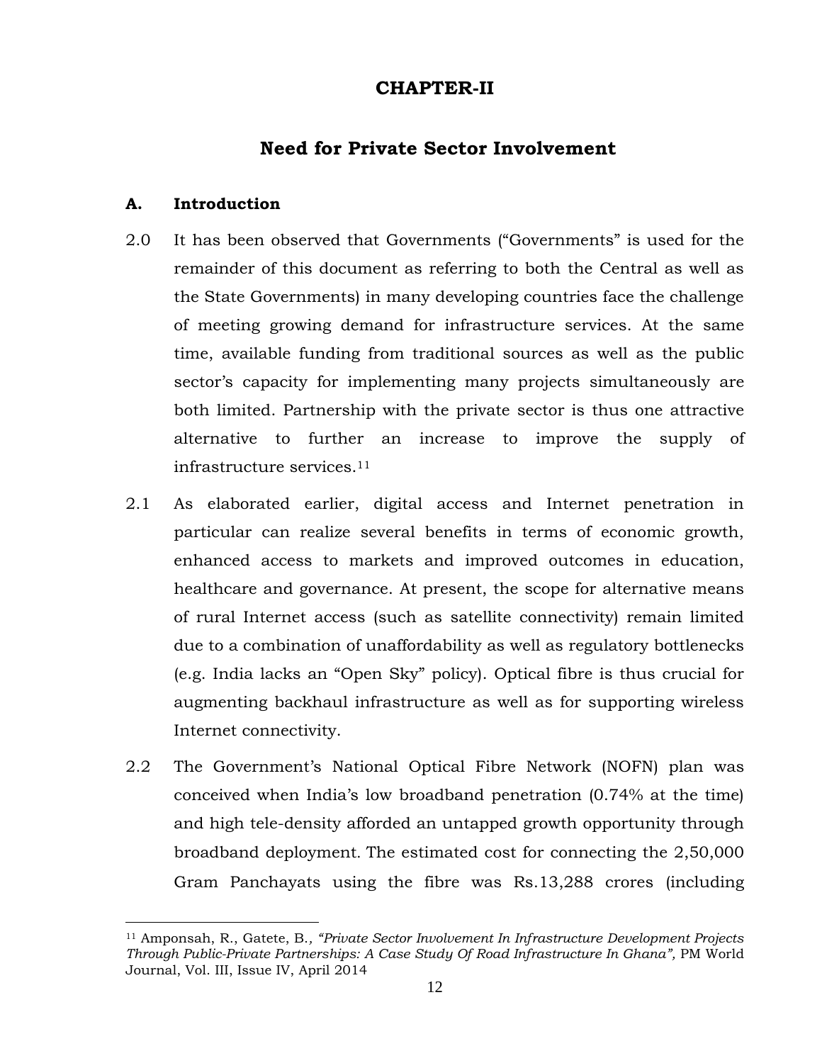# CHAPTER-II

## Need for Private Sector Involvement

### A. Introduction

2.0 It has been observed that Governments ("Governments" is used for the remainder of this document as referring to both the Central as well as the State Governments) in many developing countries face the challenge of meeting growing demand for infrastructure services. At the same time, available funding from traditional sources as well as the public sector's capacity for implementing many projects simultaneously are both limited. Partnership with the private sector is thus one attractive alternative to further an increase to improve the supply of infrastructure services.[11]

2.1 As elaborated earlier, digital access and Internet penetration in particular can realize several benefits in terms of economic growth, enhanced access to markets and improved outcomes in education, healthcare and governance. At present, the scope for alternative means of rural Internet access (such as satellite connectivity) remain limited due to a combination of unaffordability as well as regulatory bottlenecks (e.g. India lacks an "Open Sky" policy). Optical fibre is thus crucial for augmenting backhaul infrastructure as well as for supporting wireless Internet connectivity.

2.2 The Government's National Optical Fibre Network (NOFN) plan was conceived when India's low broadband penetration (0.74% at the time) and high tele-density afforded an untapped growth opportunity through broadband deployment. The estimated cost for connecting the 2,50,000 Gram Panchayats using the fibre was Rs.13,288 crores (including

---

[11] Amponsah, R., Gatete, B., *"Private Sector Involvement In Infrastructure Development Projects Through Public-Private Partnerships: A Case Study Of Road Infrastructure In Ghana",* PM World Journal, Vol. III, Issue IV, April 2014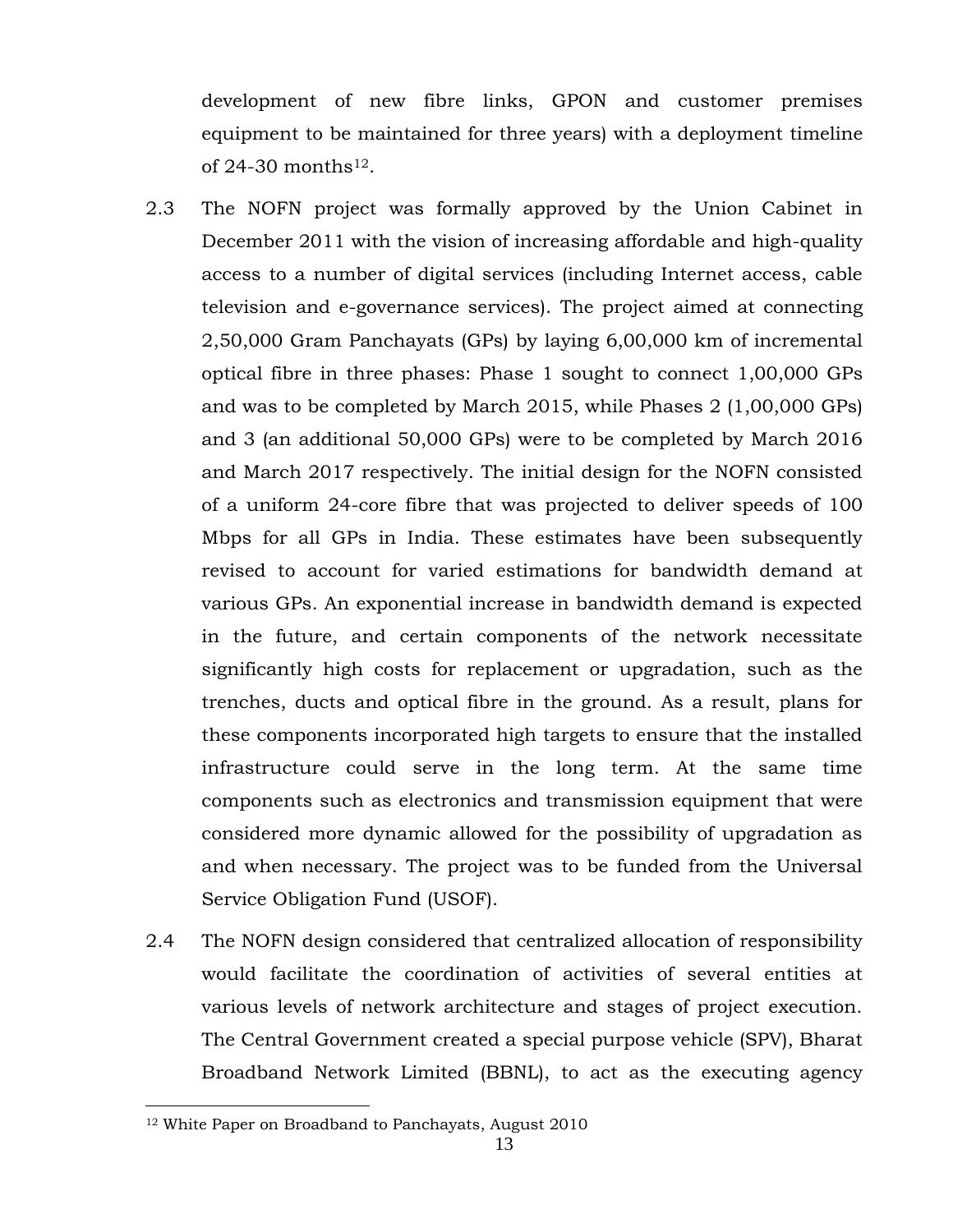development of new fibre links, GPON and customer premises equipment to be maintained for three years) with a deployment timeline of 24-30 months[12].

2.3 The NOFN project was formally approved by the Union Cabinet in December 2011 with the vision of increasing affordable and high-quality access to a number of digital services (including Internet access, cable television and e-governance services). The project aimed at connecting 2,50,000 Gram Panchayats (GPs) by laying 6,00,000 km of incremental optical fibre in three phases: Phase 1 sought to connect 1,00,000 GPs and was to be completed by March 2015, while Phases 2 (1,00,000 GPs) and 3 (an additional 50,000 GPs) were to be completed by March 2016 and March 2017 respectively. The initial design for the NOFN consisted of a uniform 24-core fibre that was projected to deliver speeds of 100 Mbps for all GPs in India. These estimates have been subsequently revised to account for varied estimations for bandwidth demand at various GPs. An exponential increase in bandwidth demand is expected in the future, and certain components of the network necessitate significantly high costs for replacement or upgradation, such as the trenches, ducts and optical fibre in the ground. As a result, plans for these components incorporated high targets to ensure that the installed infrastructure could serve in the long term. At the same time components such as electronics and transmission equipment that were considered more dynamic allowed for the possibility of upgradation as and when necessary. The project was to be funded from the Universal Service Obligation Fund (USOF).

2.4 The NOFN design considered that centralized allocation of responsibility would facilitate the coordination of activities of several entities at various levels of network architecture and stages of project execution. The Central Government created a special purpose vehicle (SPV), Bharat Broadband Network Limited (BBNL), to act as the executing agency

[12] White Paper on Broadband to Panchayats, August 2010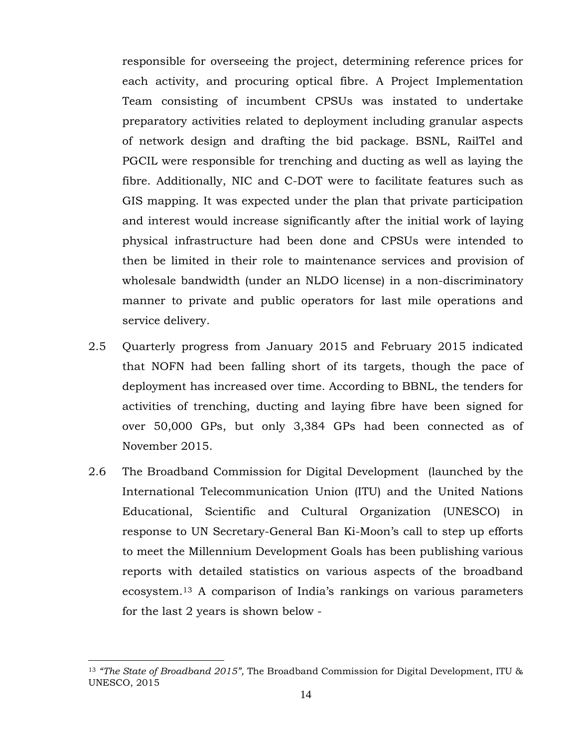responsible for overseeing the project, determining reference prices for each activity, and procuring optical fibre. A Project Implementation Team consisting of incumbent CPSUs was instated to undertake preparatory activities related to deployment including granular aspects of network design and drafting the bid package. BSNL, RailTel and PGCIL were responsible for trenching and ducting as well as laying the fibre. Additionally, NIC and C-DOT were to facilitate features such as GIS mapping. It was expected under the plan that private participation and interest would increase significantly after the initial work of laying physical infrastructure had been done and CPSUs were intended to then be limited in their role to maintenance services and provision of wholesale bandwidth (under an NLDO license) in a non-discriminatory manner to private and public operators for last mile operations and service delivery.

2.5 Quarterly progress from January 2015 and February 2015 indicated that NOFN had been falling short of its targets, though the pace of deployment has increased over time. According to BBNL, the tenders for activities of trenching, ducting and laying fibre have been signed for over 50,000 GPs, but only 3,384 GPs had been connected as of November 2015.

2.6 The Broadband Commission for Digital Development (launched by the International Telecommunication Union (ITU) and the United Nations Educational, Scientific and Cultural Organization (UNESCO) in response to UN Secretary-General Ban Ki-Moon's call to step up efforts to meet the Millennium Development Goals has been publishing various reports with detailed statistics on various aspects of the broadband ecosystem.[13] A comparison of India's rankings on various parameters for the last 2 years is shown below -

---

[13] *"The State of Broadband 2015",* The Broadband Commission for Digital Development, ITU & UNESCO, 2015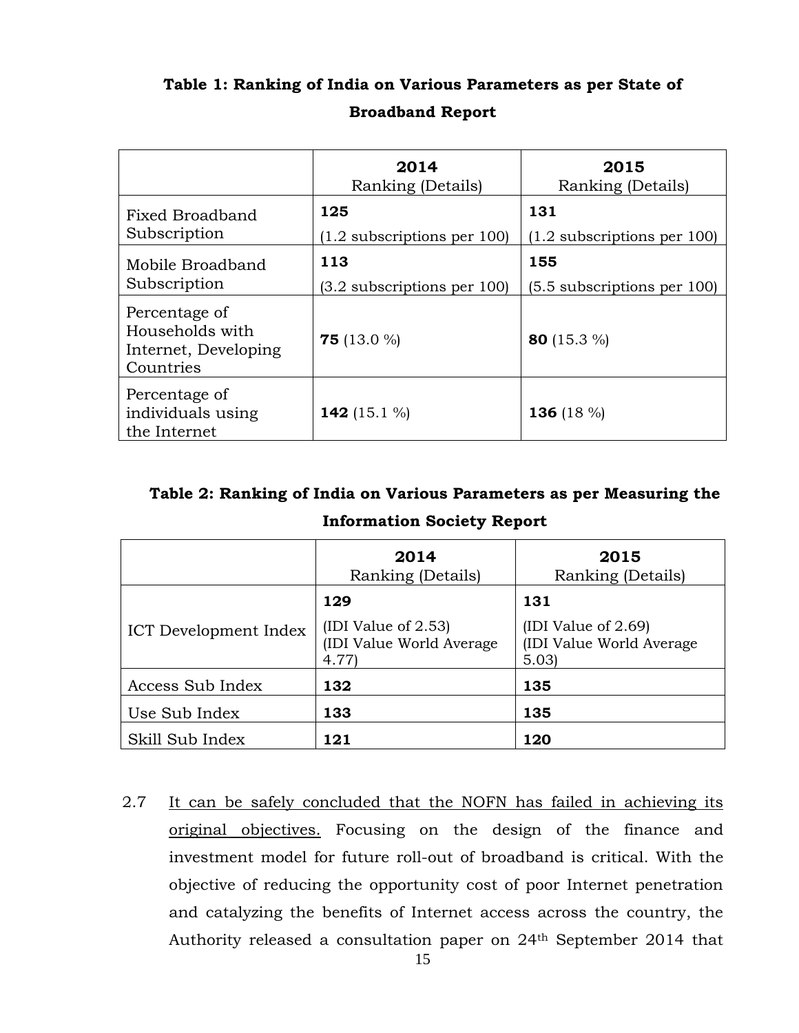**Table 1: Ranking of India on Various Parameters as per State of Broadband Report**

| | 2014 Ranking (Details) | 2015 Ranking (Details) |
|---|---|---|
| Fixed Broadband Subscription | **125** (1.2 subscriptions per 100) | **131** (1.2 subscriptions per 100) |
| Mobile Broadband Subscription | **113** (3.2 subscriptions per 100) | **155** (5.5 subscriptions per 100) |
| Percentage of Households with Internet, Developing Countries | **75** (13.0 %) | **80** (15.3 %) |
| Percentage of individuals using the Internet | **142** (15.1 %) | **136** (18 %) |

**Table 2: Ranking of India on Various Parameters as per Measuring the Information Society Report**

| | 2014 Ranking (Details) | 2015 Ranking (Details) |
|---|---|---|
| ICT Development Index | **129** (IDI Value of 2.53) (IDI Value World Average 4.77) | **131** (IDI Value of 2.69) (IDI Value World Average 5.03) |
| Access Sub Index | **132** | **135** |
| Use Sub Index | **133** | **135** |
| Skill Sub Index | **121** | **120** |

2.7 <u>It can be safely concluded that the NOFN has failed in achieving its original objectives.</u> Focusing on the design of the finance and investment model for future roll-out of broadband is critical. With the objective of reducing the opportunity cost of poor Internet penetration and catalyzing the benefits of Internet access across the country, the Authority released a consultation paper on 24th September 2014 that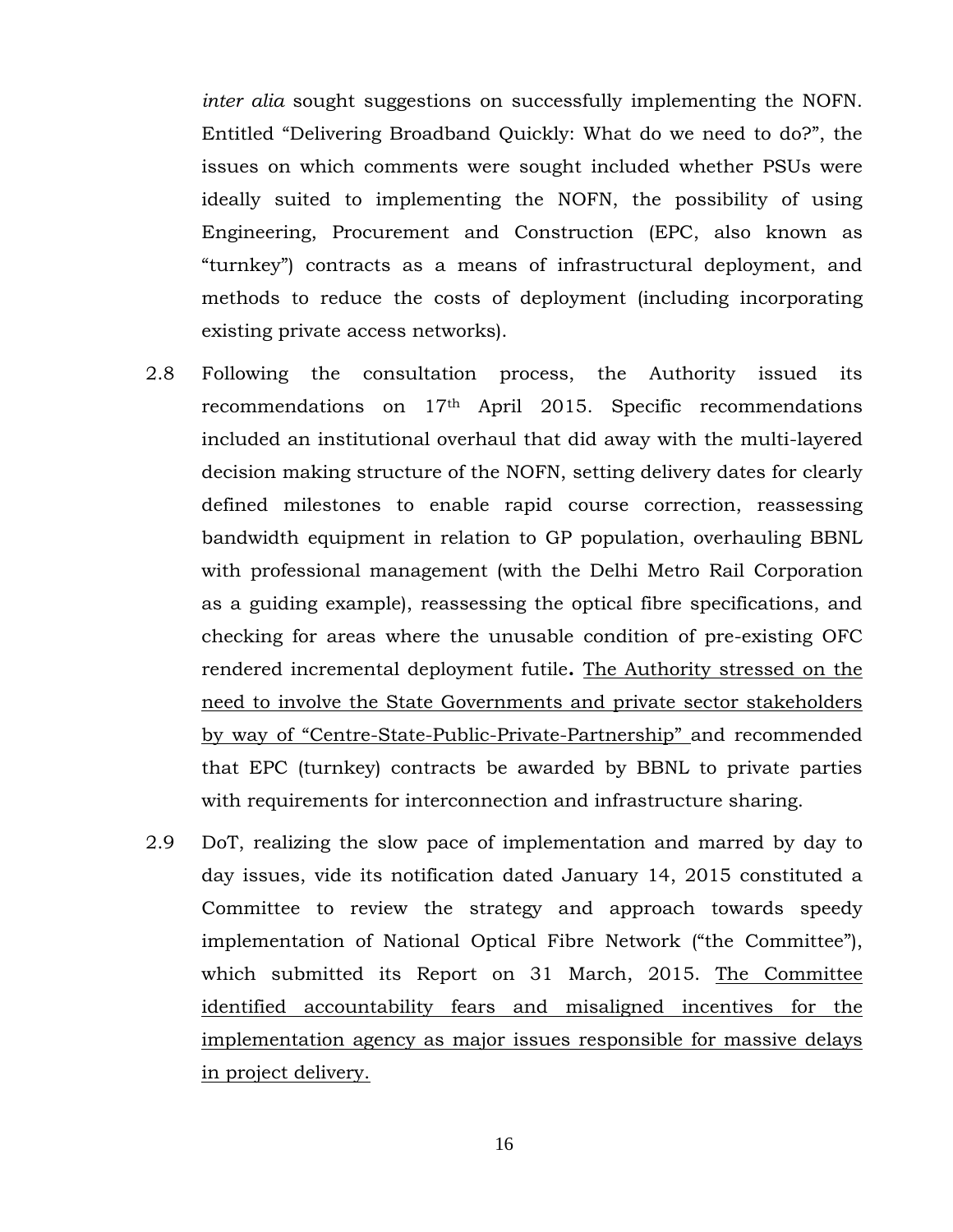*inter alia* sought suggestions on successfully implementing the NOFN. Entitled "Delivering Broadband Quickly: What do we need to do?", the issues on which comments were sought included whether PSUs were ideally suited to implementing the NOFN, the possibility of using Engineering, Procurement and Construction (EPC, also known as "turnkey") contracts as a means of infrastructural deployment, and methods to reduce the costs of deployment (including incorporating existing private access networks).

2.8 Following the consultation process, the Authority issued its recommendations on 17th April 2015. Specific recommendations included an institutional overhaul that did away with the multi-layered decision making structure of the NOFN, setting delivery dates for clearly defined milestones to enable rapid course correction, reassessing bandwidth equipment in relation to GP population, overhauling BBNL with professional management (with the Delhi Metro Rail Corporation as a guiding example), reassessing the optical fibre specifications, and checking for areas where the unusable condition of pre-existing OFC rendered incremental deployment futile. <u>The Authority stressed on the need to involve the State Governments and private sector stakeholders by way of "Centre-State-Public-Private-Partnership"</u> and recommended that EPC (turnkey) contracts be awarded by BBNL to private parties with requirements for interconnection and infrastructure sharing.

2.9 DoT, realizing the slow pace of implementation and marred by day to day issues, vide its notification dated January 14, 2015 constituted a Committee to review the strategy and approach towards speedy implementation of National Optical Fibre Network ("the Committee"), which submitted its Report on 31 March, 2015. <u>The Committee identified accountability fears and misaligned incentives for the implementation agency as major issues responsible for massive delays in project delivery.</u>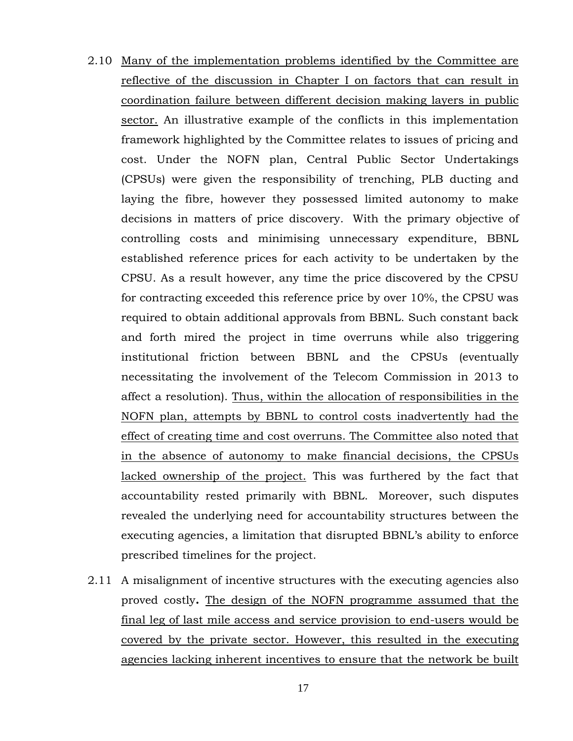2.10 <u>Many of the implementation problems identified by the Committee are reflective of the discussion in Chapter I on factors that can result in coordination failure between different decision making layers in public sector.</u> An illustrative example of the conflicts in this implementation framework highlighted by the Committee relates to issues of pricing and cost. Under the NOFN plan, Central Public Sector Undertakings (CPSUs) were given the responsibility of trenching, PLB ducting and laying the fibre, however they possessed limited autonomy to make decisions in matters of price discovery. With the primary objective of controlling costs and minimising unnecessary expenditure, BBNL established reference prices for each activity to be undertaken by the CPSU. As a result however, any time the price discovered by the CPSU for contracting exceeded this reference price by over 10%, the CPSU was required to obtain additional approvals from BBNL. Such constant back and forth mired the project in time overruns while also triggering institutional friction between BBNL and the CPSUs (eventually necessitating the involvement of the Telecom Commission in 2013 to affect a resolution). <u>Thus, within the allocation of responsibilities in the NOFN plan, attempts by BBNL to control costs inadvertently had the effect of creating time and cost overruns. The Committee also noted that in the absence of autonomy to make financial decisions, the CPSUs lacked ownership of the project.</u> This was furthered by the fact that accountability rested primarily with BBNL. Moreover, such disputes revealed the underlying need for accountability structures between the executing agencies, a limitation that disrupted BBNL's ability to enforce prescribed timelines for the project.

2.11 A misalignment of incentive structures with the executing agencies also proved costly**.** <u>The design of the NOFN programme assumed that the final leg of last mile access and service provision to end-users would be covered by the private sector. However, this resulted in the executing agencies lacking inherent incentives to ensure that the network be built</u>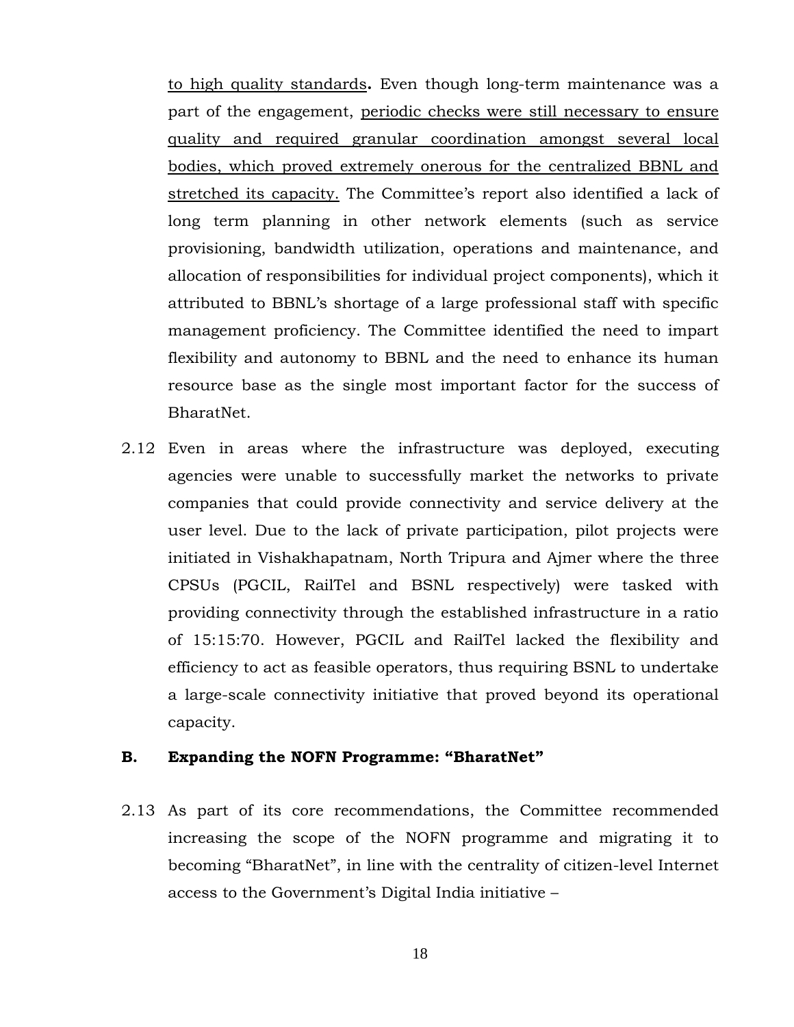to high quality standards**.** Even though long-term maintenance was a part of the engagement, <u>periodic checks were still necessary to ensure quality and required granular coordination amongst several local bodies, which proved extremely onerous for the centralized BBNL and stretched its capacity.</u> The Committee's report also identified a lack of long term planning in other network elements (such as service provisioning, bandwidth utilization, operations and maintenance, and allocation of responsibilities for individual project components), which it attributed to BBNL's shortage of a large professional staff with specific management proficiency. The Committee identified the need to impart flexibility and autonomy to BBNL and the need to enhance its human resource base as the single most important factor for the success of BharatNet.

2.12 Even in areas where the infrastructure was deployed, executing agencies were unable to successfully market the networks to private companies that could provide connectivity and service delivery at the user level. Due to the lack of private participation, pilot projects were initiated in Vishakhapatnam, North Tripura and Ajmer where the three CPSUs (PGCIL, RailTel and BSNL respectively) were tasked with providing connectivity through the established infrastructure in a ratio of 15:15:70. However, PGCIL and RailTel lacked the flexibility and efficiency to act as feasible operators, thus requiring BSNL to undertake a large-scale connectivity initiative that proved beyond its operational capacity.

## B. Expanding the NOFN Programme: "BharatNet"

2.13 As part of its core recommendations, the Committee recommended increasing the scope of the NOFN programme and migrating it to becoming "BharatNet", in line with the centrality of citizen-level Internet access to the Government's Digital India initiative –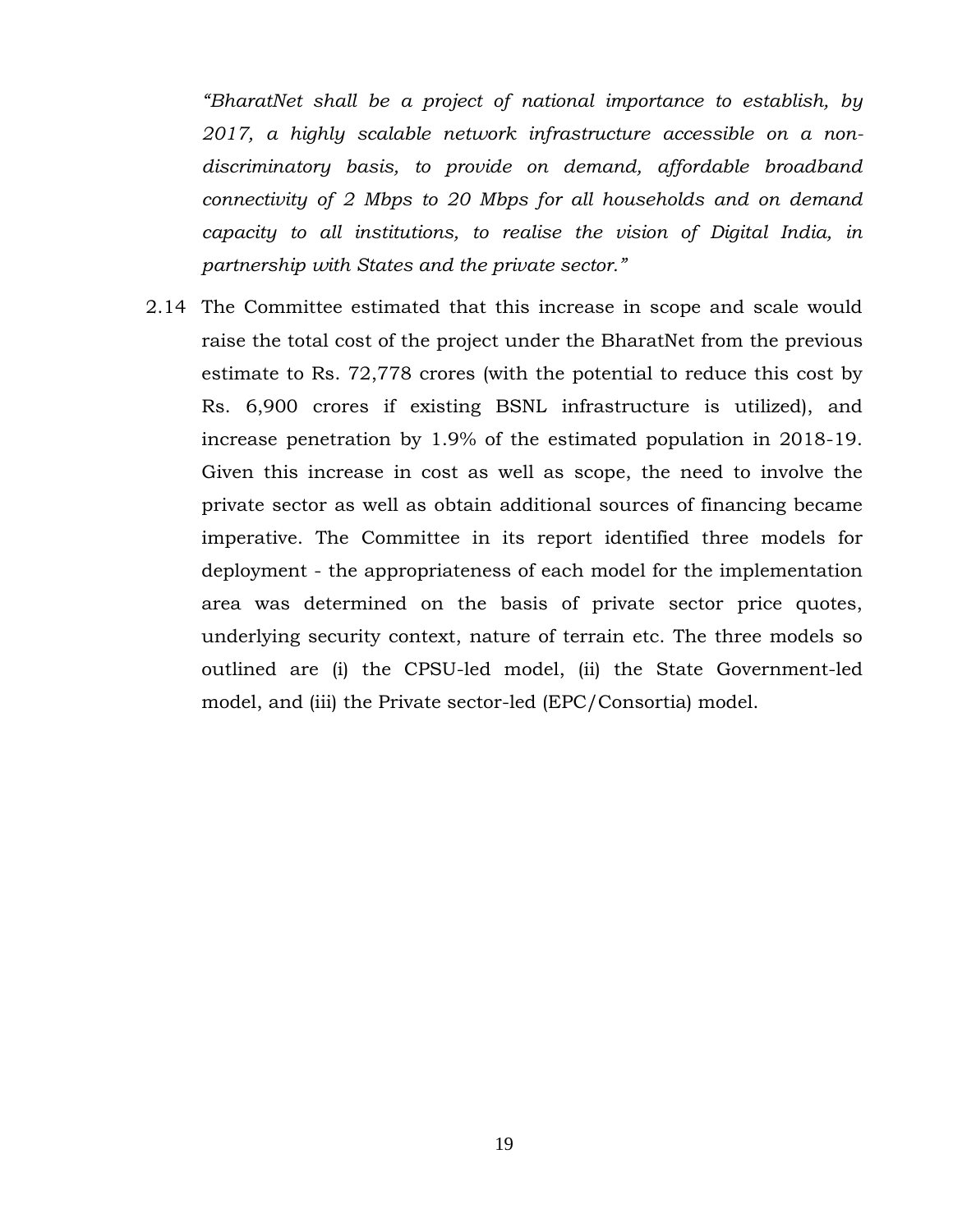*"BharatNet shall be a project of national importance to establish, by 2017, a highly scalable network infrastructure accessible on a non-discriminatory basis, to provide on demand, affordable broadband connectivity of 2 Mbps to 20 Mbps for all households and on demand capacity to all institutions, to realise the vision of Digital India, in partnership with States and the private sector."*

2.14 The Committee estimated that this increase in scope and scale would raise the total cost of the project under the BharatNet from the previous estimate to Rs. 72,778 crores (with the potential to reduce this cost by Rs. 6,900 crores if existing BSNL infrastructure is utilized), and increase penetration by 1.9% of the estimated population in 2018-19. Given this increase in cost as well as scope, the need to involve the private sector as well as obtain additional sources of financing became imperative. The Committee in its report identified three models for deployment - the appropriateness of each model for the implementation area was determined on the basis of private sector price quotes, underlying security context, nature of terrain etc. The three models so outlined are (i) the CPSU-led model, (ii) the State Government-led model, and (iii) the Private sector-led (EPC/Consortia) model.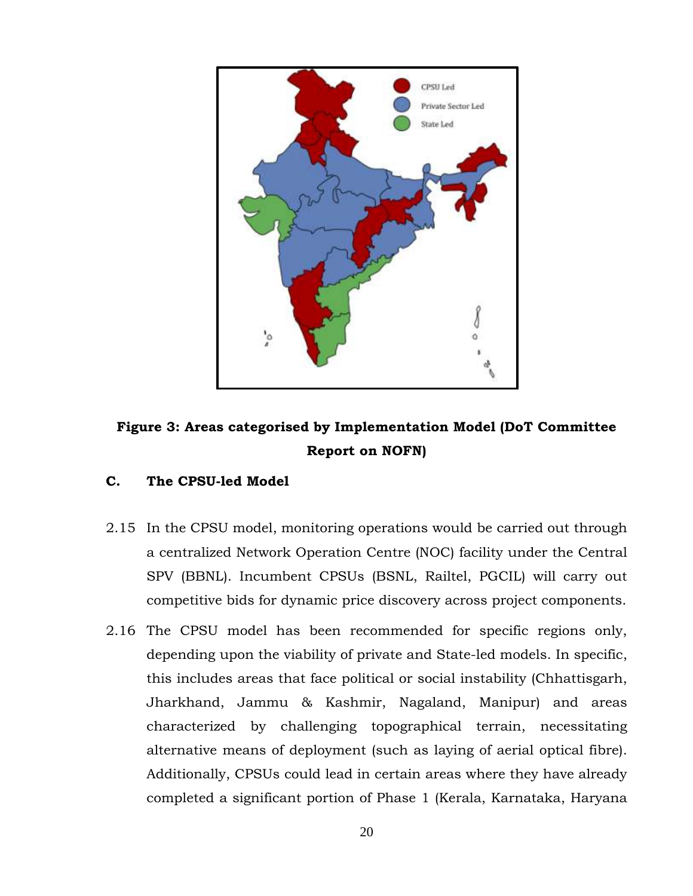**Figure 3: Areas categorised by Implementation Model (DoT Committee Report on NOFN)**

### C. The CPSU-led Model

2.15 In the CPSU model, monitoring operations would be carried out through a centralized Network Operation Centre (NOC) facility under the Central SPV (BBNL). Incumbent CPSUs (BSNL, Railtel, PGCIL) will carry out competitive bids for dynamic price discovery across project components.

2.16 The CPSU model has been recommended for specific regions only, depending upon the viability of private and State-led models. In specific, this includes areas that face political or social instability (Chhattisgarh, Jharkhand, Jammu & Kashmir, Nagaland, Manipur) and areas characterized by challenging topographical terrain, necessitating alternative means of deployment (such as laying of aerial optical fibre). Additionally, CPSUs could lead in certain areas where they have already completed a significant portion of Phase 1 (Kerala, Karnataka, Haryana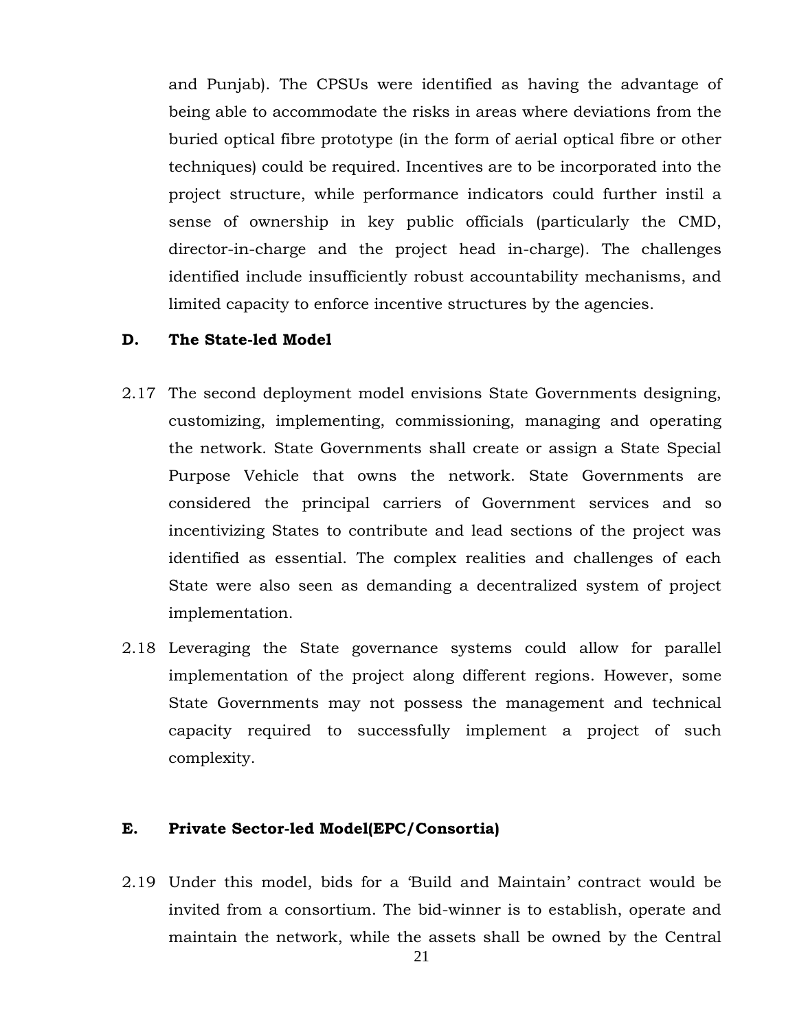and Punjab). The CPSUs were identified as having the advantage of being able to accommodate the risks in areas where deviations from the buried optical fibre prototype (in the form of aerial optical fibre or other techniques) could be required. Incentives are to be incorporated into the project structure, while performance indicators could further instil a sense of ownership in key public officials (particularly the CMD, director-in-charge and the project head in-charge). The challenges identified include insufficiently robust accountability mechanisms, and limited capacity to enforce incentive structures by the agencies.

### D. The State-led Model

2.17 The second deployment model envisions State Governments designing, customizing, implementing, commissioning, managing and operating the network. State Governments shall create or assign a State Special Purpose Vehicle that owns the network. State Governments are considered the principal carriers of Government services and so incentivizing States to contribute and lead sections of the project was identified as essential. The complex realities and challenges of each State were also seen as demanding a decentralized system of project implementation.

2.18 Leveraging the State governance systems could allow for parallel implementation of the project along different regions. However, some State Governments may not possess the management and technical capacity required to successfully implement a project of such complexity.

### E. Private Sector-led Model(EPC/Consortia)

2.19 Under this model, bids for a 'Build and Maintain' contract would be invited from a consortium. The bid-winner is to establish, operate and maintain the network, while the assets shall be owned by the Central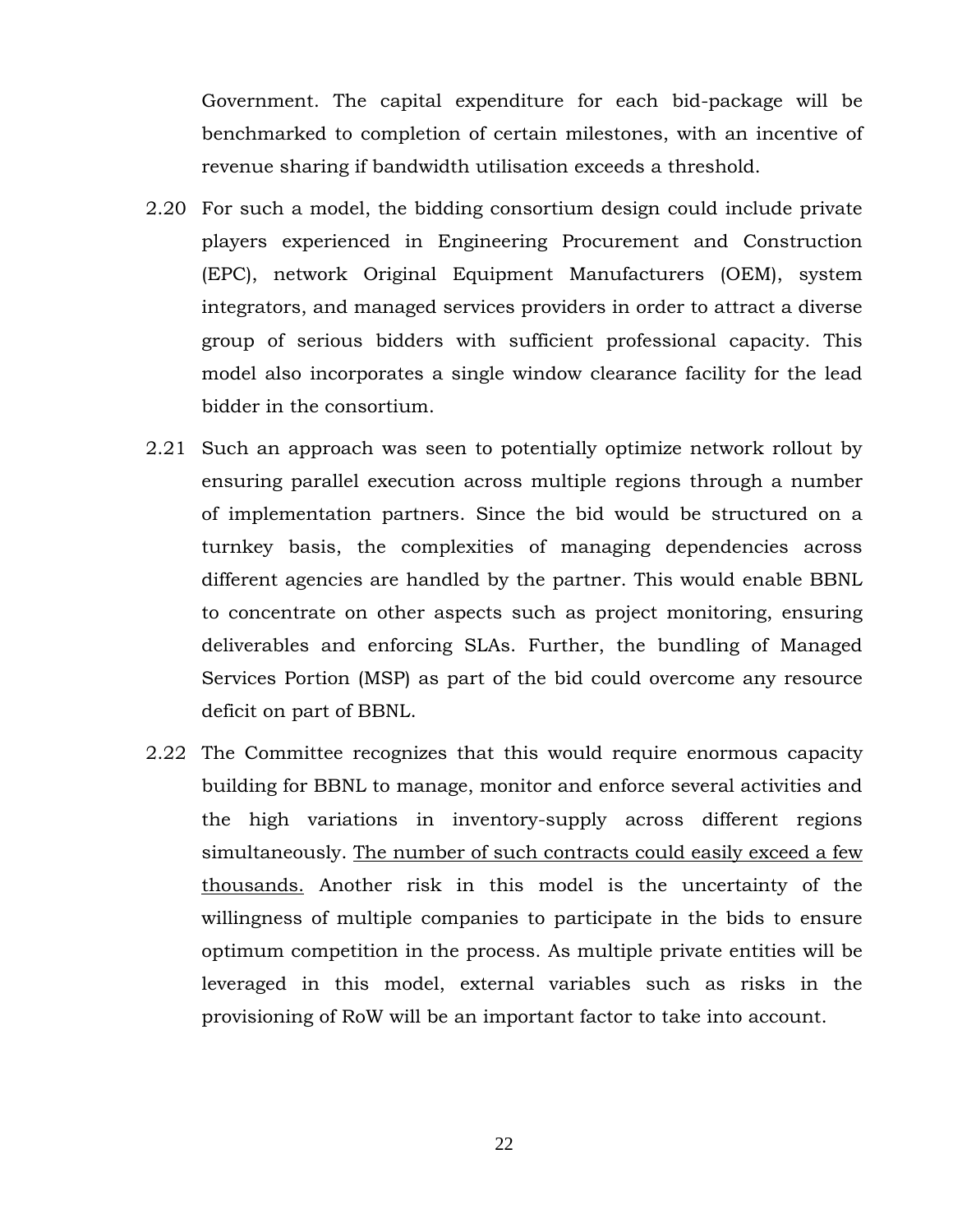Government. The capital expenditure for each bid-package will be benchmarked to completion of certain milestones, with an incentive of revenue sharing if bandwidth utilisation exceeds a threshold.

2.20 For such a model, the bidding consortium design could include private players experienced in Engineering Procurement and Construction (EPC), network Original Equipment Manufacturers (OEM), system integrators, and managed services providers in order to attract a diverse group of serious bidders with sufficient professional capacity. This model also incorporates a single window clearance facility for the lead bidder in the consortium.

2.21 Such an approach was seen to potentially optimize network rollout by ensuring parallel execution across multiple regions through a number of implementation partners. Since the bid would be structured on a turnkey basis, the complexities of managing dependencies across different agencies are handled by the partner. This would enable BBNL to concentrate on other aspects such as project monitoring, ensuring deliverables and enforcing SLAs. Further, the bundling of Managed Services Portion (MSP) as part of the bid could overcome any resource deficit on part of BBNL.

2.22 The Committee recognizes that this would require enormous capacity building for BBNL to manage, monitor and enforce several activities and the high variations in inventory-supply across different regions simultaneously. <u>The number of such contracts could easily exceed a few thousands.</u> Another risk in this model is the uncertainty of the willingness of multiple companies to participate in the bids to ensure optimum competition in the process. As multiple private entities will be leveraged in this model, external variables such as risks in the provisioning of RoW will be an important factor to take into account.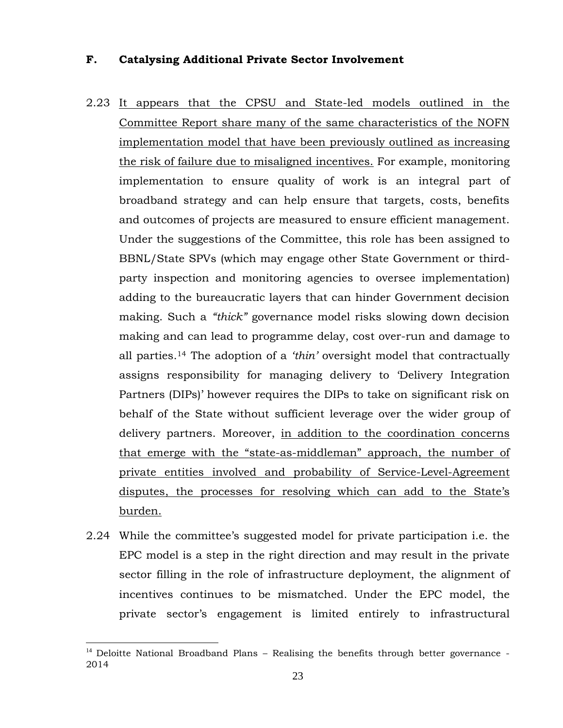### F. Catalysing Additional Private Sector Involvement

2.23 It appears that the CPSU and State-led models outlined in the Committee Report share many of the same characteristics of the NOFN implementation model that have been previously outlined as increasing the risk of failure due to misaligned incentives. For example, monitoring implementation to ensure quality of work is an integral part of broadband strategy and can help ensure that targets, costs, benefits and outcomes of projects are measured to ensure efficient management. Under the suggestions of the Committee, this role has been assigned to BBNL/State SPVs (which may engage other State Government or third-party inspection and monitoring agencies to oversee implementation) adding to the bureaucratic layers that can hinder Government decision making. Such a *"thick"* governance model risks slowing down decision making and can lead to programme delay, cost over-run and damage to all parties.[14] The adoption of a *'thin'* oversight model that contractually assigns responsibility for managing delivery to 'Delivery Integration Partners (DIPs)' however requires the DIPs to take on significant risk on behalf of the State without sufficient leverage over the wider group of delivery partners. Moreover, in addition to the coordination concerns that emerge with the "state-as-middleman" approach, the number of private entities involved and probability of Service-Level-Agreement disputes, the processes for resolving which can add to the State's burden.

2.24 While the committee's suggested model for private participation i.e. the EPC model is a step in the right direction and may result in the private sector filling in the role of infrastructure deployment, the alignment of incentives continues to be mismatched. Under the EPC model, the private sector's engagement is limited entirely to infrastructural

---

[14] Deloitte National Broadband Plans – Realising the benefits through better governance - 2014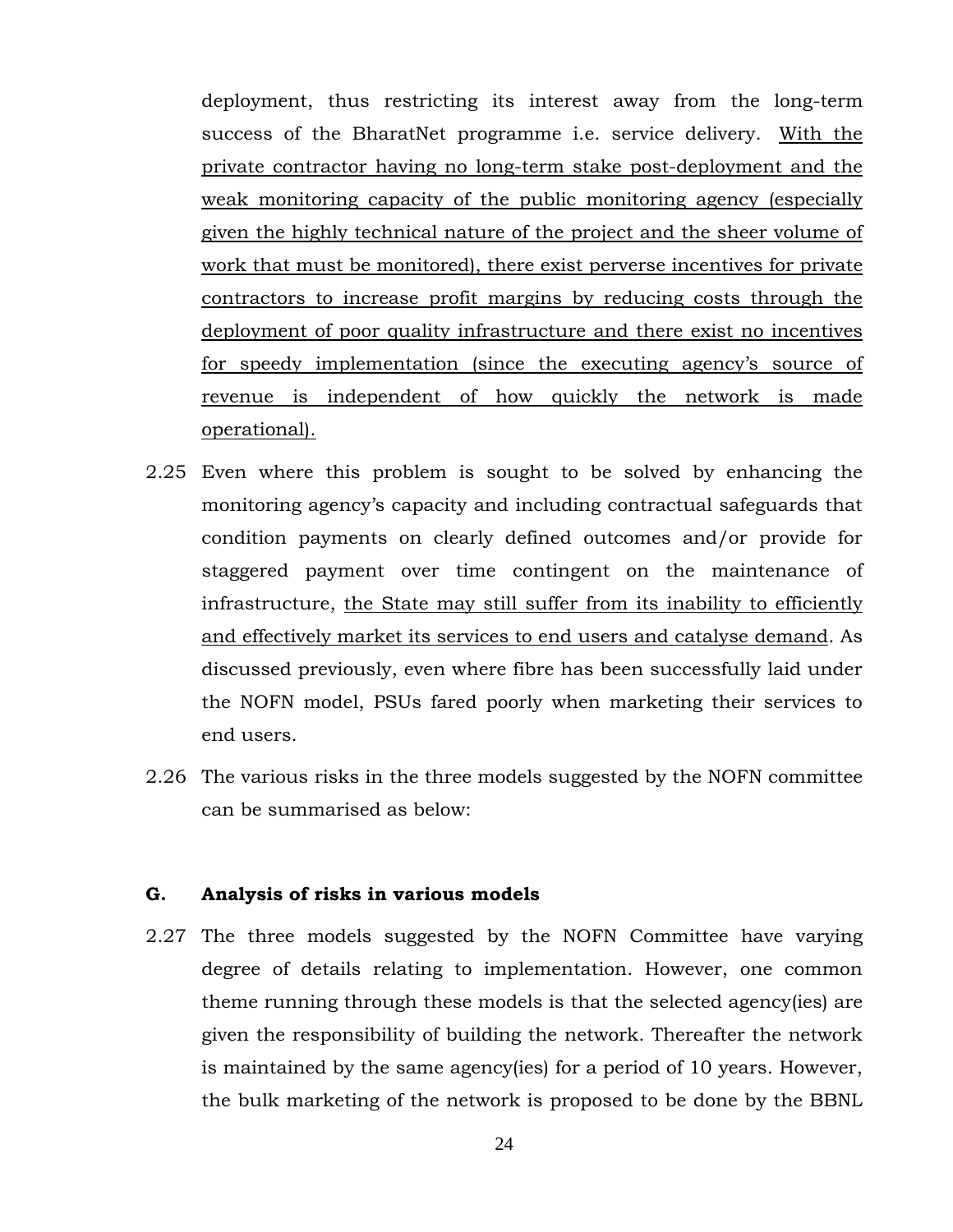deployment, thus restricting its interest away from the long-term success of the BharatNet programme i.e. service delivery. <u>With the private contractor having no long-term stake post-deployment and the weak monitoring capacity of the public monitoring agency (especially given the highly technical nature of the project and the sheer volume of work that must be monitored), there exist perverse incentives for private contractors to increase profit margins by reducing costs through the deployment of poor quality infrastructure and there exist no incentives for speedy implementation (since the executing agency's source of revenue is independent of how quickly the network is made operational).</u>

2.25 Even where this problem is sought to be solved by enhancing the monitoring agency's capacity and including contractual safeguards that condition payments on clearly defined outcomes and/or provide for staggered payment over time contingent on the maintenance of infrastructure, <u>the State may still suffer from its inability to efficiently and effectively market its services to end users and catalyse demand</u>. As discussed previously, even where fibre has been successfully laid under the NOFN model, PSUs fared poorly when marketing their services to end users.

2.26 The various risks in the three models suggested by the NOFN committee can be summarised as below:

### G. Analysis of risks in various models

2.27 The three models suggested by the NOFN Committee have varying degree of details relating to implementation. However, one common theme running through these models is that the selected agency(ies) are given the responsibility of building the network. Thereafter the network is maintained by the same agency(ies) for a period of 10 years. However, the bulk marketing of the network is proposed to be done by the BBNL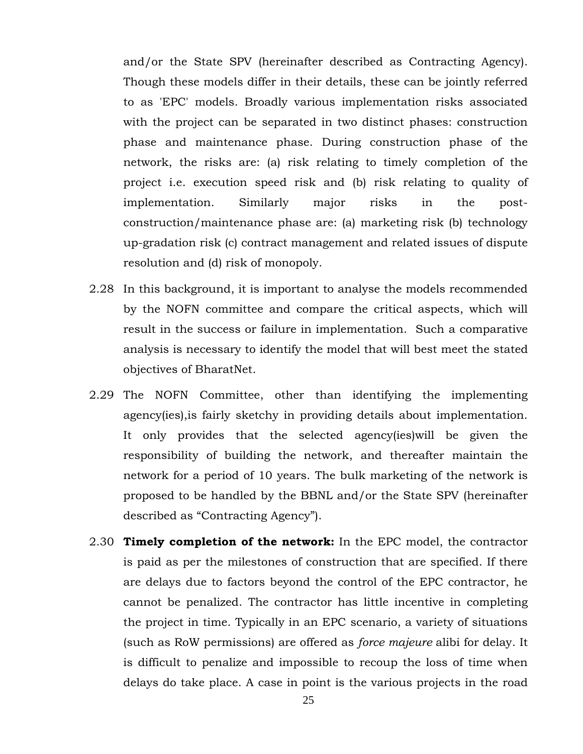and/or the State SPV (hereinafter described as Contracting Agency). Though these models differ in their details, these can be jointly referred to as 'EPC' models. Broadly various implementation risks associated with the project can be separated in two distinct phases: construction phase and maintenance phase. During construction phase of the network, the risks are: (a) risk relating to timely completion of the project i.e. execution speed risk and (b) risk relating to quality of implementation. Similarly major risks in the post-construction/maintenance phase are: (a) marketing risk (b) technology up-gradation risk (c) contract management and related issues of dispute resolution and (d) risk of monopoly.

2.28 In this background, it is important to analyse the models recommended by the NOFN committee and compare the critical aspects, which will result in the success or failure in implementation. Such a comparative analysis is necessary to identify the model that will best meet the stated objectives of BharatNet.

2.29 The NOFN Committee, other than identifying the implementing agency(ies),is fairly sketchy in providing details about implementation. It only provides that the selected agency(ies)will be given the responsibility of building the network, and thereafter maintain the network for a period of 10 years. The bulk marketing of the network is proposed to be handled by the BBNL and/or the State SPV (hereinafter described as “Contracting Agency”).

2.30 **Timely completion of the network:** In the EPC model, the contractor is paid as per the milestones of construction that are specified. If there are delays due to factors beyond the control of the EPC contractor, he cannot be penalized. The contractor has little incentive in completing the project in time. Typically in an EPC scenario, a variety of situations (such as RoW permissions) are offered as *force majeure* alibi for delay. It is difficult to penalize and impossible to recoup the loss of time when delays do take place. A case in point is the various projects in the road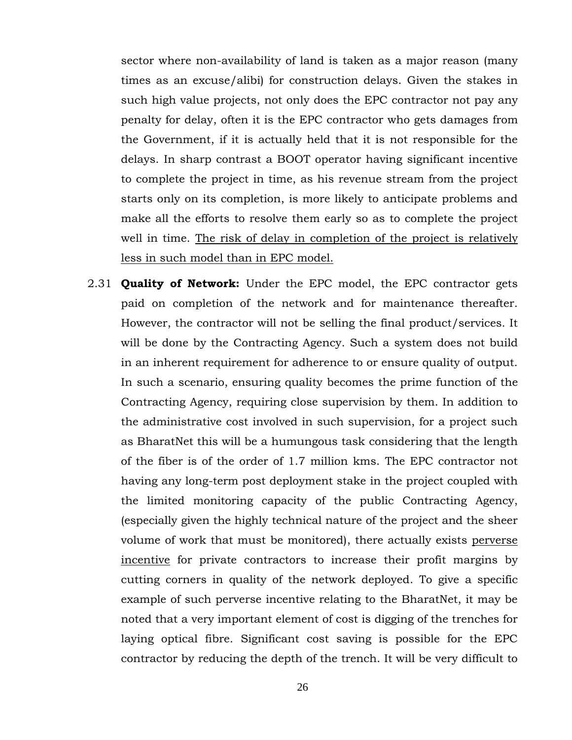sector where non-availability of land is taken as a major reason (many times as an excuse/alibi) for construction delays. Given the stakes in such high value projects, not only does the EPC contractor not pay any penalty for delay, often it is the EPC contractor who gets damages from the Government, if it is actually held that it is not responsible for the delays. In sharp contrast a BOOT operator having significant incentive to complete the project in time, as his revenue stream from the project starts only on its completion, is more likely to anticipate problems and make all the efforts to resolve them early so as to complete the project well in time. <u>The risk of delay in completion of the project is relatively less in such model than in EPC model.</u>

2.31 **Quality of Network:** Under the EPC model, the EPC contractor gets paid on completion of the network and for maintenance thereafter. However, the contractor will not be selling the final product/services. It will be done by the Contracting Agency. Such a system does not build in an inherent requirement for adherence to or ensure quality of output. In such a scenario, ensuring quality becomes the prime function of the Contracting Agency, requiring close supervision by them. In addition to the administrative cost involved in such supervision, for a project such as BharatNet this will be a humungous task considering that the length of the fiber is of the order of 1.7 million kms. The EPC contractor not having any long-term post deployment stake in the project coupled with the limited monitoring capacity of the public Contracting Agency, (especially given the highly technical nature of the project and the sheer volume of work that must be monitored), there actually exists <u>perverse incentive</u> for private contractors to increase their profit margins by cutting corners in quality of the network deployed. To give a specific example of such perverse incentive relating to the BharatNet, it may be noted that a very important element of cost is digging of the trenches for laying optical fibre. Significant cost saving is possible for the EPC contractor by reducing the depth of the trench. It will be very difficult to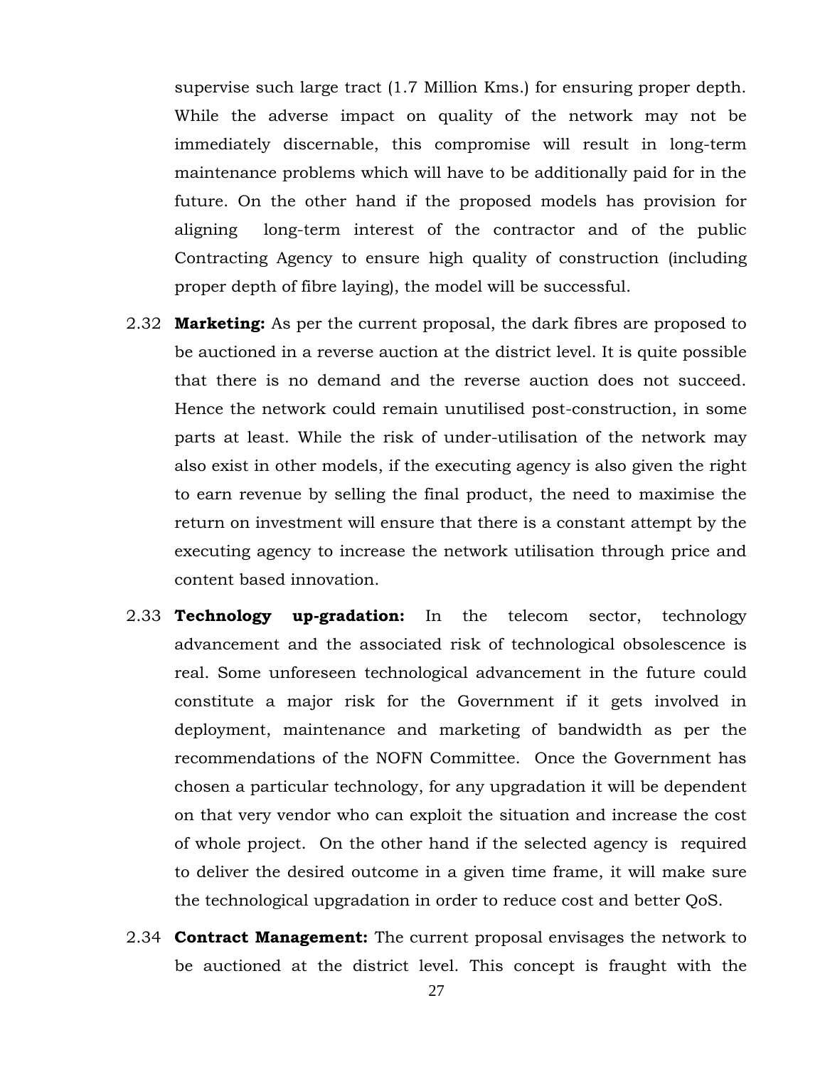supervise such large tract (1.7 Million Kms.) for ensuring proper depth. While the adverse impact on quality of the network may not be immediately discernable, this compromise will result in long-term maintenance problems which will have to be additionally paid for in the future. On the other hand if the proposed models has provision for aligning long-term interest of the contractor and of the public Contracting Agency to ensure high quality of construction (including proper depth of fibre laying), the model will be successful.

2.32 **Marketing:** As per the current proposal, the dark fibres are proposed to be auctioned in a reverse auction at the district level. It is quite possible that there is no demand and the reverse auction does not succeed. Hence the network could remain unutilised post-construction, in some parts at least. While the risk of under-utilisation of the network may also exist in other models, if the executing agency is also given the right to earn revenue by selling the final product, the need to maximise the return on investment will ensure that there is a constant attempt by the executing agency to increase the network utilisation through price and content based innovation.

2.33 **Technology up-gradation:** In the telecom sector, technology advancement and the associated risk of technological obsolescence is real. Some unforeseen technological advancement in the future could constitute a major risk for the Government if it gets involved in deployment, maintenance and marketing of bandwidth as per the recommendations of the NOFN Committee. Once the Government has chosen a particular technology, for any upgradation it will be dependent on that very vendor who can exploit the situation and increase the cost of whole project. On the other hand if the selected agency is required to deliver the desired outcome in a given time frame, it will make sure the technological upgradation in order to reduce cost and better QoS.

2.34 **Contract Management:** The current proposal envisages the network to be auctioned at the district level. This concept is fraught with the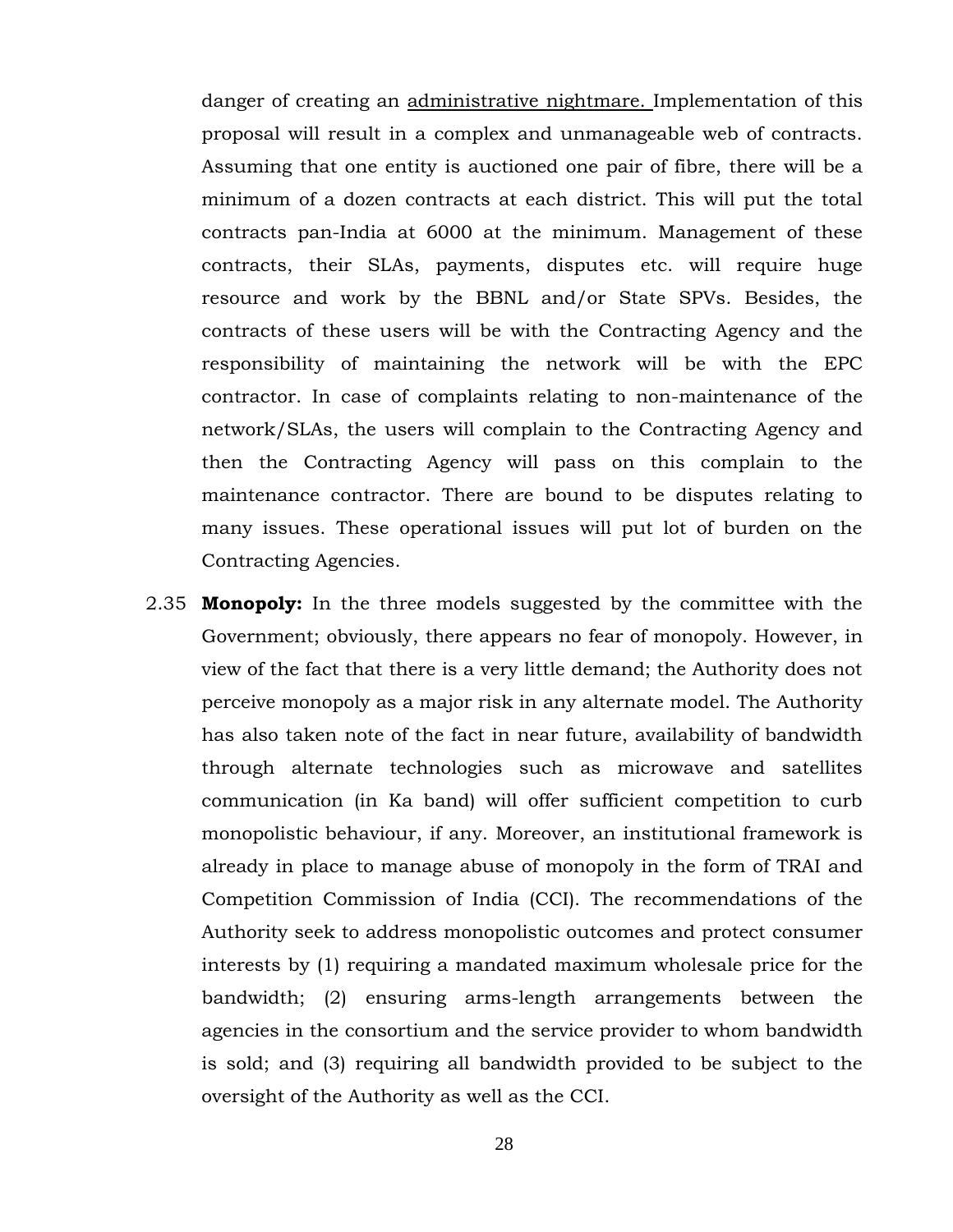danger of creating an <u>administrative nightmare.</u> Implementation of this proposal will result in a complex and unmanageable web of contracts. Assuming that one entity is auctioned one pair of fibre, there will be a minimum of a dozen contracts at each district. This will put the total contracts pan-India at 6000 at the minimum. Management of these contracts, their SLAs, payments, disputes etc. will require huge resource and work by the BBNL and/or State SPVs. Besides, the contracts of these users will be with the Contracting Agency and the responsibility of maintaining the network will be with the EPC contractor. In case of complaints relating to non-maintenance of the network/SLAs, the users will complain to the Contracting Agency and then the Contracting Agency will pass on this complain to the maintenance contractor. There are bound to be disputes relating to many issues. These operational issues will put lot of burden on the Contracting Agencies.

2.35 **Monopoly:** In the three models suggested by the committee with the Government; obviously, there appears no fear of monopoly. However, in view of the fact that there is a very little demand; the Authority does not perceive monopoly as a major risk in any alternate model. The Authority has also taken note of the fact in near future, availability of bandwidth through alternate technologies such as microwave and satellites communication (in Ka band) will offer sufficient competition to curb monopolistic behaviour, if any. Moreover, an institutional framework is already in place to manage abuse of monopoly in the form of TRAI and Competition Commission of India (CCI). The recommendations of the Authority seek to address monopolistic outcomes and protect consumer interests by (1) requiring a mandated maximum wholesale price for the bandwidth; (2) ensuring arms-length arrangements between the agencies in the consortium and the service provider to whom bandwidth is sold; and (3) requiring all bandwidth provided to be subject to the oversight of the Authority as well as the CCI.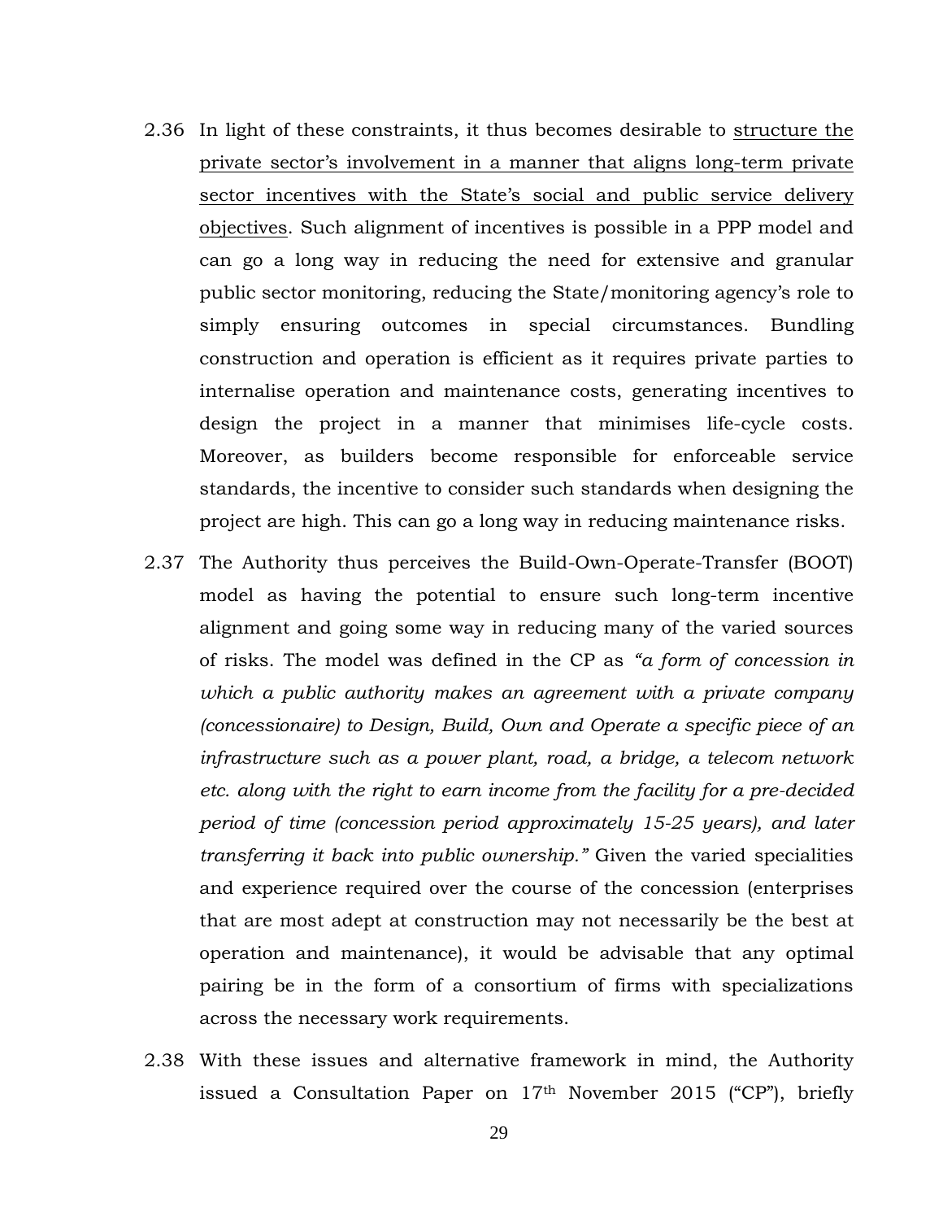2.36 In light of these constraints, it thus becomes desirable to <u>structure the private sector's involvement in a manner that aligns long-term private sector incentives with the State's social and public service delivery objectives</u>. Such alignment of incentives is possible in a PPP model and can go a long way in reducing the need for extensive and granular public sector monitoring, reducing the State/monitoring agency's role to simply ensuring outcomes in special circumstances. Bundling construction and operation is efficient as it requires private parties to internalise operation and maintenance costs, generating incentives to design the project in a manner that minimises life-cycle costs. Moreover, as builders become responsible for enforceable service standards, the incentive to consider such standards when designing the project are high. This can go a long way in reducing maintenance risks.

2.37 The Authority thus perceives the Build-Own-Operate-Transfer (BOOT) model as having the potential to ensure such long-term incentive alignment and going some way in reducing many of the varied sources of risks. The model was defined in the CP as *"a form of concession in which a public authority makes an agreement with a private company (concessionaire) to Design, Build, Own and Operate a specific piece of an infrastructure such as a power plant, road, a bridge, a telecom network etc. along with the right to earn income from the facility for a pre-decided period of time (concession period approximately 15-25 years), and later transferring it back into public ownership."* Given the varied specialities and experience required over the course of the concession (enterprises that are most adept at construction may not necessarily be the best at operation and maintenance), it would be advisable that any optimal pairing be in the form of a consortium of firms with specializations across the necessary work requirements.

2.38 With these issues and alternative framework in mind, the Authority issued a Consultation Paper on 17th November 2015 ("CP"), briefly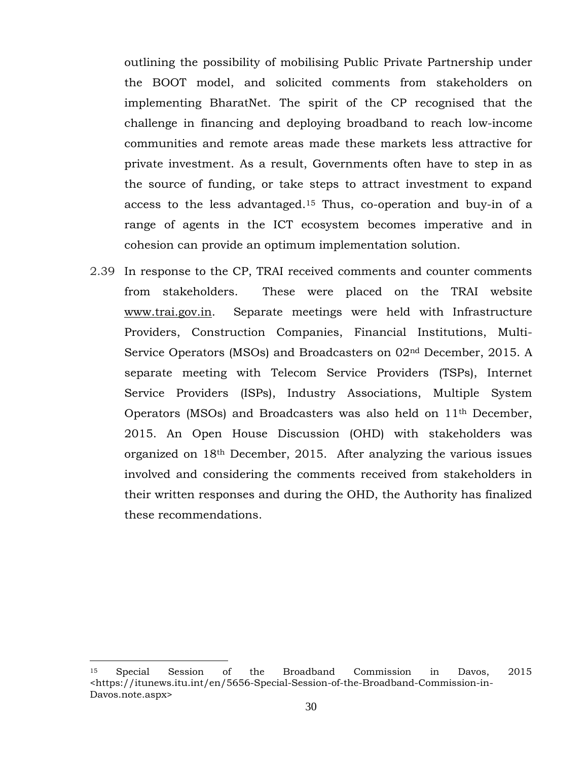outlining the possibility of mobilising Public Private Partnership under the BOOT model, and solicited comments from stakeholders on implementing BharatNet. The spirit of the CP recognised that the challenge in financing and deploying broadband to reach low-income communities and remote areas made these markets less attractive for private investment. As a result, Governments often have to step in as the source of funding, or take steps to attract investment to expand access to the less advantaged.[15] Thus, co-operation and buy-in of a range of agents in the ICT ecosystem becomes imperative and in cohesion can provide an optimum implementation solution.

2.39 In response to the CP, TRAI received comments and counter comments from stakeholders. These were placed on the TRAI website www.trai.gov.in. Separate meetings were held with Infrastructure Providers, Construction Companies, Financial Institutions, Multi-Service Operators (MSOs) and Broadcasters on 02nd December, 2015. A separate meeting with Telecom Service Providers (TSPs), Internet Service Providers (ISPs), Industry Associations, Multiple System Operators (MSOs) and Broadcasters was also held on 11th December, 2015. An Open House Discussion (OHD) with stakeholders was organized on 18th December, 2015. After analyzing the various issues involved and considering the comments received from stakeholders in their written responses and during the OHD, the Authority has finalized these recommendations.

---

[15] Special Session of the Broadband Commission in Davos, 2015 <https://itunews.itu.int/en/5656-Special-Session-of-the-Broadband-Commission-in-Davos.note.aspx>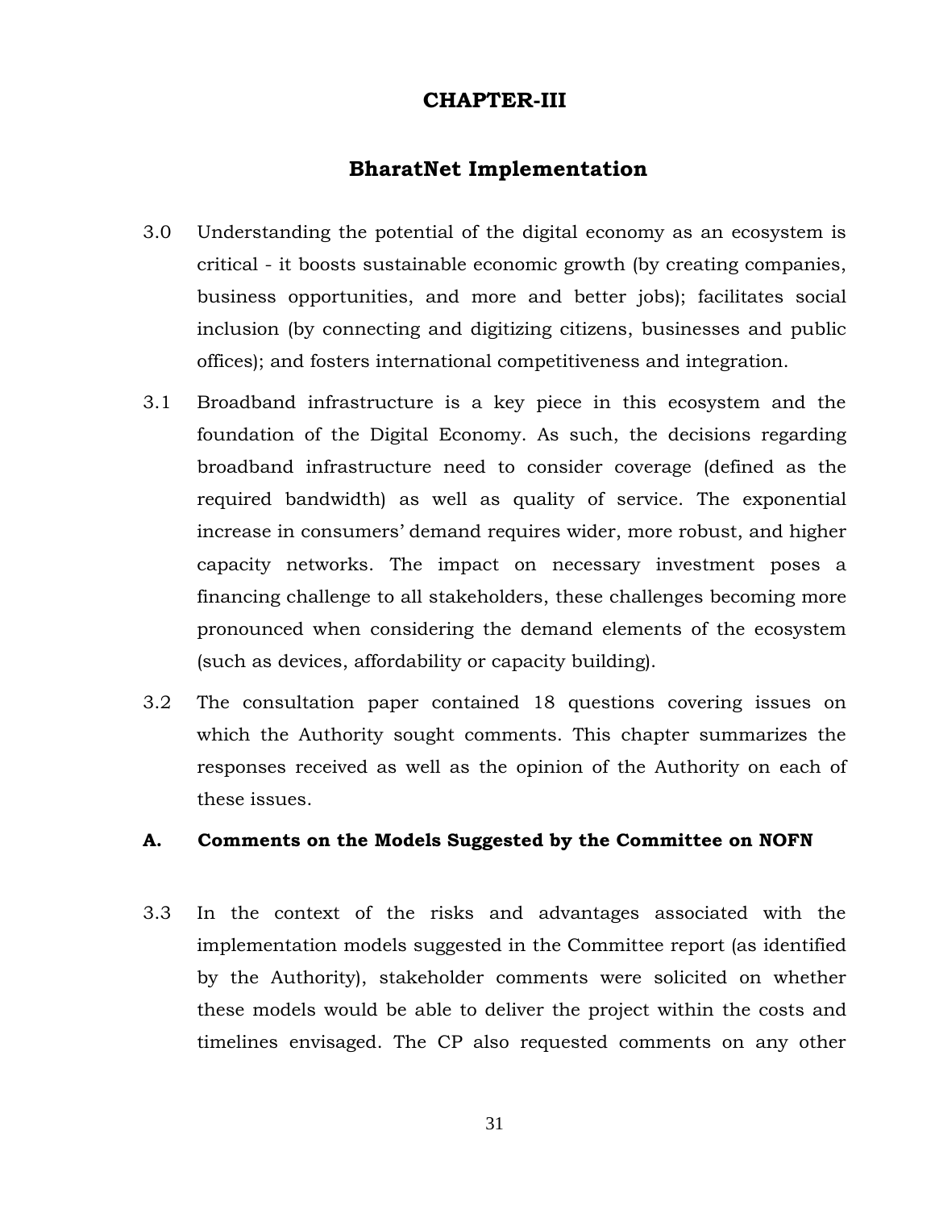# CHAPTER-III

## BharatNet Implementation

3.0 Understanding the potential of the digital economy as an ecosystem is critical - it boosts sustainable economic growth (by creating companies, business opportunities, and more and better jobs); facilitates social inclusion (by connecting and digitizing citizens, businesses and public offices); and fosters international competitiveness and integration.

3.1 Broadband infrastructure is a key piece in this ecosystem and the foundation of the Digital Economy. As such, the decisions regarding broadband infrastructure need to consider coverage (defined as the required bandwidth) as well as quality of service. The exponential increase in consumers' demand requires wider, more robust, and higher capacity networks. The impact on necessary investment poses a financing challenge to all stakeholders, these challenges becoming more pronounced when considering the demand elements of the ecosystem (such as devices, affordability or capacity building).

3.2 The consultation paper contained 18 questions covering issues on which the Authority sought comments. This chapter summarizes the responses received as well as the opinion of the Authority on each of these issues.

### A. Comments on the Models Suggested by the Committee on NOFN

3.3 In the context of the risks and advantages associated with the implementation models suggested in the Committee report (as identified by the Authority), stakeholder comments were solicited on whether these models would be able to deliver the project within the costs and timelines envisaged. The CP also requested comments on any other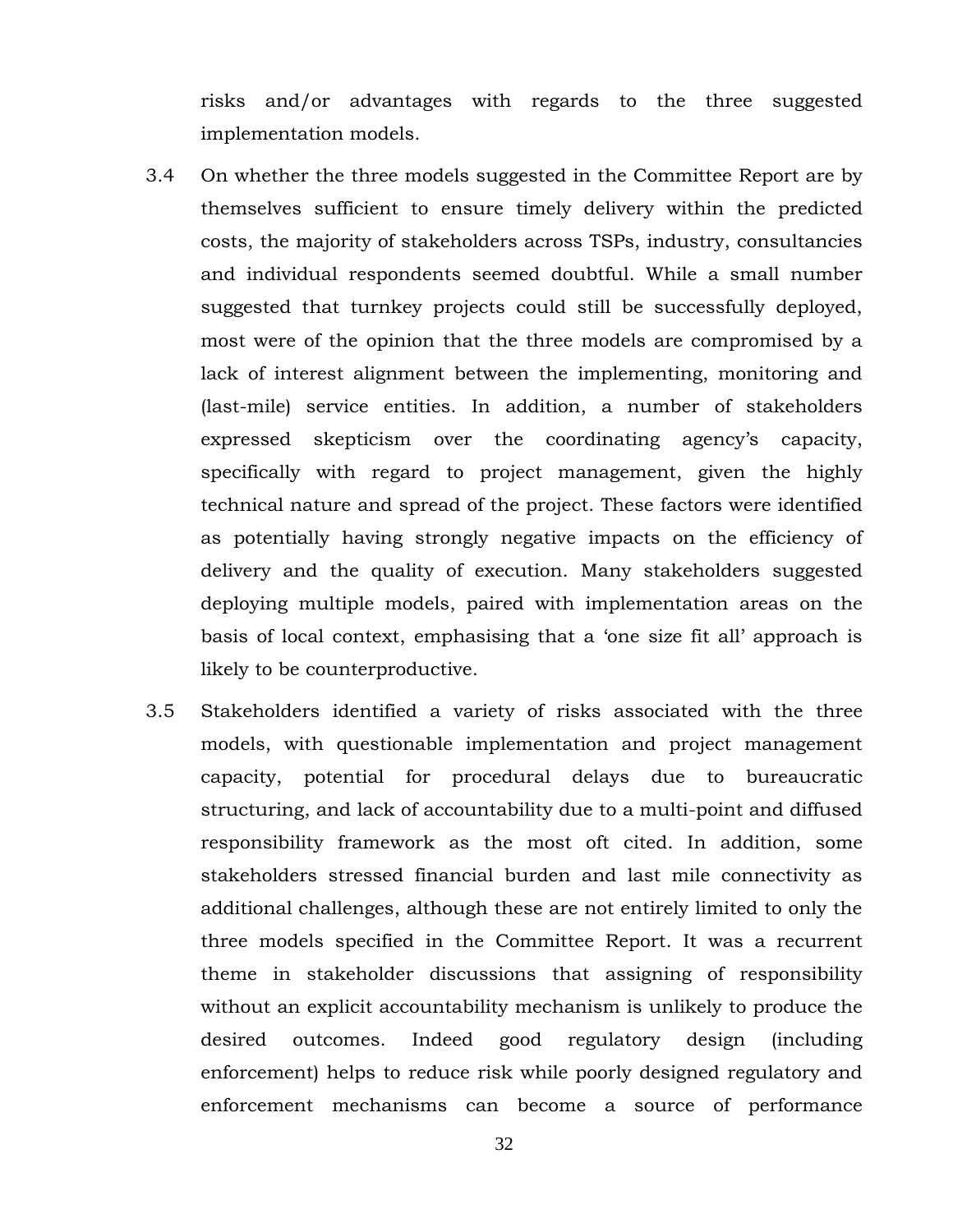risks and/or advantages with regards to the three suggested implementation models.

3.4 On whether the three models suggested in the Committee Report are by themselves sufficient to ensure timely delivery within the predicted costs, the majority of stakeholders across TSPs, industry, consultancies and individual respondents seemed doubtful. While a small number suggested that turnkey projects could still be successfully deployed, most were of the opinion that the three models are compromised by a lack of interest alignment between the implementing, monitoring and (last-mile) service entities. In addition, a number of stakeholders expressed skepticism over the coordinating agency's capacity, specifically with regard to project management, given the highly technical nature and spread of the project. These factors were identified as potentially having strongly negative impacts on the efficiency of delivery and the quality of execution. Many stakeholders suggested deploying multiple models, paired with implementation areas on the basis of local context, emphasising that a 'one size fit all' approach is likely to be counterproductive.

3.5 Stakeholders identified a variety of risks associated with the three models, with questionable implementation and project management capacity, potential for procedural delays due to bureaucratic structuring, and lack of accountability due to a multi-point and diffused responsibility framework as the most oft cited. In addition, some stakeholders stressed financial burden and last mile connectivity as additional challenges, although these are not entirely limited to only the three models specified in the Committee Report. It was a recurrent theme in stakeholder discussions that assigning of responsibility without an explicit accountability mechanism is unlikely to produce the desired outcomes. Indeed good regulatory design (including enforcement) helps to reduce risk while poorly designed regulatory and enforcement mechanisms can become a source of performance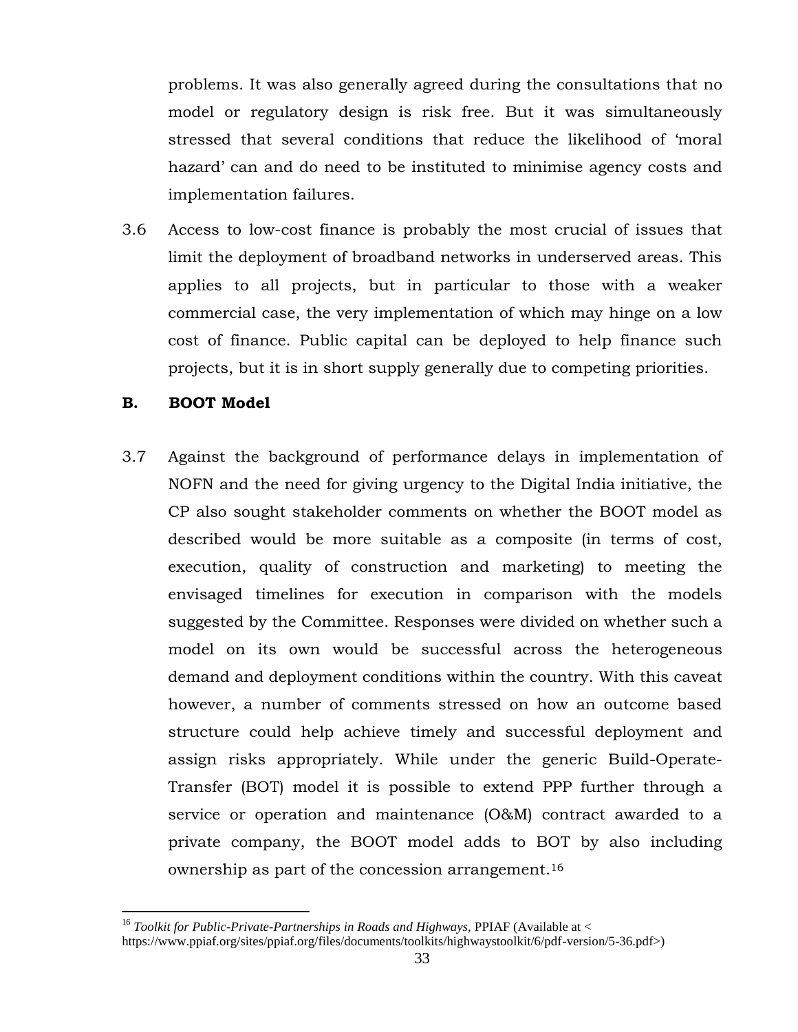problems. It was also generally agreed during the consultations that no model or regulatory design is risk free. But it was simultaneously stressed that several conditions that reduce the likelihood of 'moral hazard' can and do need to be instituted to minimise agency costs and implementation failures.

3.6 Access to low-cost finance is probably the most crucial of issues that limit the deployment of broadband networks in underserved areas. This applies to all projects, but in particular to those with a weaker commercial case, the very implementation of which may hinge on a low cost of finance. Public capital can be deployed to help finance such projects, but it is in short supply generally due to competing priorities.

### B. BOOT Model

3.7 Against the background of performance delays in implementation of NOFN and the need for giving urgency to the Digital India initiative, the CP also sought stakeholder comments on whether the BOOT model as described would be more suitable as a composite (in terms of cost, execution, quality of construction and marketing) to meeting the envisaged timelines for execution in comparison with the models suggested by the Committee. Responses were divided on whether such a model on its own would be successful across the heterogeneous demand and deployment conditions within the country. With this caveat however, a number of comments stressed on how an outcome based structure could help achieve timely and successful deployment and assign risks appropriately. While under the generic Build-Operate-Transfer (BOT) model it is possible to extend PPP further through a service or operation and maintenance (O&M) contract awarded to a private company, the BOOT model adds to BOT by also including ownership as part of the concession arrangement.[16]

[16] *Toolkit for Public-Private-Partnerships in Roads and Highways*, PPIAF (Available at < https://www.ppiaf.org/sites/ppiaf.org/files/documents/toolkits/highwaystoolkit/6/pdf-version/5-36.pdf>)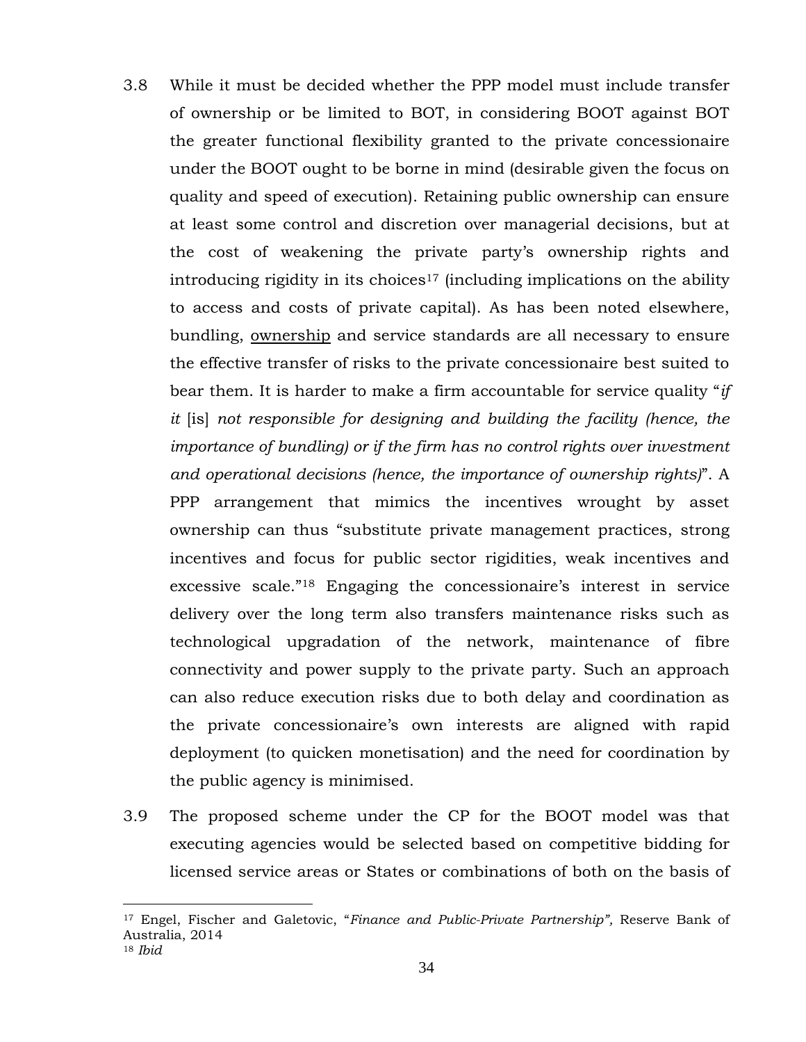3.8 While it must be decided whether the PPP model must include transfer of ownership or be limited to BOT, in considering BOOT against BOT the greater functional flexibility granted to the private concessionaire under the BOOT ought to be borne in mind (desirable given the focus on quality and speed of execution). Retaining public ownership can ensure at least some control and discretion over managerial decisions, but at the cost of weakening the private party's ownership rights and introducing rigidity in its choices[17] (including implications on the ability to access and costs of private capital). As has been noted elsewhere, bundling, <u>ownership</u> and service standards are all necessary to ensure the effective transfer of risks to the private concessionaire best suited to bear them. It is harder to make a firm accountable for service quality "*if it* [is] *not responsible for designing and building the facility (hence, the importance of bundling) or if the firm has no control rights over investment and operational decisions (hence, the importance of ownership rights)*". A PPP arrangement that mimics the incentives wrought by asset ownership can thus "substitute private management practices, strong incentives and focus for public sector rigidities, weak incentives and excessive scale."[18] Engaging the concessionaire's interest in service delivery over the long term also transfers maintenance risks such as technological upgradation of the network, maintenance of fibre connectivity and power supply to the private party. Such an approach can also reduce execution risks due to both delay and coordination as the private concessionaire's own interests are aligned with rapid deployment (to quicken monetisation) and the need for coordination by the public agency is minimised.

3.9 The proposed scheme under the CP for the BOOT model was that executing agencies would be selected based on competitive bidding for licensed service areas or States or combinations of both on the basis of

---

[17] Engel, Fischer and Galetovic, "*Finance and Public-Private Partnership",* Reserve Bank of Australia, 2014

[18] *Ibid*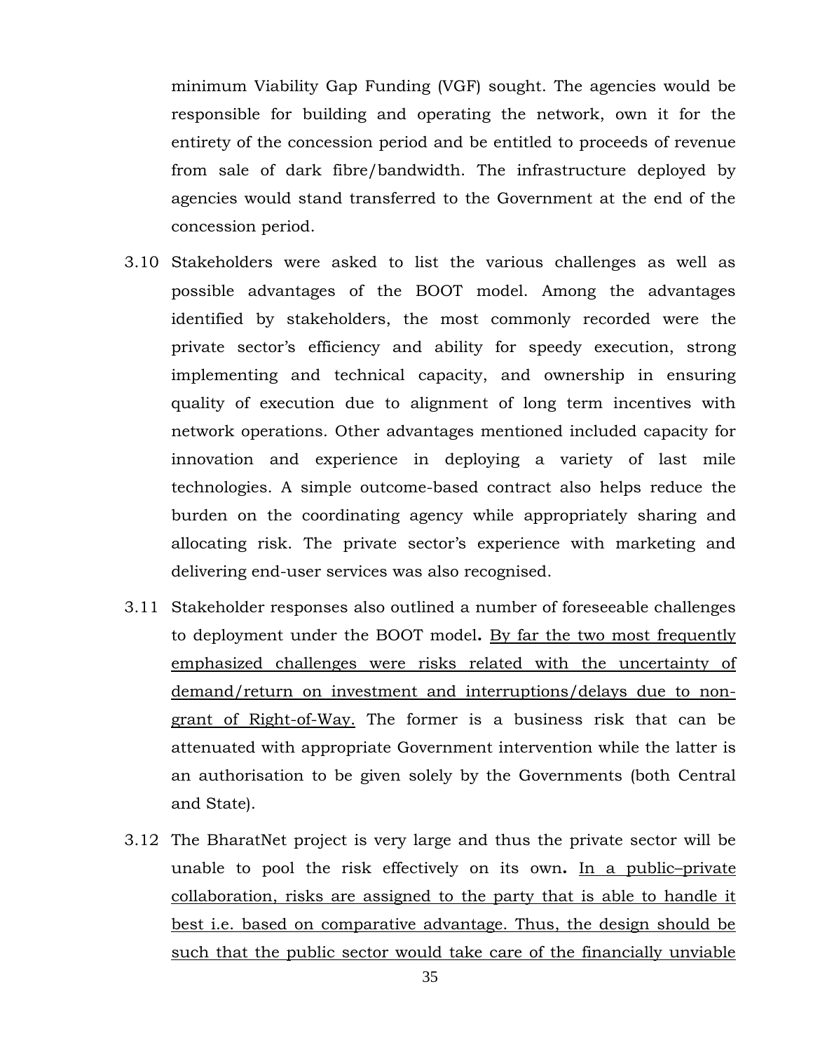minimum Viability Gap Funding (VGF) sought. The agencies would be responsible for building and operating the network, own it for the entirety of the concession period and be entitled to proceeds of revenue from sale of dark fibre/bandwidth. The infrastructure deployed by agencies would stand transferred to the Government at the end of the concession period.

3.10 Stakeholders were asked to list the various challenges as well as possible advantages of the BOOT model. Among the advantages identified by stakeholders, the most commonly recorded were the private sector's efficiency and ability for speedy execution, strong implementing and technical capacity, and ownership in ensuring quality of execution due to alignment of long term incentives with network operations. Other advantages mentioned included capacity for innovation and experience in deploying a variety of last mile technologies. A simple outcome-based contract also helps reduce the burden on the coordinating agency while appropriately sharing and allocating risk. The private sector's experience with marketing and delivering end-user services was also recognised.

3.11 Stakeholder responses also outlined a number of foreseeable challenges to deployment under the BOOT model**.** <u>By far the two most frequently emphasized challenges were risks related with the uncertainty of demand/return on investment and interruptions/delays due to non-grant of Right-of-Way.</u> The former is a business risk that can be attenuated with appropriate Government intervention while the latter is an authorisation to be given solely by the Governments (both Central and State).

3.12 The BharatNet project is very large and thus the private sector will be unable to pool the risk effectively on its own**.** <u>In a public–private collaboration, risks are assigned to the party that is able to handle it best i.e. based on comparative advantage. Thus, the design should be such that the public sector would take care of the financially unviable</u>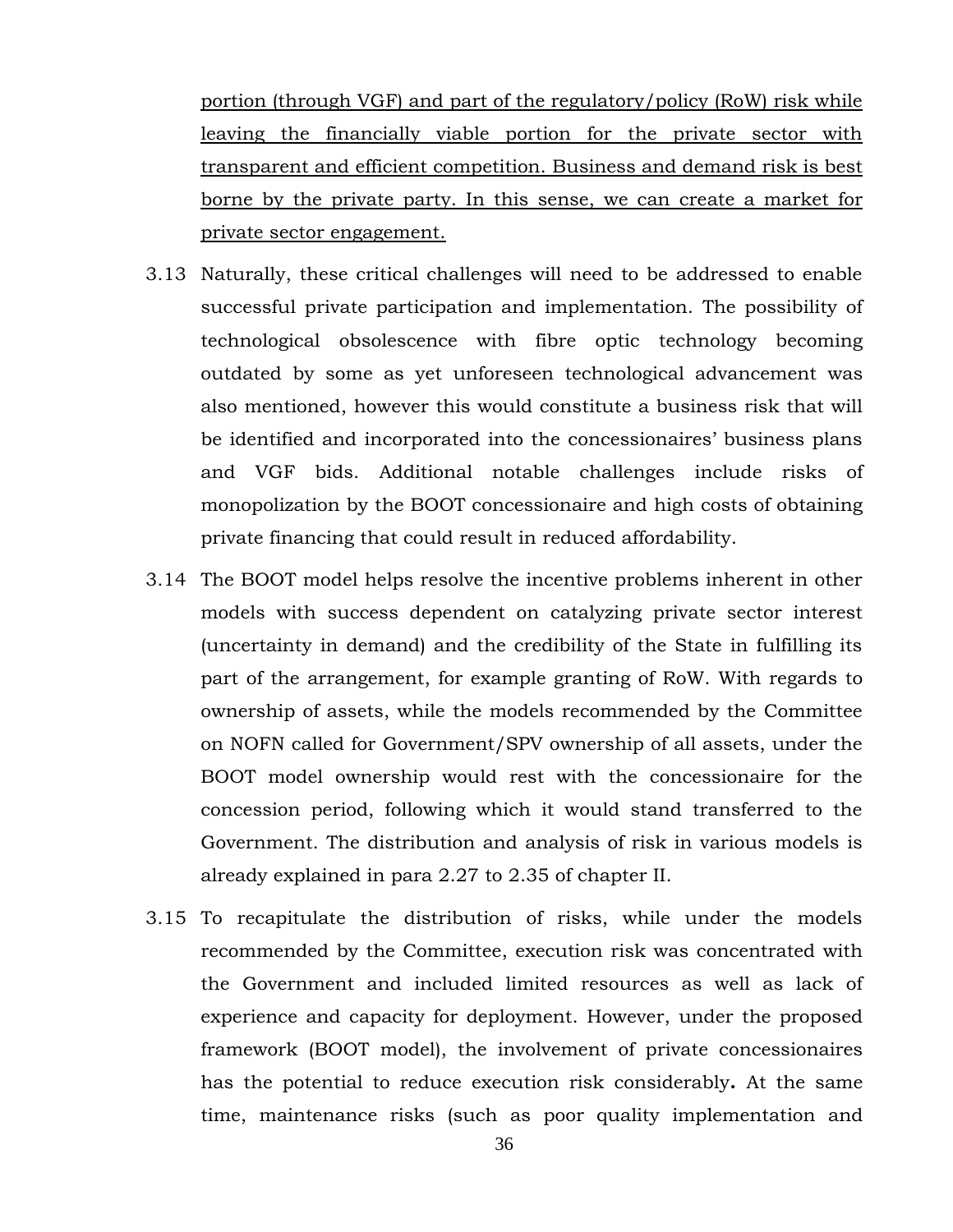portion (through VGF) and part of the regulatory/policy (RoW) risk while leaving the financially viable portion for the private sector with transparent and efficient competition. Business and demand risk is best borne by the private party. In this sense, we can create a market for private sector engagement.

3.13 Naturally, these critical challenges will need to be addressed to enable successful private participation and implementation. The possibility of technological obsolescence with fibre optic technology becoming outdated by some as yet unforeseen technological advancement was also mentioned, however this would constitute a business risk that will be identified and incorporated into the concessionaires' business plans and VGF bids. Additional notable challenges include risks of monopolization by the BOOT concessionaire and high costs of obtaining private financing that could result in reduced affordability.

3.14 The BOOT model helps resolve the incentive problems inherent in other models with success dependent on catalyzing private sector interest (uncertainty in demand) and the credibility of the State in fulfilling its part of the arrangement, for example granting of RoW. With regards to ownership of assets, while the models recommended by the Committee on NOFN called for Government/SPV ownership of all assets, under the BOOT model ownership would rest with the concessionaire for the concession period, following which it would stand transferred to the Government. The distribution and analysis of risk in various models is already explained in para 2.27 to 2.35 of chapter II.

3.15 To recapitulate the distribution of risks, while under the models recommended by the Committee, execution risk was concentrated with the Government and included limited resources as well as lack of experience and capacity for deployment. However, under the proposed framework (BOOT model), the involvement of private concessionaires has the potential to reduce execution risk considerably**.** At the same time, maintenance risks (such as poor quality implementation and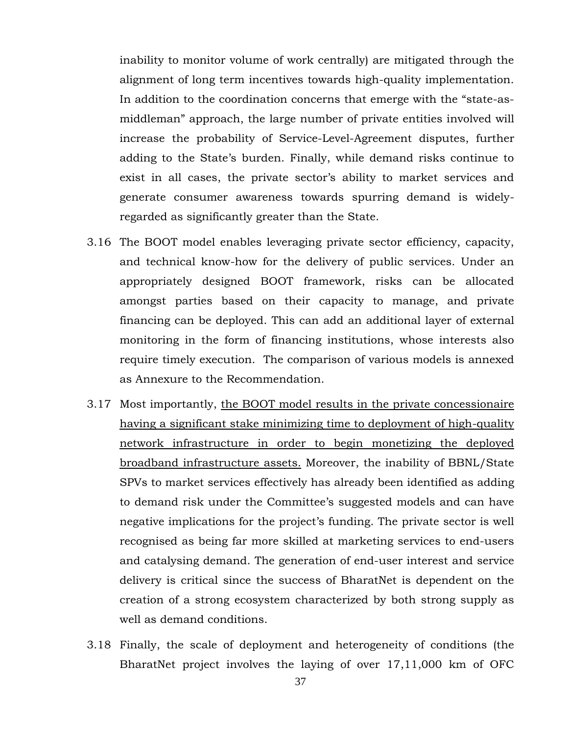inability to monitor volume of work centrally) are mitigated through the alignment of long term incentives towards high-quality implementation. In addition to the coordination concerns that emerge with the "state-as-middleman" approach, the large number of private entities involved will increase the probability of Service-Level-Agreement disputes, further adding to the State's burden. Finally, while demand risks continue to exist in all cases, the private sector's ability to market services and generate consumer awareness towards spurring demand is widely-regarded as significantly greater than the State.

3.16 The BOOT model enables leveraging private sector efficiency, capacity, and technical know-how for the delivery of public services. Under an appropriately designed BOOT framework, risks can be allocated amongst parties based on their capacity to manage, and private financing can be deployed. This can add an additional layer of external monitoring in the form of financing institutions, whose interests also require timely execution. The comparison of various models is annexed as Annexure to the Recommendation.

3.17 Most importantly, <u>the BOOT model results in the private concessionaire having a significant stake minimizing time to deployment of high-quality network infrastructure in order to begin monetizing the deployed broadband infrastructure assets.</u> Moreover, the inability of BBNL/State SPVs to market services effectively has already been identified as adding to demand risk under the Committee's suggested models and can have negative implications for the project's funding. The private sector is well recognised as being far more skilled at marketing services to end-users and catalysing demand. The generation of end-user interest and service delivery is critical since the success of BharatNet is dependent on the creation of a strong ecosystem characterized by both strong supply as well as demand conditions.

3.18 Finally, the scale of deployment and heterogeneity of conditions (the BharatNet project involves the laying of over 17,11,000 km of OFC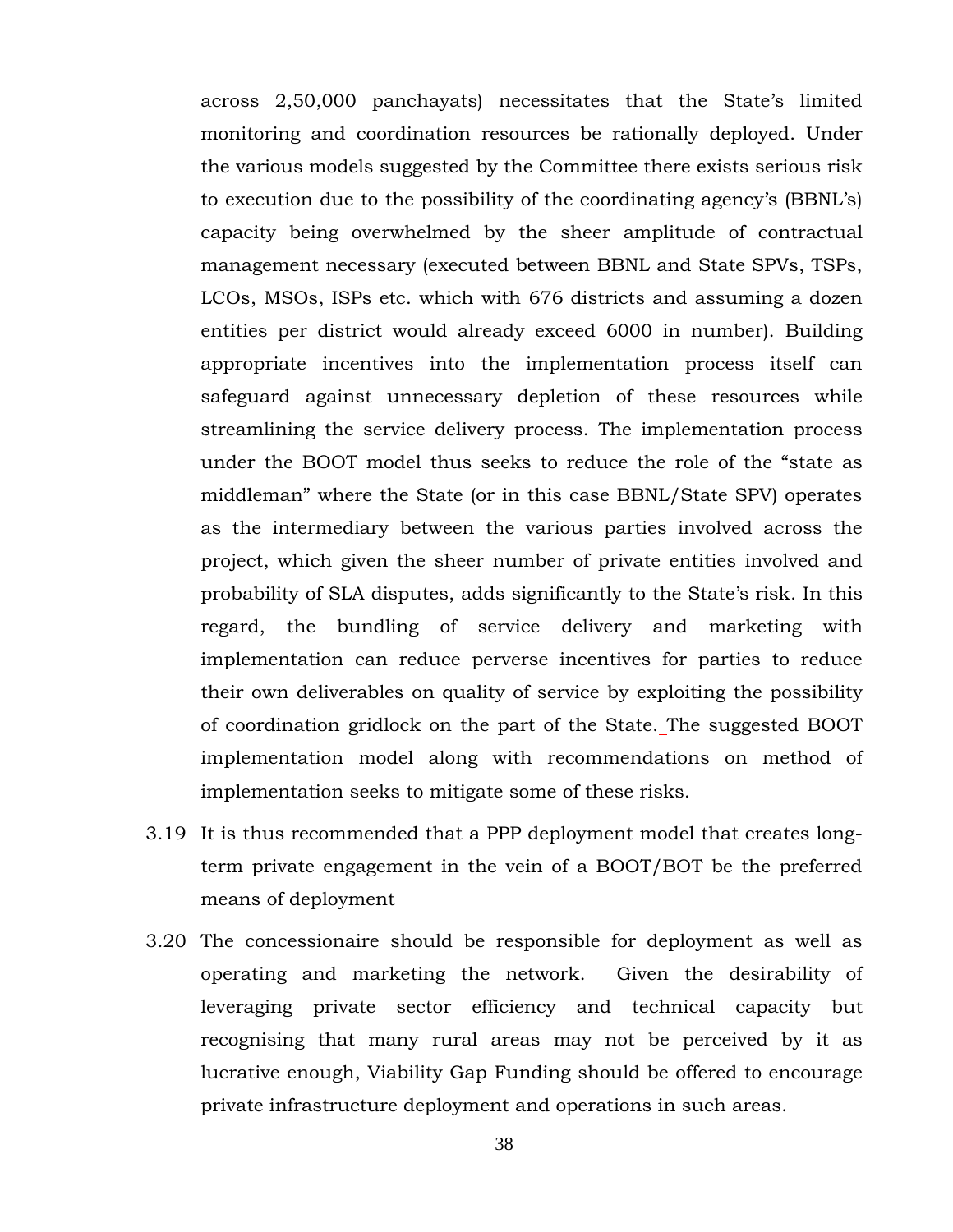across 2,50,000 panchayats) necessitates that the State's limited monitoring and coordination resources be rationally deployed. Under the various models suggested by the Committee there exists serious risk to execution due to the possibility of the coordinating agency's (BBNL's) capacity being overwhelmed by the sheer amplitude of contractual management necessary (executed between BBNL and State SPVs, TSPs, LCOs, MSOs, ISPs etc. which with 676 districts and assuming a dozen entities per district would already exceed 6000 in number). Building appropriate incentives into the implementation process itself can safeguard against unnecessary depletion of these resources while streamlining the service delivery process. The implementation process under the BOOT model thus seeks to reduce the role of the "state as middleman" where the State (or in this case BBNL/State SPV) operates as the intermediary between the various parties involved across the project, which given the sheer number of private entities involved and probability of SLA disputes, adds significantly to the State's risk. In this regard, the bundling of service delivery and marketing with implementation can reduce perverse incentives for parties to reduce their own deliverables on quality of service by exploiting the possibility of coordination gridlock on the part of the State. The suggested BOOT implementation model along with recommendations on method of implementation seeks to mitigate some of these risks.

3.19 It is thus recommended that a PPP deployment model that creates long-term private engagement in the vein of a BOOT/BOT be the preferred means of deployment

3.20 The concessionaire should be responsible for deployment as well as operating and marketing the network. Given the desirability of leveraging private sector efficiency and technical capacity but recognising that many rural areas may not be perceived by it as lucrative enough, Viability Gap Funding should be offered to encourage private infrastructure deployment and operations in such areas.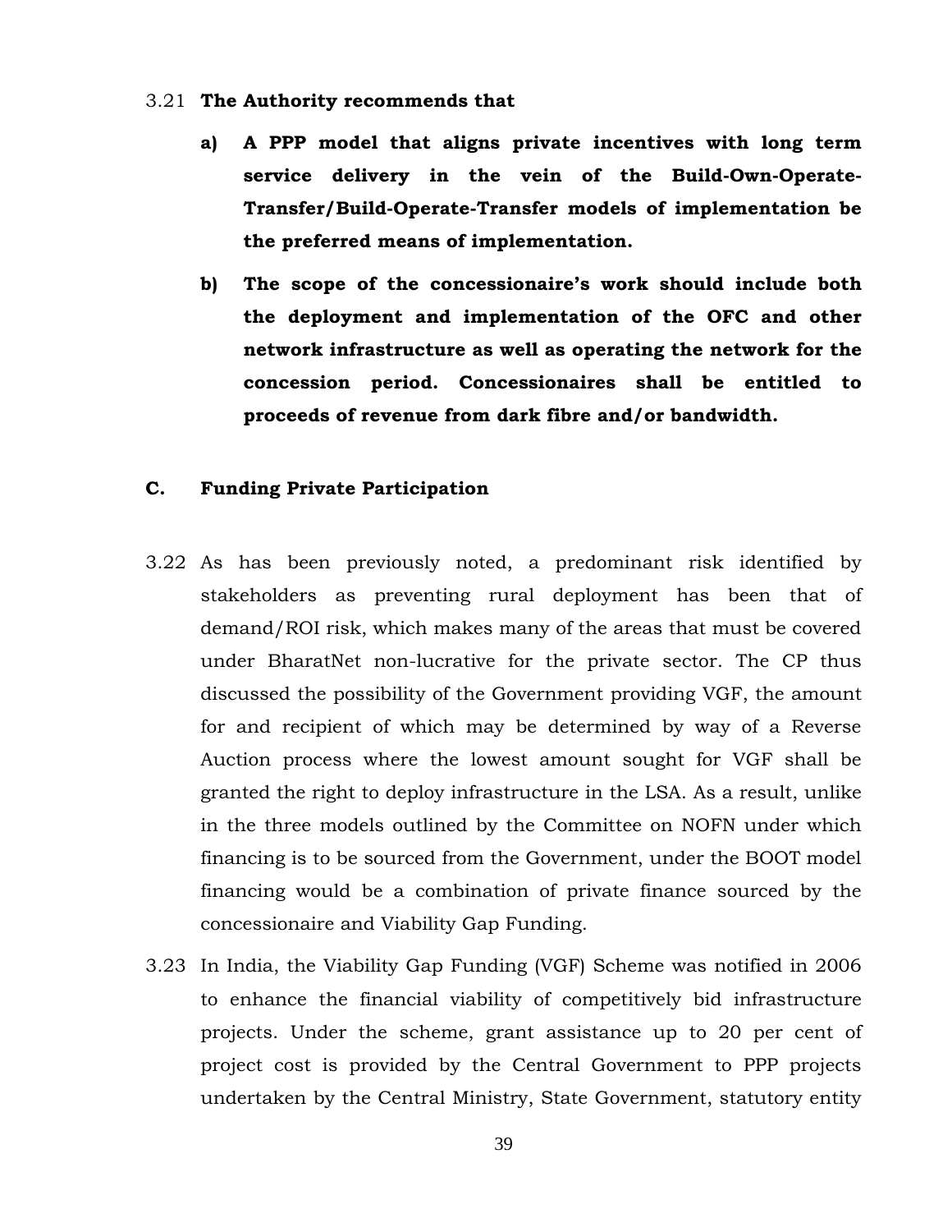3.21 **The Authority recommends that**

**a) A PPP model that aligns private incentives with long term service delivery in the vein of the Build-Own-Operate-Transfer/Build-Operate-Transfer models of implementation be the preferred means of implementation.**

**b) The scope of the concessionaire's work should include both the deployment and implementation of the OFC and other network infrastructure as well as operating the network for the concession period. Concessionaires shall be entitled to proceeds of revenue from dark fibre and/or bandwidth.**

## C. Funding Private Participation

3.22 As has been previously noted, a predominant risk identified by stakeholders as preventing rural deployment has been that of demand/ROI risk, which makes many of the areas that must be covered under BharatNet non-lucrative for the private sector. The CP thus discussed the possibility of the Government providing VGF, the amount for and recipient of which may be determined by way of a Reverse Auction process where the lowest amount sought for VGF shall be granted the right to deploy infrastructure in the LSA. As a result, unlike in the three models outlined by the Committee on NOFN under which financing is to be sourced from the Government, under the BOOT model financing would be a combination of private finance sourced by the concessionaire and Viability Gap Funding.

3.23 In India, the Viability Gap Funding (VGF) Scheme was notified in 2006 to enhance the financial viability of competitively bid infrastructure projects. Under the scheme, grant assistance up to 20 per cent of project cost is provided by the Central Government to PPP projects undertaken by the Central Ministry, State Government, statutory entity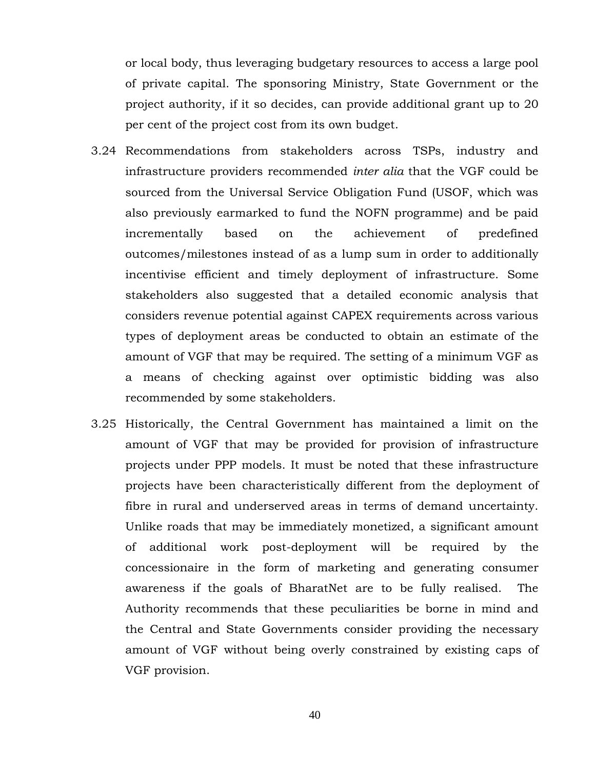or local body, thus leveraging budgetary resources to access a large pool of private capital. The sponsoring Ministry, State Government or the project authority, if it so decides, can provide additional grant up to 20 per cent of the project cost from its own budget.

3.24 Recommendations from stakeholders across TSPs, industry and infrastructure providers recommended *inter alia* that the VGF could be sourced from the Universal Service Obligation Fund (USOF, which was also previously earmarked to fund the NOFN programme) and be paid incrementally based on the achievement of predefined outcomes/milestones instead of as a lump sum in order to additionally incentivise efficient and timely deployment of infrastructure. Some stakeholders also suggested that a detailed economic analysis that considers revenue potential against CAPEX requirements across various types of deployment areas be conducted to obtain an estimate of the amount of VGF that may be required. The setting of a minimum VGF as a means of checking against over optimistic bidding was also recommended by some stakeholders.

3.25 Historically, the Central Government has maintained a limit on the amount of VGF that may be provided for provision of infrastructure projects under PPP models. It must be noted that these infrastructure projects have been characteristically different from the deployment of fibre in rural and underserved areas in terms of demand uncertainty. Unlike roads that may be immediately monetized, a significant amount of additional work post-deployment will be required by the concessionaire in the form of marketing and generating consumer awareness if the goals of BharatNet are to be fully realised. The Authority recommends that these peculiarities be borne in mind and the Central and State Governments consider providing the necessary amount of VGF without being overly constrained by existing caps of VGF provision.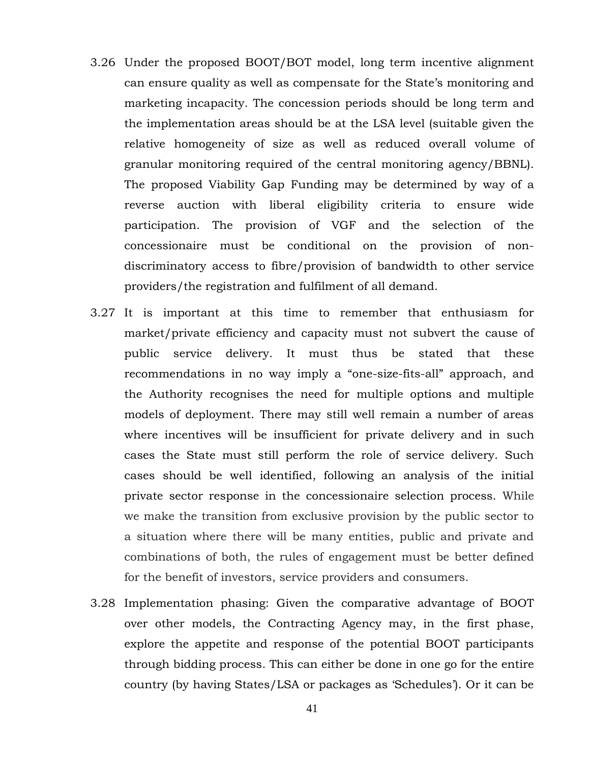3.26 Under the proposed BOOT/BOT model, long term incentive alignment can ensure quality as well as compensate for the State's monitoring and marketing incapacity. The concession periods should be long term and the implementation areas should be at the LSA level (suitable given the relative homogeneity of size as well as reduced overall volume of granular monitoring required of the central monitoring agency/BBNL). The proposed Viability Gap Funding may be determined by way of a reverse auction with liberal eligibility criteria to ensure wide participation. The provision of VGF and the selection of the concessionaire must be conditional on the provision of non-discriminatory access to fibre/provision of bandwidth to other service providers/the registration and fulfilment of all demand.

3.27 It is important at this time to remember that enthusiasm for market/private efficiency and capacity must not subvert the cause of public service delivery. It must thus be stated that these recommendations in no way imply a "one-size-fits-all" approach, and the Authority recognises the need for multiple options and multiple models of deployment. There may still well remain a number of areas where incentives will be insufficient for private delivery and in such cases the State must still perform the role of service delivery. Such cases should be well identified, following an analysis of the initial private sector response in the concessionaire selection process. While we make the transition from exclusive provision by the public sector to a situation where there will be many entities, public and private and combinations of both, the rules of engagement must be better defined for the benefit of investors, service providers and consumers.

3.28 Implementation phasing: Given the comparative advantage of BOOT over other models, the Contracting Agency may, in the first phase, explore the appetite and response of the potential BOOT participants through bidding process. This can either be done in one go for the entire country (by having States/LSA or packages as 'Schedules'). Or it can be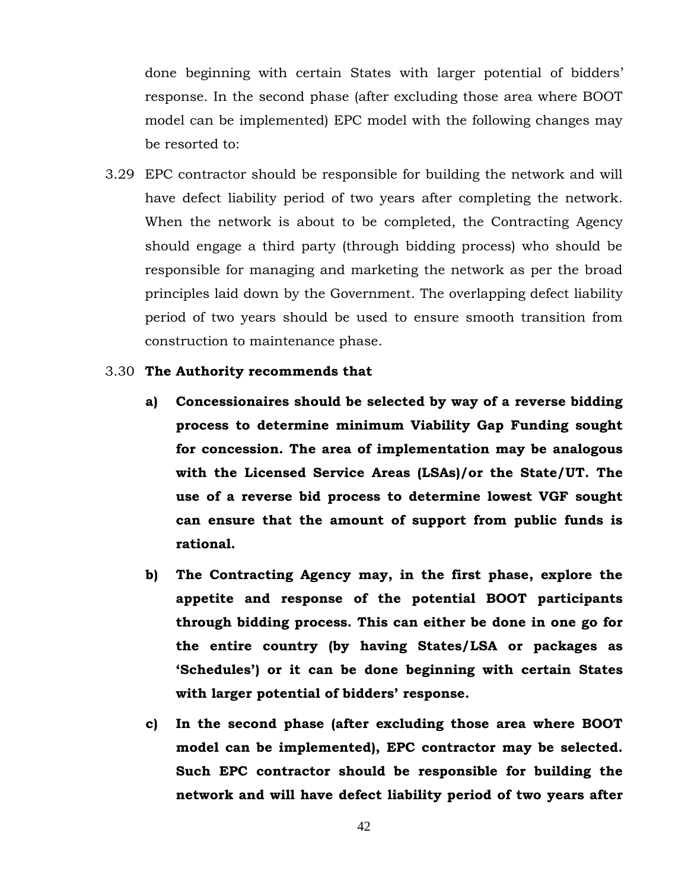done beginning with certain States with larger potential of bidders' response. In the second phase (after excluding those area where BOOT model can be implemented) EPC model with the following changes may be resorted to:

3.29 EPC contractor should be responsible for building the network and will have defect liability period of two years after completing the network. When the network is about to be completed, the Contracting Agency should engage a third party (through bidding process) who should be responsible for managing and marketing the network as per the broad principles laid down by the Government. The overlapping defect liability period of two years should be used to ensure smooth transition from construction to maintenance phase.

3.30 **The Authority recommends that**

**a) Concessionaires should be selected by way of a reverse bidding process to determine minimum Viability Gap Funding sought for concession. The area of implementation may be analogous with the Licensed Service Areas (LSAs)/or the State/UT. The use of a reverse bid process to determine lowest VGF sought can ensure that the amount of support from public funds is rational.**

**b) The Contracting Agency may, in the first phase, explore the appetite and response of the potential BOOT participants through bidding process. This can either be done in one go for the entire country (by having States/LSA or packages as 'Schedules') or it can be done beginning with certain States with larger potential of bidders' response.**

**c) In the second phase (after excluding those area where BOOT model can be implemented), EPC contractor may be selected. Such EPC contractor should be responsible for building the network and will have defect liability period of two years after**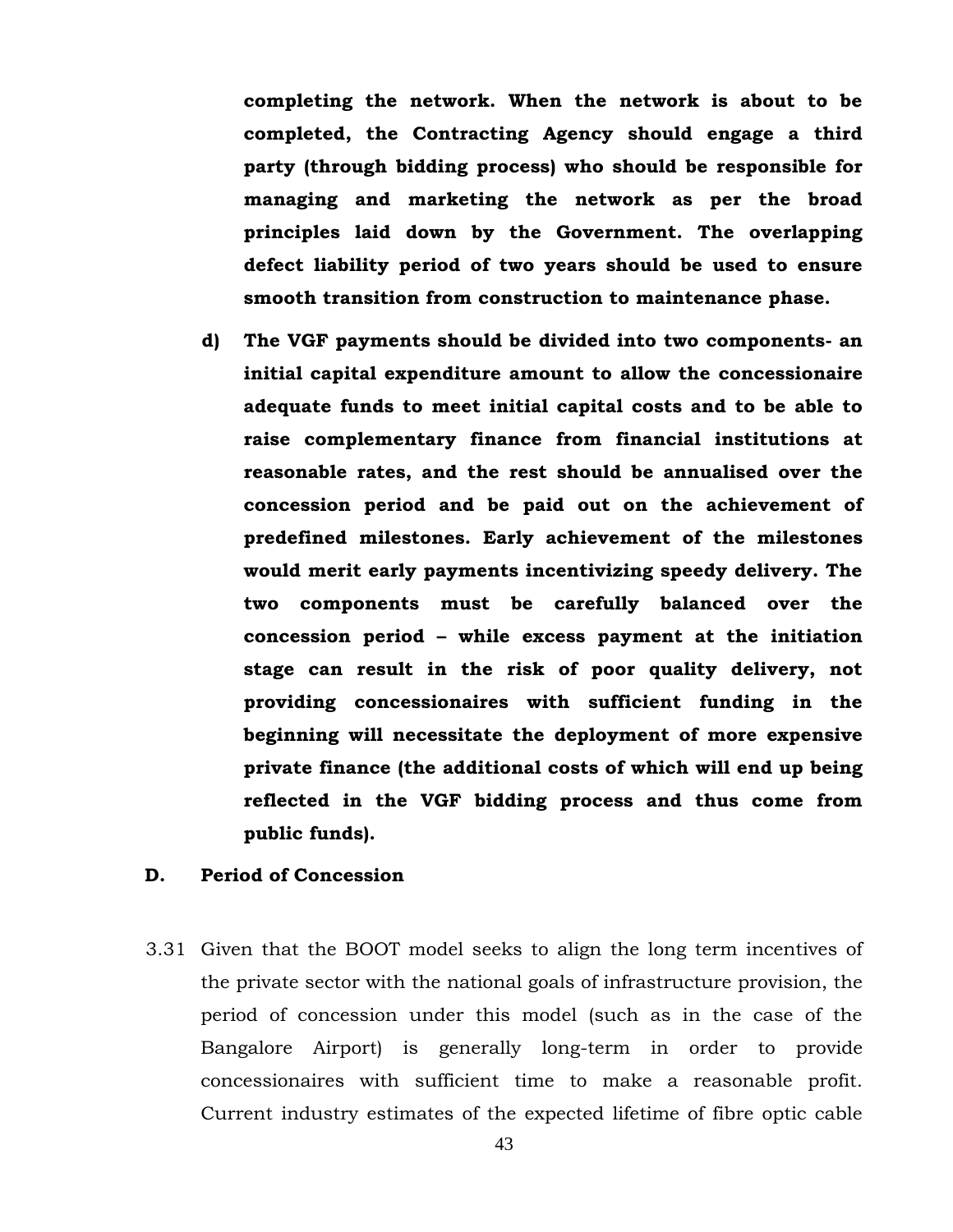**completing the network. When the network is about to be completed, the Contracting Agency should engage a third party (through bidding process) who should be responsible for managing and marketing the network as per the broad principles laid down by the Government. The overlapping defect liability period of two years should be used to ensure smooth transition from construction to maintenance phase.**

d) **The VGF payments should be divided into two components- an initial capital expenditure amount to allow the concessionaire adequate funds to meet initial capital costs and to be able to raise complementary finance from financial institutions at reasonable rates, and the rest should be annualised over the concession period and be paid out on the achievement of predefined milestones. Early achievement of the milestones would merit early payments incentivizing speedy delivery. The two components must be carefully balanced over the concession period – while excess payment at the initiation stage can result in the risk of poor quality delivery, not providing concessionaires with sufficient funding in the beginning will necessitate the deployment of more expensive private finance (the additional costs of which will end up being reflected in the VGF bidding process and thus come from public funds).**

## D. Period of Concession

3.31 Given that the BOOT model seeks to align the long term incentives of the private sector with the national goals of infrastructure provision, the period of concession under this model (such as in the case of the Bangalore Airport) is generally long-term in order to provide concessionaires with sufficient time to make a reasonable profit. Current industry estimates of the expected lifetime of fibre optic cable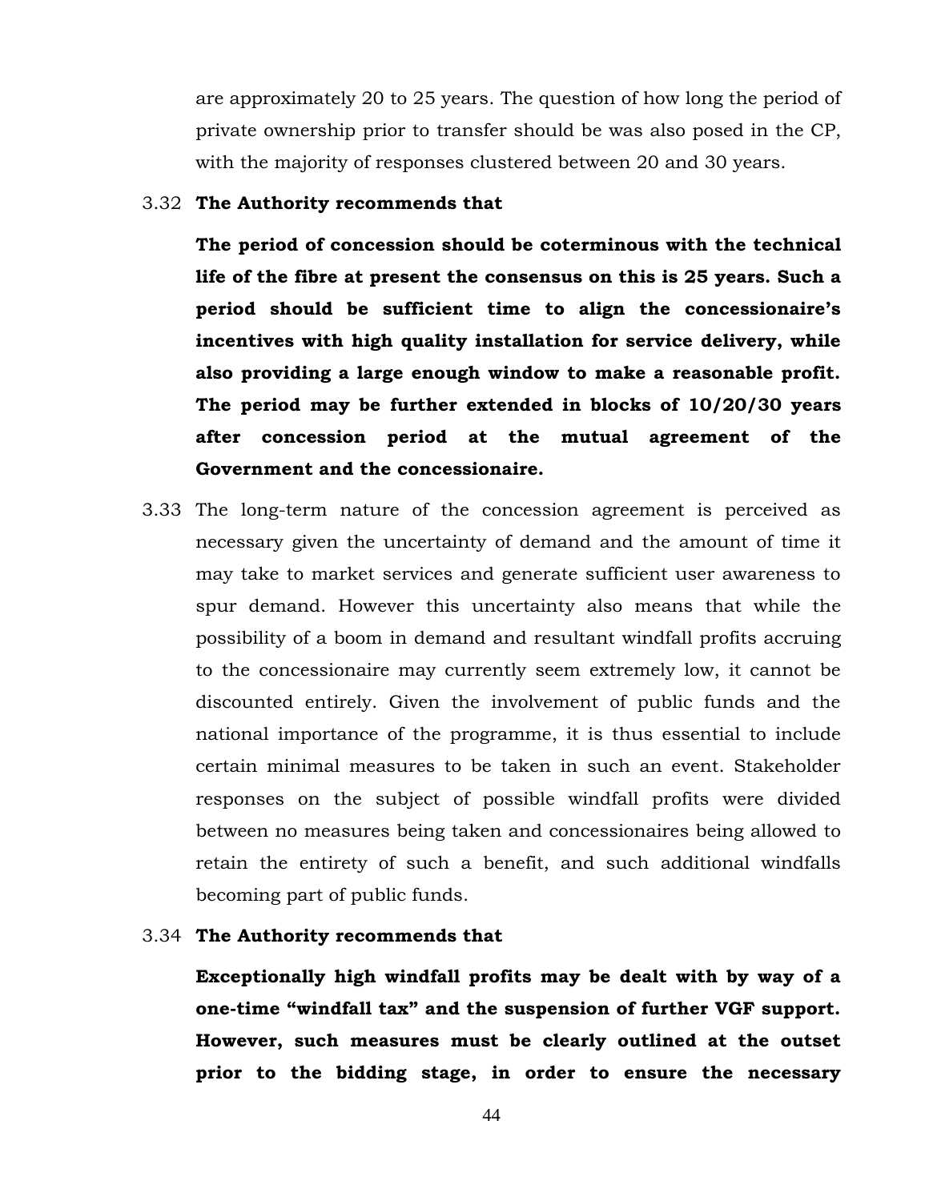are approximately 20 to 25 years. The question of how long the period of private ownership prior to transfer should be was also posed in the CP, with the majority of responses clustered between 20 and 30 years.

3.32 **The Authority recommends that**

**The period of concession should be coterminous with the technical life of the fibre at present the consensus on this is 25 years. Such a period should be sufficient time to align the concessionaire's incentives with high quality installation for service delivery, while also providing a large enough window to make a reasonable profit. The period may be further extended in blocks of 10/20/30 years after concession period at the mutual agreement of the Government and the concessionaire.**

3.33 The long-term nature of the concession agreement is perceived as necessary given the uncertainty of demand and the amount of time it may take to market services and generate sufficient user awareness to spur demand. However this uncertainty also means that while the possibility of a boom in demand and resultant windfall profits accruing to the concessionaire may currently seem extremely low, it cannot be discounted entirely. Given the involvement of public funds and the national importance of the programme, it is thus essential to include certain minimal measures to be taken in such an event. Stakeholder responses on the subject of possible windfall profits were divided between no measures being taken and concessionaires being allowed to retain the entirety of such a benefit, and such additional windfalls becoming part of public funds.

3.34 **The Authority recommends that**

**Exceptionally high windfall profits may be dealt with by way of a one-time "windfall tax" and the suspension of further VGF support. However, such measures must be clearly outlined at the outset prior to the bidding stage, in order to ensure the necessary**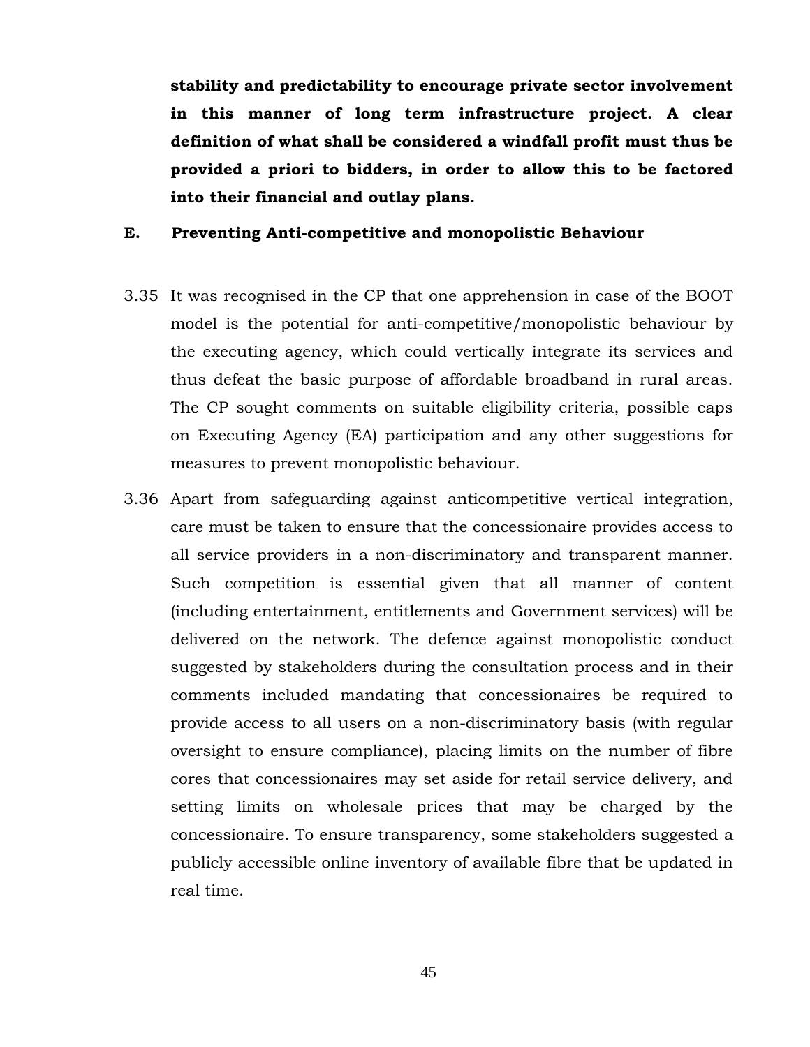**stability and predictability to encourage private sector involvement in this manner of long term infrastructure project. A clear definition of what shall be considered a windfall profit must thus be provided a priori to bidders, in order to allow this to be factored into their financial and outlay plans.**

### E. Preventing Anti-competitive and monopolistic Behaviour

3.35 It was recognised in the CP that one apprehension in case of the BOOT model is the potential for anti-competitive/monopolistic behaviour by the executing agency, which could vertically integrate its services and thus defeat the basic purpose of affordable broadband in rural areas. The CP sought comments on suitable eligibility criteria, possible caps on Executing Agency (EA) participation and any other suggestions for measures to prevent monopolistic behaviour.

3.36 Apart from safeguarding against anticompetitive vertical integration, care must be taken to ensure that the concessionaire provides access to all service providers in a non-discriminatory and transparent manner. Such competition is essential given that all manner of content (including entertainment, entitlements and Government services) will be delivered on the network. The defence against monopolistic conduct suggested by stakeholders during the consultation process and in their comments included mandating that concessionaires be required to provide access to all users on a non-discriminatory basis (with regular oversight to ensure compliance), placing limits on the number of fibre cores that concessionaires may set aside for retail service delivery, and setting limits on wholesale prices that may be charged by the concessionaire. To ensure transparency, some stakeholders suggested a publicly accessible online inventory of available fibre that be updated in real time.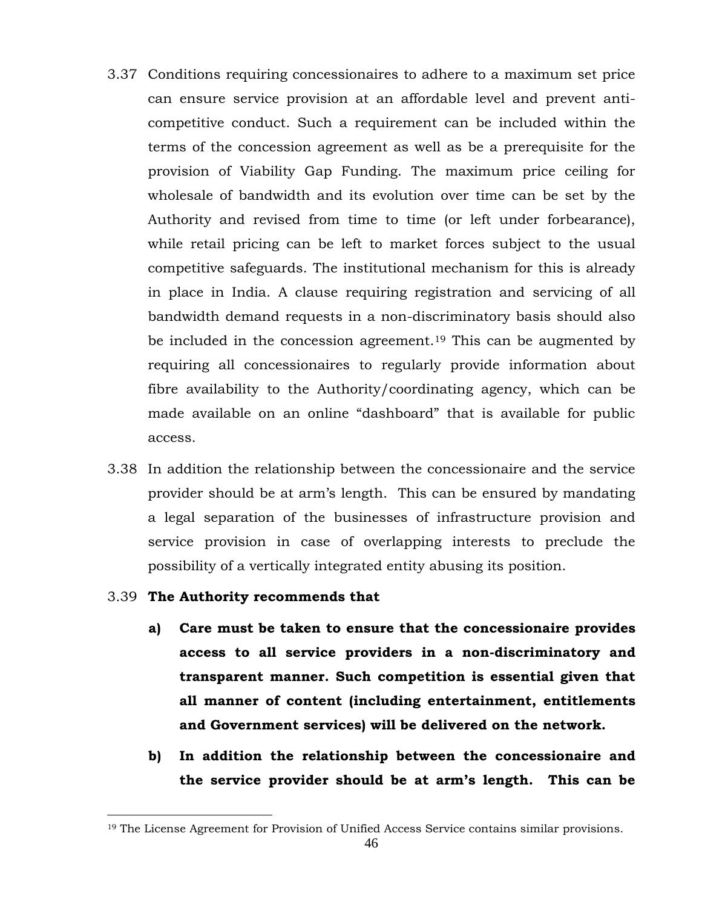3.37 Conditions requiring concessionaires to adhere to a maximum set price can ensure service provision at an affordable level and prevent anti-competitive conduct. Such a requirement can be included within the terms of the concession agreement as well as be a prerequisite for the provision of Viability Gap Funding. The maximum price ceiling for wholesale of bandwidth and its evolution over time can be set by the Authority and revised from time to time (or left under forbearance), while retail pricing can be left to market forces subject to the usual competitive safeguards. The institutional mechanism for this is already in place in India. A clause requiring registration and servicing of all bandwidth demand requests in a non-discriminatory basis should also be included in the concession agreement.[19] This can be augmented by requiring all concessionaires to regularly provide information about fibre availability to the Authority/coordinating agency, which can be made available on an online "dashboard" that is available for public access.

3.38 In addition the relationship between the concessionaire and the service provider should be at arm's length. This can be ensured by mandating a legal separation of the businesses of infrastructure provision and service provision in case of overlapping interests to preclude the possibility of a vertically integrated entity abusing its position.

3.39 **The Authority recommends that**

**a) Care must be taken to ensure that the concessionaire provides access to all service providers in a non-discriminatory and transparent manner. Such competition is essential given that all manner of content (including entertainment, entitlements and Government services) will be delivered on the network.**

**b) In addition the relationship between the concessionaire and the service provider should be at arm's length. This can be**

---

[19] The License Agreement for Provision of Unified Access Service contains similar provisions.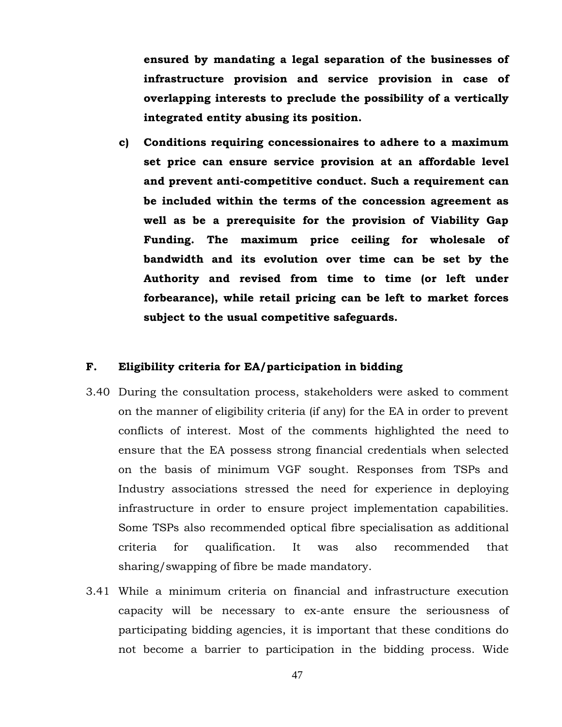**ensured by mandating a legal separation of the businesses of infrastructure provision and service provision in case of overlapping interests to preclude the possibility of a vertically integrated entity abusing its position.**

c) **Conditions requiring concessionaires to adhere to a maximum set price can ensure service provision at an affordable level and prevent anti-competitive conduct. Such a requirement can be included within the terms of the concession agreement as well as be a prerequisite for the provision of Viability Gap Funding. The maximum price ceiling for wholesale of bandwidth and its evolution over time can be set by the Authority and revised from time to time (or left under forbearance), while retail pricing can be left to market forces subject to the usual competitive safeguards.**

## F. Eligibility criteria for EA/participation in bidding

3.40 During the consultation process, stakeholders were asked to comment on the manner of eligibility criteria (if any) for the EA in order to prevent conflicts of interest. Most of the comments highlighted the need to ensure that the EA possess strong financial credentials when selected on the basis of minimum VGF sought. Responses from TSPs and Industry associations stressed the need for experience in deploying infrastructure in order to ensure project implementation capabilities. Some TSPs also recommended optical fibre specialisation as additional criteria for qualification. It was also recommended that sharing/swapping of fibre be made mandatory.

3.41 While a minimum criteria on financial and infrastructure execution capacity will be necessary to ex-ante ensure the seriousness of participating bidding agencies, it is important that these conditions do not become a barrier to participation in the bidding process. Wide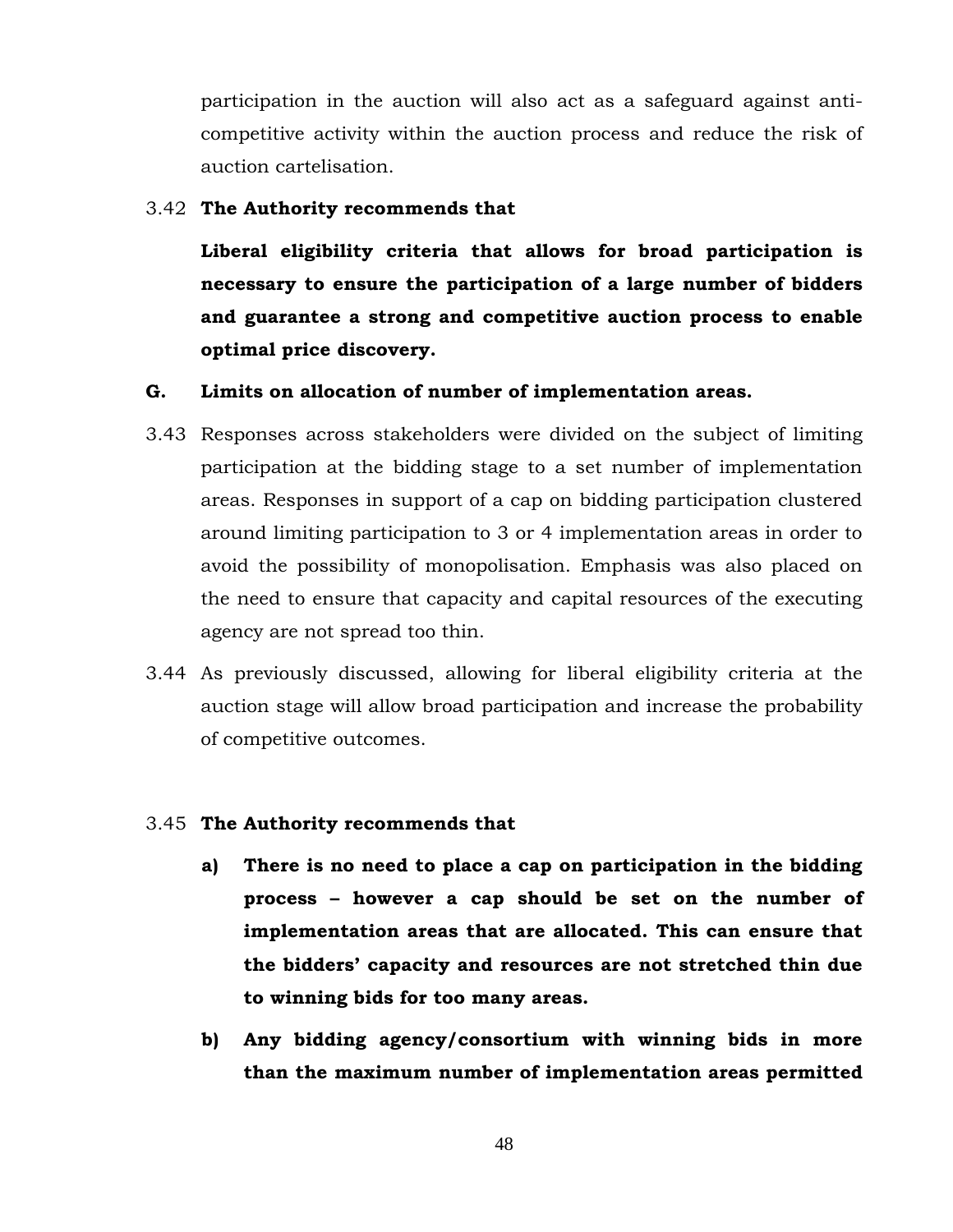participation in the auction will also act as a safeguard against anti-competitive activity within the auction process and reduce the risk of auction cartelisation.

3.42 **The Authority recommends that**

**Liberal eligibility criteria that allows for broad participation is necessary to ensure the participation of a large number of bidders and guarantee a strong and competitive auction process to enable optimal price discovery.**

## G. Limits on allocation of number of implementation areas.

3.43 Responses across stakeholders were divided on the subject of limiting participation at the bidding stage to a set number of implementation areas. Responses in support of a cap on bidding participation clustered around limiting participation to 3 or 4 implementation areas in order to avoid the possibility of monopolisation. Emphasis was also placed on the need to ensure that capacity and capital resources of the executing agency are not spread too thin.

3.44 As previously discussed, allowing for liberal eligibility criteria at the auction stage will allow broad participation and increase the probability of competitive outcomes.

3.45 **The Authority recommends that**

**a) There is no need to place a cap on participation in the bidding process – however a cap should be set on the number of implementation areas that are allocated. This can ensure that the bidders' capacity and resources are not stretched thin due to winning bids for too many areas.**

**b) Any bidding agency/consortium with winning bids in more than the maximum number of implementation areas permitted**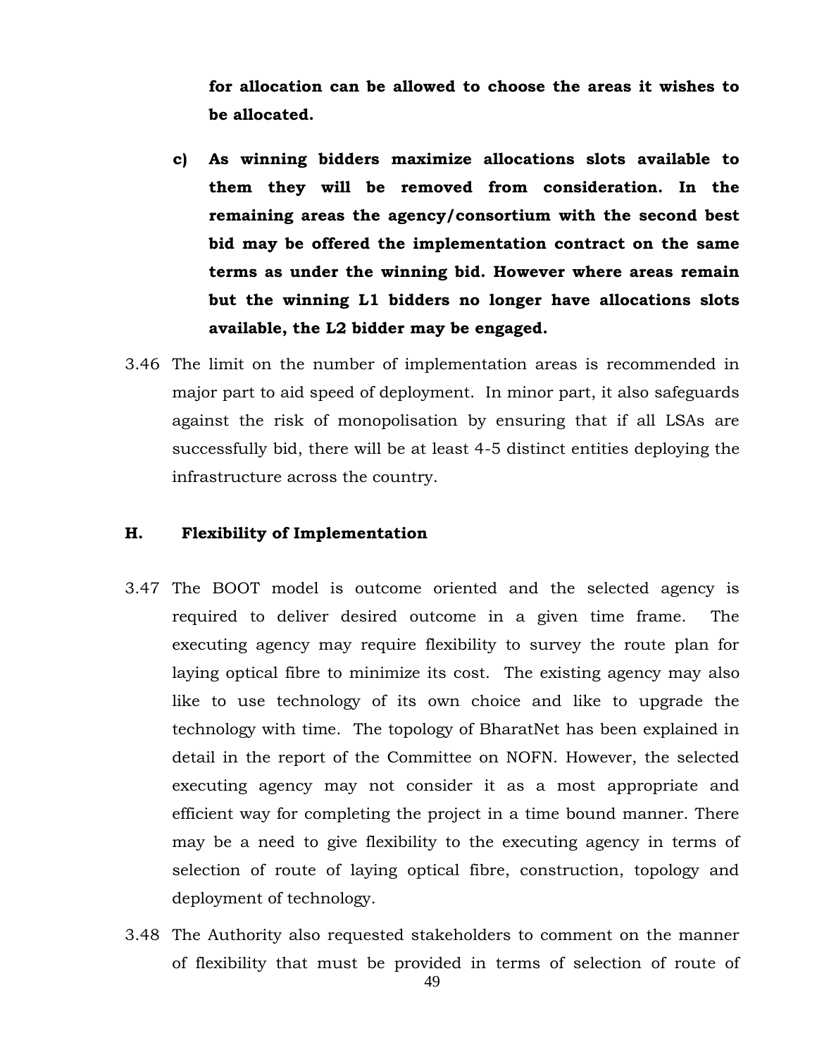**for allocation can be allowed to choose the areas it wishes to be allocated.**

**c) As winning bidders maximize allocations slots available to them they will be removed from consideration. In the remaining areas the agency/consortium with the second best bid may be offered the implementation contract on the same terms as under the winning bid. However where areas remain but the winning L1 bidders no longer have allocations slots available, the L2 bidder may be engaged.**

3.46 The limit on the number of implementation areas is recommended in major part to aid speed of deployment. In minor part, it also safeguards against the risk of monopolisation by ensuring that if all LSAs are successfully bid, there will be at least 4-5 distinct entities deploying the infrastructure across the country.

## H. Flexibility of Implementation

3.47 The BOOT model is outcome oriented and the selected agency is required to deliver desired outcome in a given time frame. The executing agency may require flexibility to survey the route plan for laying optical fibre to minimize its cost. The existing agency may also like to use technology of its own choice and like to upgrade the technology with time. The topology of BharatNet has been explained in detail in the report of the Committee on NOFN. However, the selected executing agency may not consider it as a most appropriate and efficient way for completing the project in a time bound manner. There may be a need to give flexibility to the executing agency in terms of selection of route of laying optical fibre, construction, topology and deployment of technology.

3.48 The Authority also requested stakeholders to comment on the manner of flexibility that must be provided in terms of selection of route of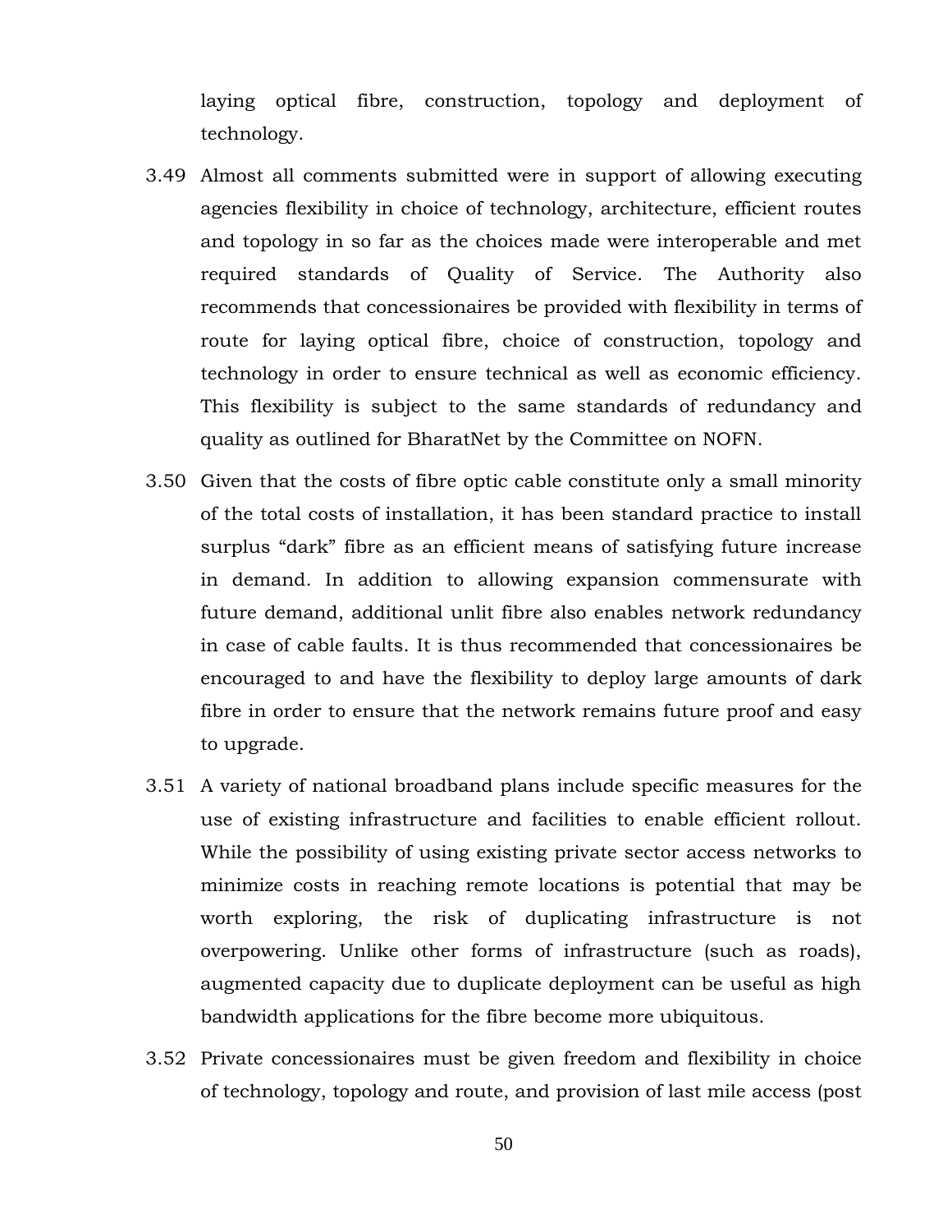laying optical fibre, construction, topology and deployment of technology.

3.49 Almost all comments submitted were in support of allowing executing agencies flexibility in choice of technology, architecture, efficient routes and topology in so far as the choices made were interoperable and met required standards of Quality of Service. The Authority also recommends that concessionaires be provided with flexibility in terms of route for laying optical fibre, choice of construction, topology and technology in order to ensure technical as well as economic efficiency. This flexibility is subject to the same standards of redundancy and quality as outlined for BharatNet by the Committee on NOFN.

3.50 Given that the costs of fibre optic cable constitute only a small minority of the total costs of installation, it has been standard practice to install surplus "dark" fibre as an efficient means of satisfying future increase in demand. In addition to allowing expansion commensurate with future demand, additional unlit fibre also enables network redundancy in case of cable faults. It is thus recommended that concessionaires be encouraged to and have the flexibility to deploy large amounts of dark fibre in order to ensure that the network remains future proof and easy to upgrade.

3.51 A variety of national broadband plans include specific measures for the use of existing infrastructure and facilities to enable efficient rollout. While the possibility of using existing private sector access networks to minimize costs in reaching remote locations is potential that may be worth exploring, the risk of duplicating infrastructure is not overpowering. Unlike other forms of infrastructure (such as roads), augmented capacity due to duplicate deployment can be useful as high bandwidth applications for the fibre become more ubiquitous.

3.52 Private concessionaires must be given freedom and flexibility in choice of technology, topology and route, and provision of last mile access (post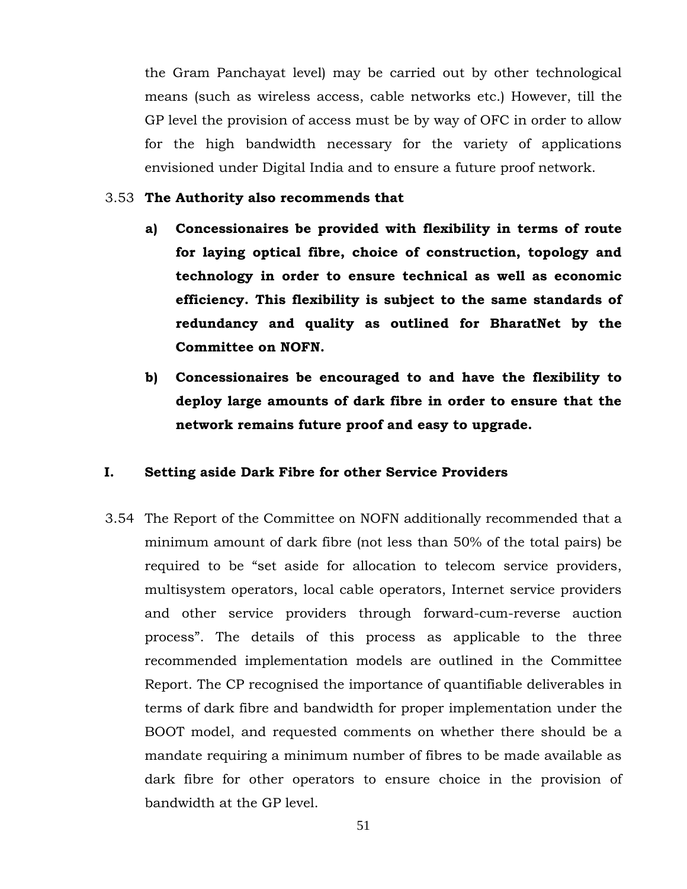the Gram Panchayat level) may be carried out by other technological means (such as wireless access, cable networks etc.) However, till the GP level the provision of access must be by way of OFC in order to allow for the high bandwidth necessary for the variety of applications envisioned under Digital India and to ensure a future proof network.

3.53 **The Authority also recommends that**

- **a) Concessionaires be provided with flexibility in terms of route for laying optical fibre, choice of construction, topology and technology in order to ensure technical as well as economic efficiency. This flexibility is subject to the same standards of redundancy and quality as outlined for BharatNet by the Committee on NOFN.**

- **b) Concessionaires be encouraged to and have the flexibility to deploy large amounts of dark fibre in order to ensure that the network remains future proof and easy to upgrade.**

## I. Setting aside Dark Fibre for other Service Providers

3.54 The Report of the Committee on NOFN additionally recommended that a minimum amount of dark fibre (not less than 50% of the total pairs) be required to be "set aside for allocation to telecom service providers, multisystem operators, local cable operators, Internet service providers and other service providers through forward-cum-reverse auction process". The details of this process as applicable to the three recommended implementation models are outlined in the Committee Report. The CP recognised the importance of quantifiable deliverables in terms of dark fibre and bandwidth for proper implementation under the BOOT model, and requested comments on whether there should be a mandate requiring a minimum number of fibres to be made available as dark fibre for other operators to ensure choice in the provision of bandwidth at the GP level.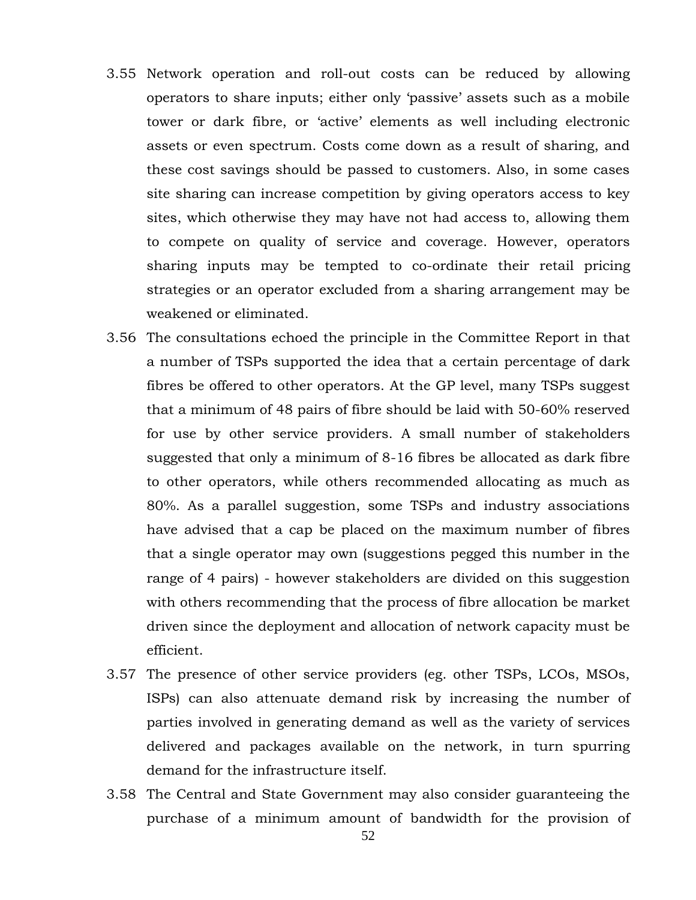3.55 Network operation and roll-out costs can be reduced by allowing operators to share inputs; either only 'passive' assets such as a mobile tower or dark fibre, or 'active' elements as well including electronic assets or even spectrum. Costs come down as a result of sharing, and these cost savings should be passed to customers. Also, in some cases site sharing can increase competition by giving operators access to key sites, which otherwise they may have not had access to, allowing them to compete on quality of service and coverage. However, operators sharing inputs may be tempted to co-ordinate their retail pricing strategies or an operator excluded from a sharing arrangement may be weakened or eliminated.

3.56 The consultations echoed the principle in the Committee Report in that a number of TSPs supported the idea that a certain percentage of dark fibres be offered to other operators. At the GP level, many TSPs suggest that a minimum of 48 pairs of fibre should be laid with 50-60% reserved for use by other service providers. A small number of stakeholders suggested that only a minimum of 8-16 fibres be allocated as dark fibre to other operators, while others recommended allocating as much as 80%. As a parallel suggestion, some TSPs and industry associations have advised that a cap be placed on the maximum number of fibres that a single operator may own (suggestions pegged this number in the range of 4 pairs) - however stakeholders are divided on this suggestion with others recommending that the process of fibre allocation be market driven since the deployment and allocation of network capacity must be efficient.

3.57 The presence of other service providers (eg. other TSPs, LCOs, MSOs, ISPs) can also attenuate demand risk by increasing the number of parties involved in generating demand as well as the variety of services delivered and packages available on the network, in turn spurring demand for the infrastructure itself.

3.58 The Central and State Government may also consider guaranteeing the purchase of a minimum amount of bandwidth for the provision of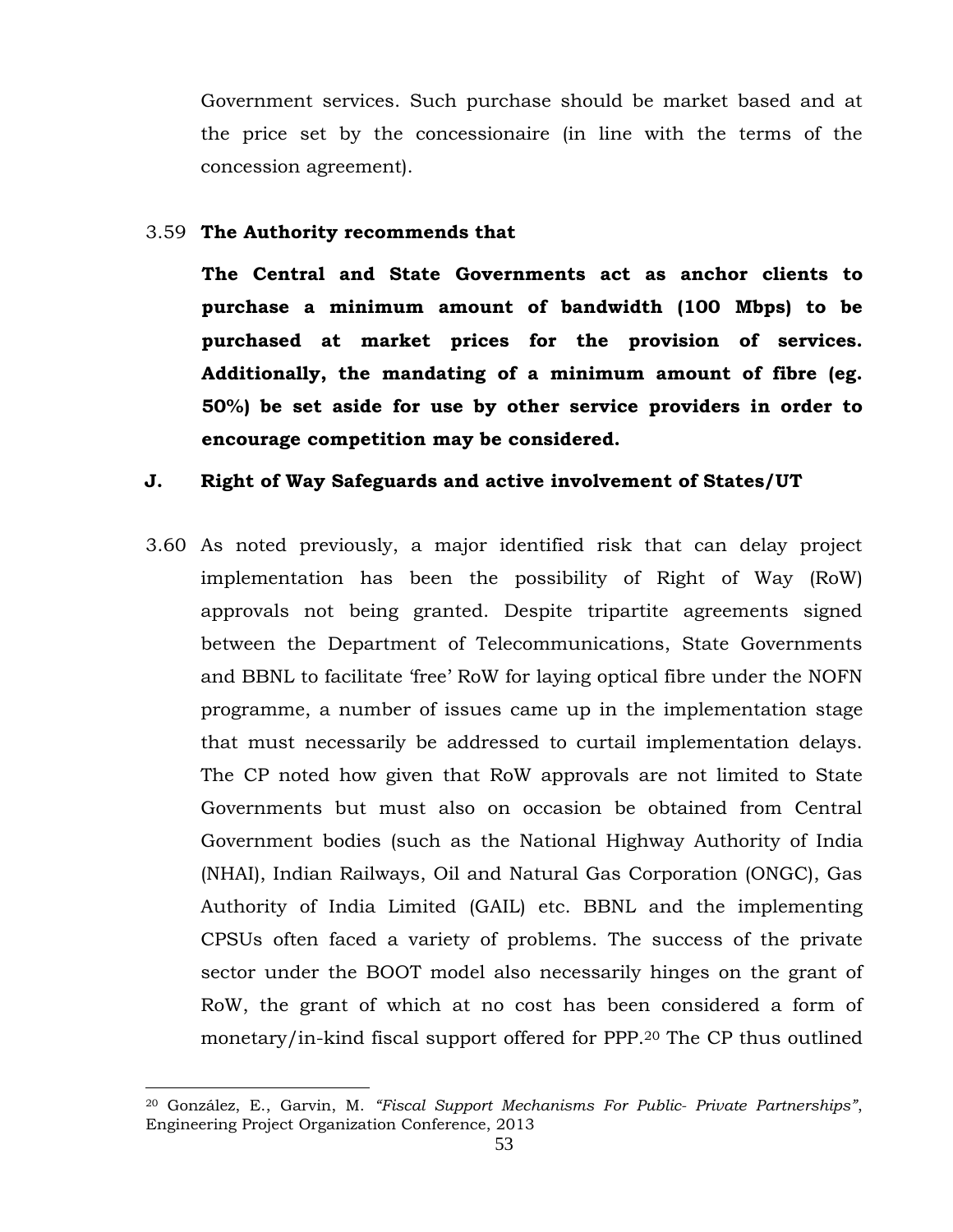Government services. Such purchase should be market based and at the price set by the concessionaire (in line with the terms of the concession agreement).

3.59 **The Authority recommends that**

**The Central and State Governments act as anchor clients to purchase a minimum amount of bandwidth (100 Mbps) to be purchased at market prices for the provision of services. Additionally, the mandating of a minimum amount of fibre (eg. 50%) be set aside for use by other service providers in order to encourage competition may be considered.**

## J. Right of Way Safeguards and active involvement of States/UT

3.60 As noted previously, a major identified risk that can delay project implementation has been the possibility of Right of Way (RoW) approvals not being granted. Despite tripartite agreements signed between the Department of Telecommunications, State Governments and BBNL to facilitate 'free' RoW for laying optical fibre under the NOFN programme, a number of issues came up in the implementation stage that must necessarily be addressed to curtail implementation delays. The CP noted how given that RoW approvals are not limited to State Governments but must also on occasion be obtained from Central Government bodies (such as the National Highway Authority of India (NHAI), Indian Railways, Oil and Natural Gas Corporation (ONGC), Gas Authority of India Limited (GAIL) etc. BBNL and the implementing CPSUs often faced a variety of problems. The success of the private sector under the BOOT model also necessarily hinges on the grant of RoW, the grant of which at no cost has been considered a form of monetary/in-kind fiscal support offered for PPP.[20] The CP thus outlined

[20] González, E., Garvin, M. *"Fiscal Support Mechanisms For Public- Private Partnerships"*, Engineering Project Organization Conference, 2013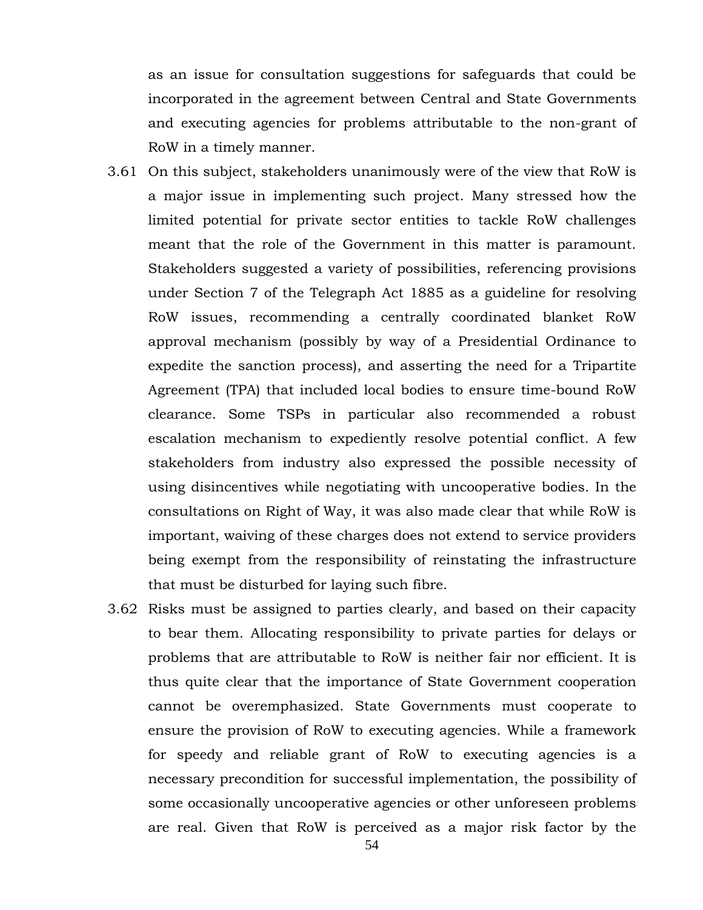as an issue for consultation suggestions for safeguards that could be incorporated in the agreement between Central and State Governments and executing agencies for problems attributable to the non-grant of RoW in a timely manner.

3.61 On this subject, stakeholders unanimously were of the view that RoW is a major issue in implementing such project. Many stressed how the limited potential for private sector entities to tackle RoW challenges meant that the role of the Government in this matter is paramount. Stakeholders suggested a variety of possibilities, referencing provisions under Section 7 of the Telegraph Act 1885 as a guideline for resolving RoW issues, recommending a centrally coordinated blanket RoW approval mechanism (possibly by way of a Presidential Ordinance to expedite the sanction process), and asserting the need for a Tripartite Agreement (TPA) that included local bodies to ensure time-bound RoW clearance. Some TSPs in particular also recommended a robust escalation mechanism to expediently resolve potential conflict. A few stakeholders from industry also expressed the possible necessity of using disincentives while negotiating with uncooperative bodies. In the consultations on Right of Way, it was also made clear that while RoW is important, waiving of these charges does not extend to service providers being exempt from the responsibility of reinstating the infrastructure that must be disturbed for laying such fibre.

3.62 Risks must be assigned to parties clearly, and based on their capacity to bear them. Allocating responsibility to private parties for delays or problems that are attributable to RoW is neither fair nor efficient. It is thus quite clear that the importance of State Government cooperation cannot be overemphasized. State Governments must cooperate to ensure the provision of RoW to executing agencies. While a framework for speedy and reliable grant of RoW to executing agencies is a necessary precondition for successful implementation, the possibility of some occasionally uncooperative agencies or other unforeseen problems are real. Given that RoW is perceived as a major risk factor by the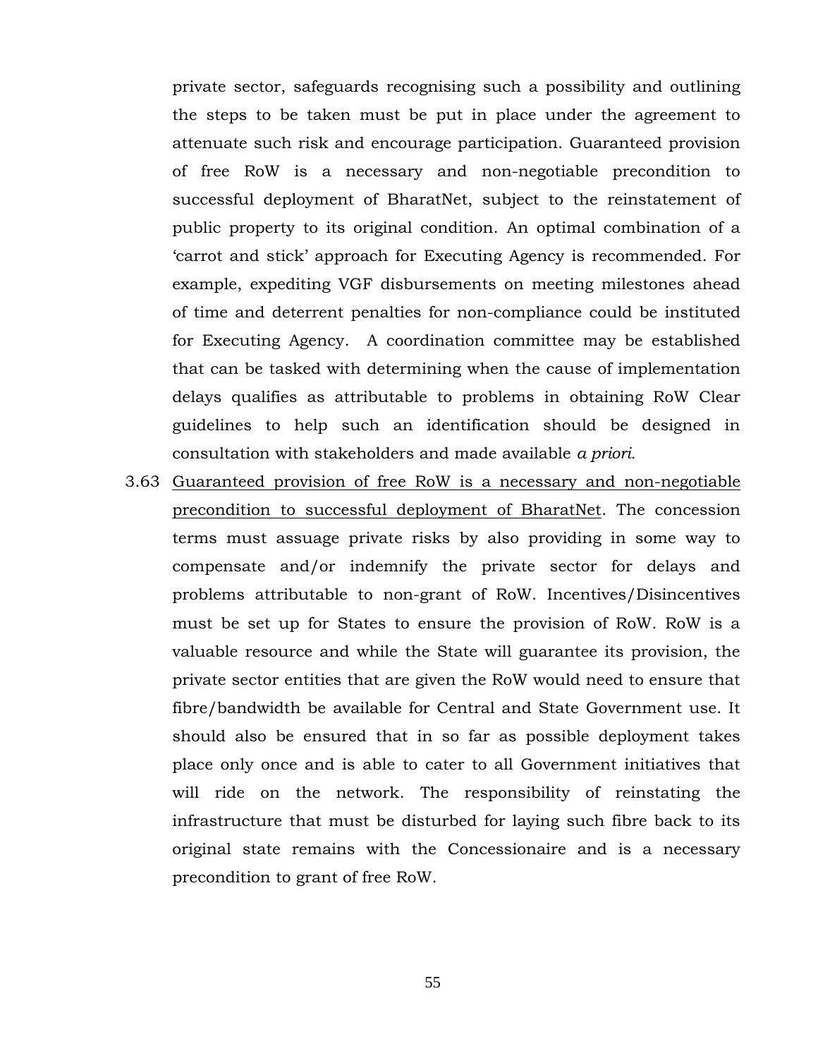private sector, safeguards recognising such a possibility and outlining the steps to be taken must be put in place under the agreement to attenuate such risk and encourage participation. Guaranteed provision of free RoW is a necessary and non-negotiable precondition to successful deployment of BharatNet, subject to the reinstatement of public property to its original condition. An optimal combination of a 'carrot and stick' approach for Executing Agency is recommended. For example, expediting VGF disbursements on meeting milestones ahead of time and deterrent penalties for non-compliance could be instituted for Executing Agency. A coordination committee may be established that can be tasked with determining when the cause of implementation delays qualifies as attributable to problems in obtaining RoW Clear guidelines to help such an identification should be designed in consultation with stakeholders and made available *a priori.*

3.63 <u>Guaranteed provision of free RoW is a necessary and non-negotiable precondition to successful deployment of BharatNet</u>. The concession terms must assuage private risks by also providing in some way to compensate and/or indemnify the private sector for delays and problems attributable to non-grant of RoW. Incentives/Disincentives must be set up for States to ensure the provision of RoW. RoW is a valuable resource and while the State will guarantee its provision, the private sector entities that are given the RoW would need to ensure that fibre/bandwidth be available for Central and State Government use. It should also be ensured that in so far as possible deployment takes place only once and is able to cater to all Government initiatives that will ride on the network. The responsibility of reinstating the infrastructure that must be disturbed for laying such fibre back to its original state remains with the Concessionaire and is a necessary precondition to grant of free RoW.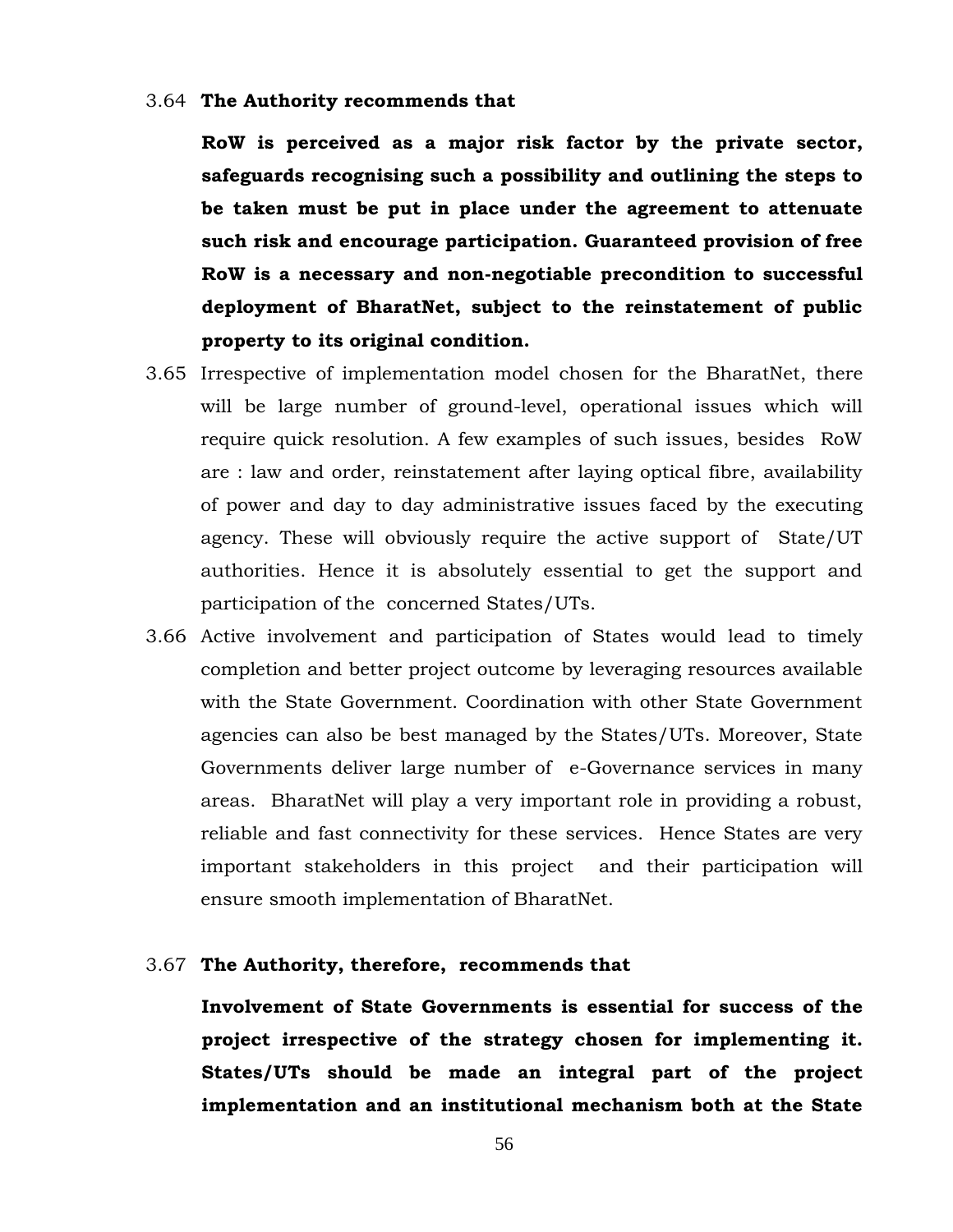3.64 **The Authority recommends that**

**RoW is perceived as a major risk factor by the private sector, safeguards recognising such a possibility and outlining the steps to be taken must be put in place under the agreement to attenuate such risk and encourage participation. Guaranteed provision of free RoW is a necessary and non-negotiable precondition to successful deployment of BharatNet, subject to the reinstatement of public property to its original condition.**

3.65 Irrespective of implementation model chosen for the BharatNet, there will be large number of ground-level, operational issues which will require quick resolution. A few examples of such issues, besides RoW are : law and order, reinstatement after laying optical fibre, availability of power and day to day administrative issues faced by the executing agency. These will obviously require the active support of State/UT authorities. Hence it is absolutely essential to get the support and participation of the concerned States/UTs.

3.66 Active involvement and participation of States would lead to timely completion and better project outcome by leveraging resources available with the State Government. Coordination with other State Government agencies can also be best managed by the States/UTs. Moreover, State Governments deliver large number of e-Governance services in many areas. BharatNet will play a very important role in providing a robust, reliable and fast connectivity for these services. Hence States are very important stakeholders in this project and their participation will ensure smooth implementation of BharatNet.

3.67 **The Authority, therefore, recommends that**

**Involvement of State Governments is essential for success of the project irrespective of the strategy chosen for implementing it. States/UTs should be made an integral part of the project implementation and an institutional mechanism both at the State**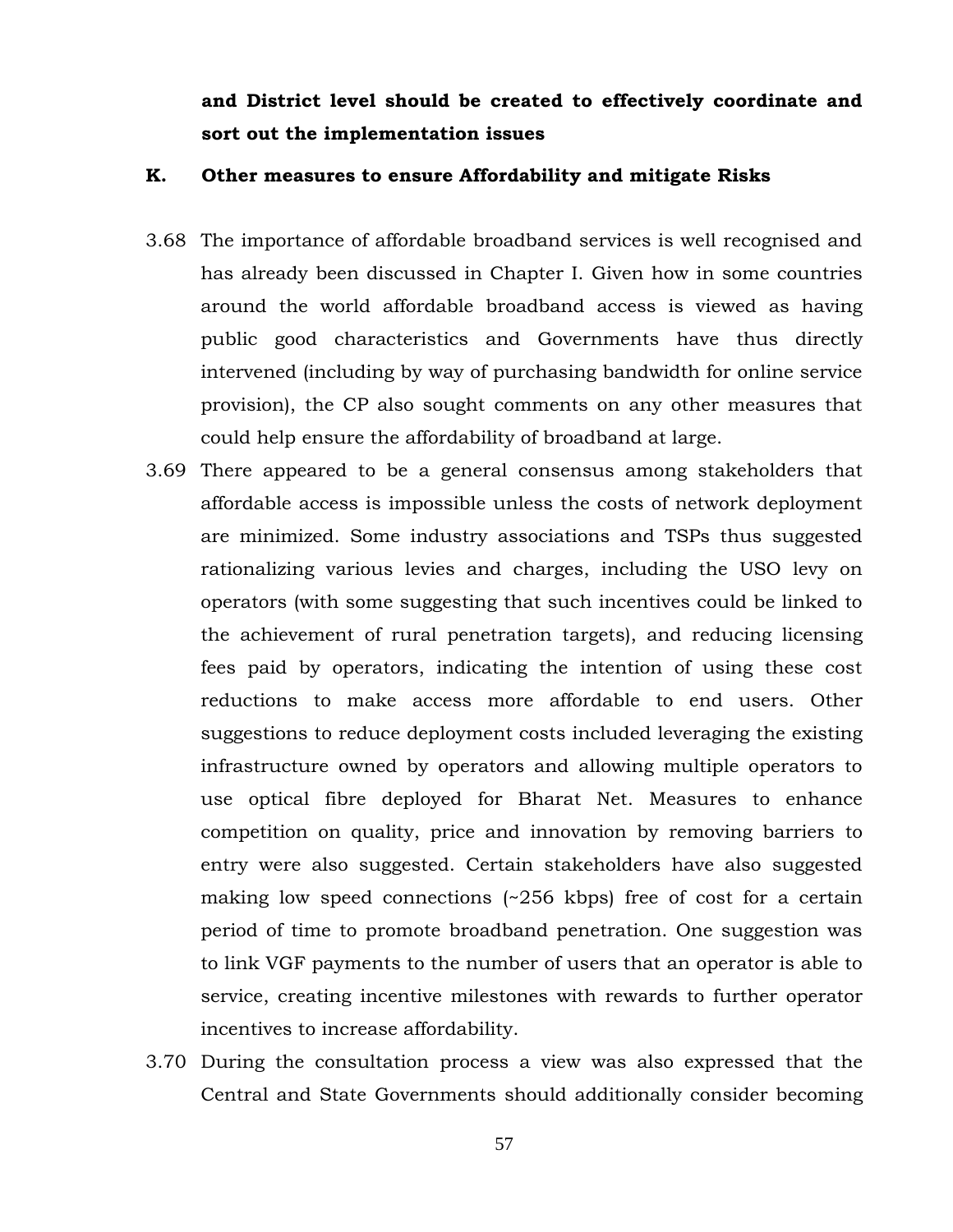**and District level should be created to effectively coordinate and sort out the implementation issues**

## K. Other measures to ensure Affordability and mitigate Risks

3.68 The importance of affordable broadband services is well recognised and has already been discussed in Chapter I. Given how in some countries around the world affordable broadband access is viewed as having public good characteristics and Governments have thus directly intervened (including by way of purchasing bandwidth for online service provision), the CP also sought comments on any other measures that could help ensure the affordability of broadband at large.

3.69 There appeared to be a general consensus among stakeholders that affordable access is impossible unless the costs of network deployment are minimized. Some industry associations and TSPs thus suggested rationalizing various levies and charges, including the USO levy on operators (with some suggesting that such incentives could be linked to the achievement of rural penetration targets), and reducing licensing fees paid by operators, indicating the intention of using these cost reductions to make access more affordable to end users. Other suggestions to reduce deployment costs included leveraging the existing infrastructure owned by operators and allowing multiple operators to use optical fibre deployed for Bharat Net. Measures to enhance competition on quality, price and innovation by removing barriers to entry were also suggested. Certain stakeholders have also suggested making low speed connections (~256 kbps) free of cost for a certain period of time to promote broadband penetration. One suggestion was to link VGF payments to the number of users that an operator is able to service, creating incentive milestones with rewards to further operator incentives to increase affordability.

3.70 During the consultation process a view was also expressed that the Central and State Governments should additionally consider becoming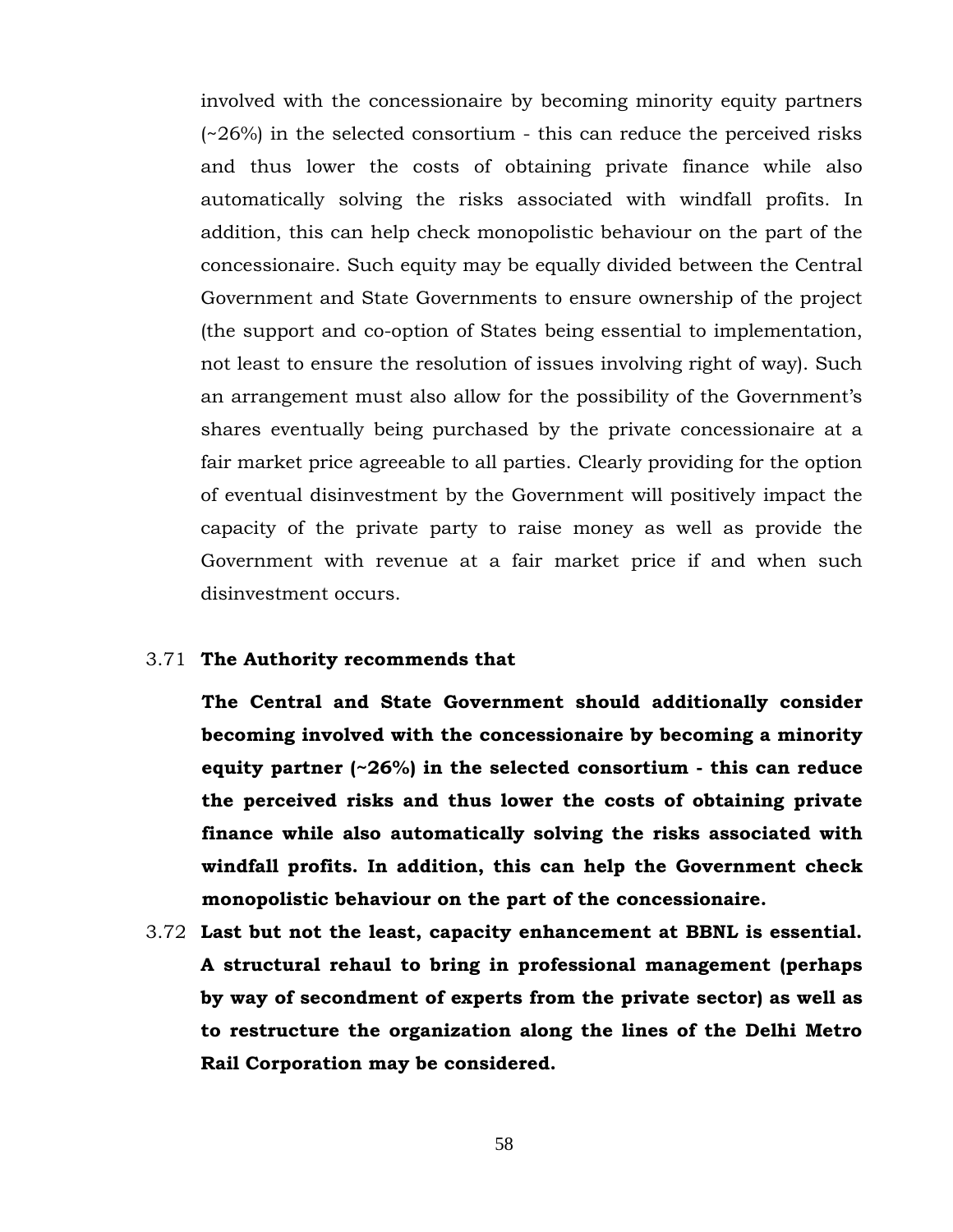involved with the concessionaire by becoming minority equity partners (~26%) in the selected consortium - this can reduce the perceived risks and thus lower the costs of obtaining private finance while also automatically solving the risks associated with windfall profits. In addition, this can help check monopolistic behaviour on the part of the concessionaire. Such equity may be equally divided between the Central Government and State Governments to ensure ownership of the project (the support and co-option of States being essential to implementation, not least to ensure the resolution of issues involving right of way). Such an arrangement must also allow for the possibility of the Government's shares eventually being purchased by the private concessionaire at a fair market price agreeable to all parties. Clearly providing for the option of eventual disinvestment by the Government will positively impact the capacity of the private party to raise money as well as provide the Government with revenue at a fair market price if and when such disinvestment occurs.

3.71 **The Authority recommends that**

**The Central and State Government should additionally consider becoming involved with the concessionaire by becoming a minority equity partner (~26%) in the selected consortium - this can reduce the perceived risks and thus lower the costs of obtaining private finance while also automatically solving the risks associated with windfall profits. In addition, this can help the Government check monopolistic behaviour on the part of the concessionaire.**

3.72 **Last but not the least, capacity enhancement at BBNL is essential. A structural rehaul to bring in professional management (perhaps by way of secondment of experts from the private sector) as well as to restructure the organization along the lines of the Delhi Metro Rail Corporation may be considered.**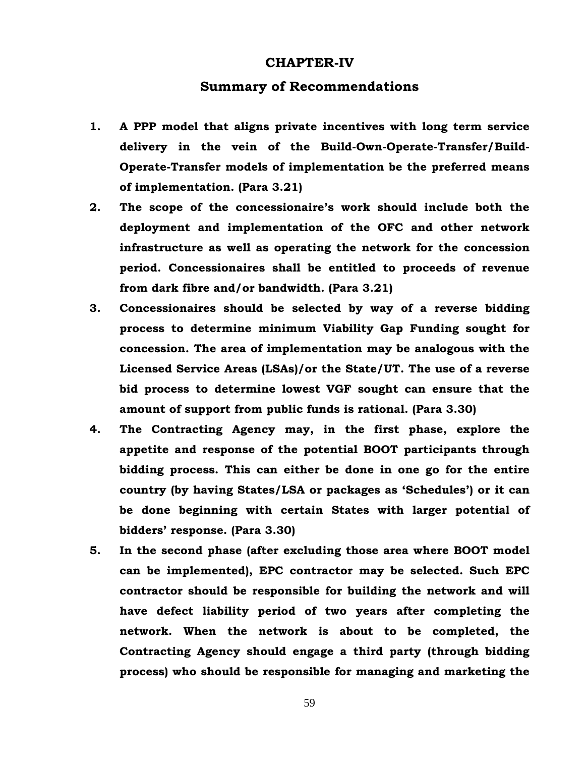# CHAPTER-IV

## Summary of Recommendations

1. **A PPP model that aligns private incentives with long term service delivery in the vein of the Build-Own-Operate-Transfer/Build-Operate-Transfer models of implementation be the preferred means of implementation. (Para 3.21)**

2. **The scope of the concessionaire's work should include both the deployment and implementation of the OFC and other network infrastructure as well as operating the network for the concession period. Concessionaires shall be entitled to proceeds of revenue from dark fibre and/or bandwidth. (Para 3.21)**

3. **Concessionaires should be selected by way of a reverse bidding process to determine minimum Viability Gap Funding sought for concession. The area of implementation may be analogous with the Licensed Service Areas (LSAs)/or the State/UT. The use of a reverse bid process to determine lowest VGF sought can ensure that the amount of support from public funds is rational. (Para 3.30)**

4. **The Contracting Agency may, in the first phase, explore the appetite and response of the potential BOOT participants through bidding process. This can either be done in one go for the entire country (by having States/LSA or packages as 'Schedules') or it can be done beginning with certain States with larger potential of bidders' response. (Para 3.30)**

5. **In the second phase (after excluding those area where BOOT model can be implemented), EPC contractor may be selected. Such EPC contractor should be responsible for building the network and will have defect liability period of two years after completing the network. When the network is about to be completed, the Contracting Agency should engage a third party (through bidding process) who should be responsible for managing and marketing the**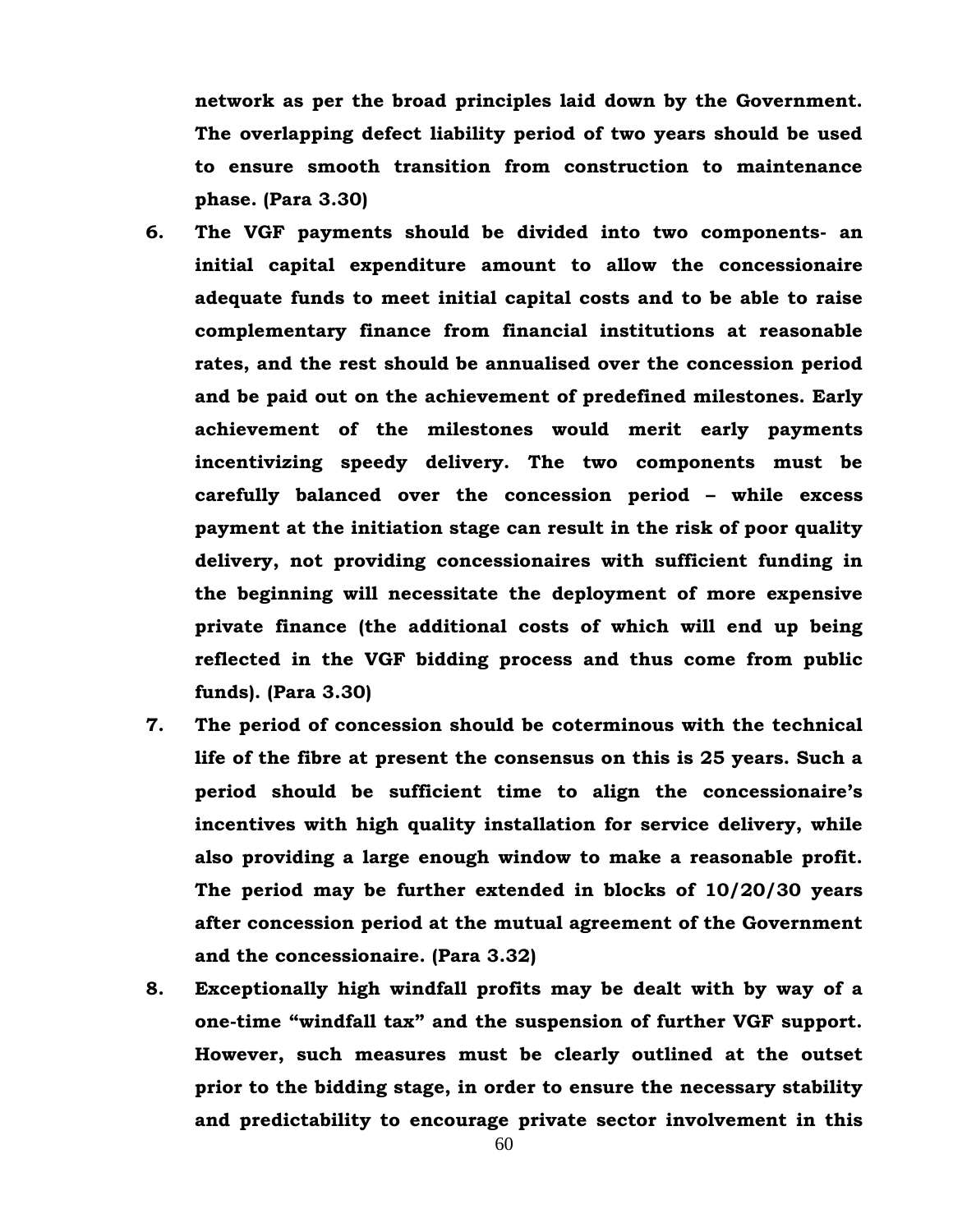**network as per the broad principles laid down by the Government. The overlapping defect liability period of two years should be used to ensure smooth transition from construction to maintenance phase. (Para 3.30)**

6. **The VGF payments should be divided into two components- an initial capital expenditure amount to allow the concessionaire adequate funds to meet initial capital costs and to be able to raise complementary finance from financial institutions at reasonable rates, and the rest should be annualised over the concession period and be paid out on the achievement of predefined milestones. Early achievement of the milestones would merit early payments incentivizing speedy delivery. The two components must be carefully balanced over the concession period – while excess payment at the initiation stage can result in the risk of poor quality delivery, not providing concessionaires with sufficient funding in the beginning will necessitate the deployment of more expensive private finance (the additional costs of which will end up being reflected in the VGF bidding process and thus come from public funds). (Para 3.30)**
7. **The period of concession should be coterminous with the technical life of the fibre at present the consensus on this is 25 years. Such a period should be sufficient time to align the concessionaire's incentives with high quality installation for service delivery, while also providing a large enough window to make a reasonable profit. The period may be further extended in blocks of 10/20/30 years after concession period at the mutual agreement of the Government and the concessionaire. (Para 3.32)**
8. **Exceptionally high windfall profits may be dealt with by way of a one-time "windfall tax" and the suspension of further VGF support. However, such measures must be clearly outlined at the outset prior to the bidding stage, in order to ensure the necessary stability and predictability to encourage private sector involvement in this**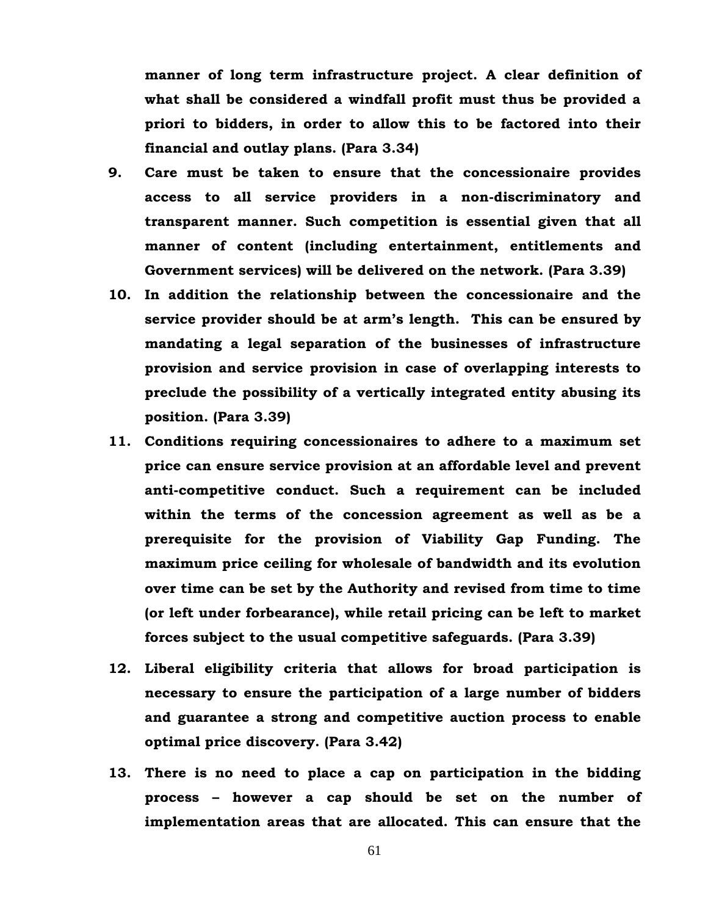**manner of long term infrastructure project. A clear definition of what shall be considered a windfall profit must thus be provided a priori to bidders, in order to allow this to be factored into their financial and outlay plans. (Para 3.34)**

9. **Care must be taken to ensure that the concessionaire provides access to all service providers in a non-discriminatory and transparent manner. Such competition is essential given that all manner of content (including entertainment, entitlements and Government services) will be delivered on the network. (Para 3.39)**
10. **In addition the relationship between the concessionaire and the service provider should be at arm's length. This can be ensured by mandating a legal separation of the businesses of infrastructure provision and service provision in case of overlapping interests to preclude the possibility of a vertically integrated entity abusing its position. (Para 3.39)**
11. **Conditions requiring concessionaires to adhere to a maximum set price can ensure service provision at an affordable level and prevent anti-competitive conduct. Such a requirement can be included within the terms of the concession agreement as well as be a prerequisite for the provision of Viability Gap Funding. The maximum price ceiling for wholesale of bandwidth and its evolution over time can be set by the Authority and revised from time to time (or left under forbearance), while retail pricing can be left to market forces subject to the usual competitive safeguards. (Para 3.39)**
12. **Liberal eligibility criteria that allows for broad participation is necessary to ensure the participation of a large number of bidders and guarantee a strong and competitive auction process to enable optimal price discovery. (Para 3.42)**
13. **There is no need to place a cap on participation in the bidding process – however a cap should be set on the number of implementation areas that are allocated. This can ensure that the**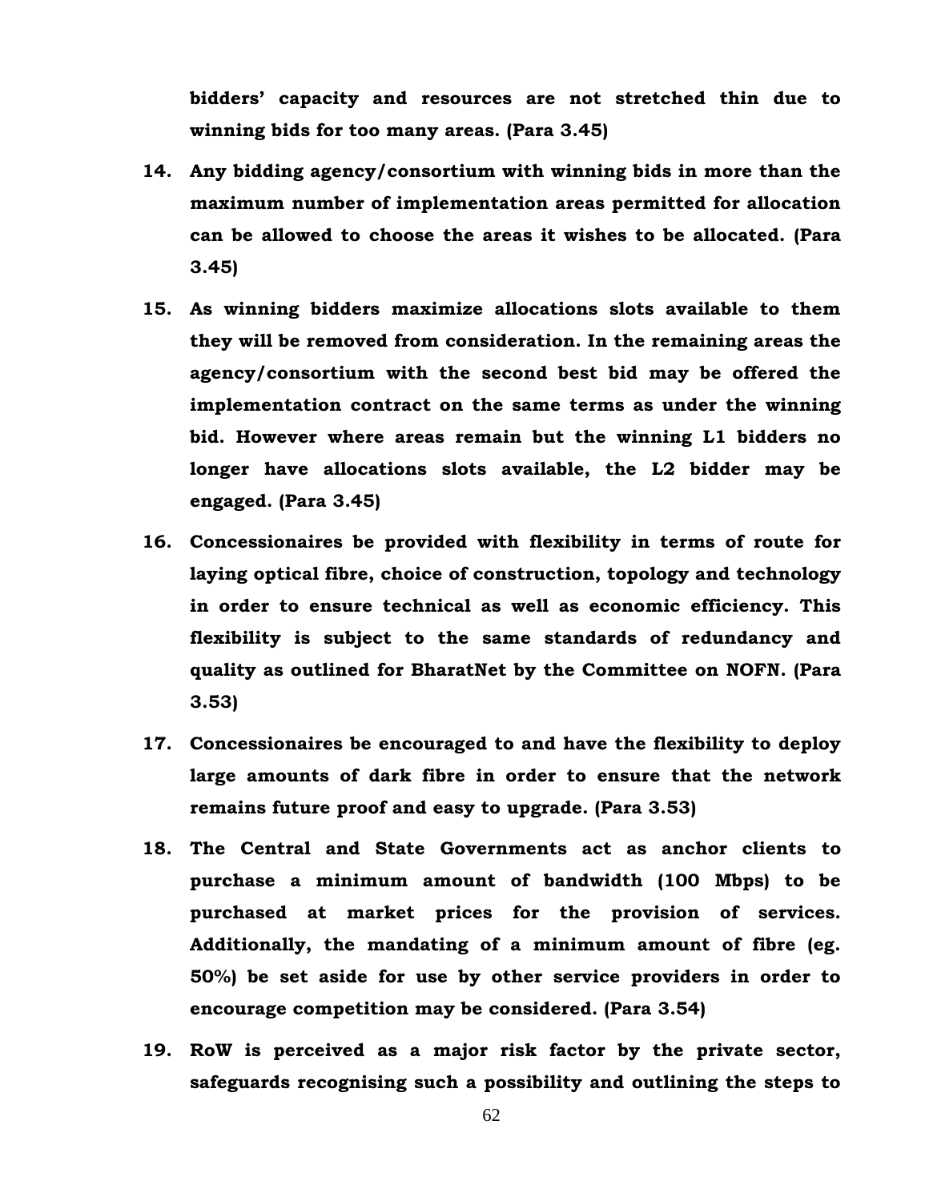**bidders' capacity and resources are not stretched thin due to winning bids for too many areas. (Para 3.45)**

14. **Any bidding agency/consortium with winning bids in more than the maximum number of implementation areas permitted for allocation can be allowed to choose the areas it wishes to be allocated. (Para 3.45)**

15. **As winning bidders maximize allocations slots available to them they will be removed from consideration. In the remaining areas the agency/consortium with the second best bid may be offered the implementation contract on the same terms as under the winning bid. However where areas remain but the winning L1 bidders no longer have allocations slots available, the L2 bidder may be engaged. (Para 3.45)**

16. **Concessionaires be provided with flexibility in terms of route for laying optical fibre, choice of construction, topology and technology in order to ensure technical as well as economic efficiency. This flexibility is subject to the same standards of redundancy and quality as outlined for BharatNet by the Committee on NOFN. (Para 3.53)**

17. **Concessionaires be encouraged to and have the flexibility to deploy large amounts of dark fibre in order to ensure that the network remains future proof and easy to upgrade. (Para 3.53)**

18. **The Central and State Governments act as anchor clients to purchase a minimum amount of bandwidth (100 Mbps) to be purchased at market prices for the provision of services. Additionally, the mandating of a minimum amount of fibre (eg. 50%) be set aside for use by other service providers in order to encourage competition may be considered. (Para 3.54)**

19. **RoW is perceived as a major risk factor by the private sector, safeguards recognising such a possibility and outlining the steps to**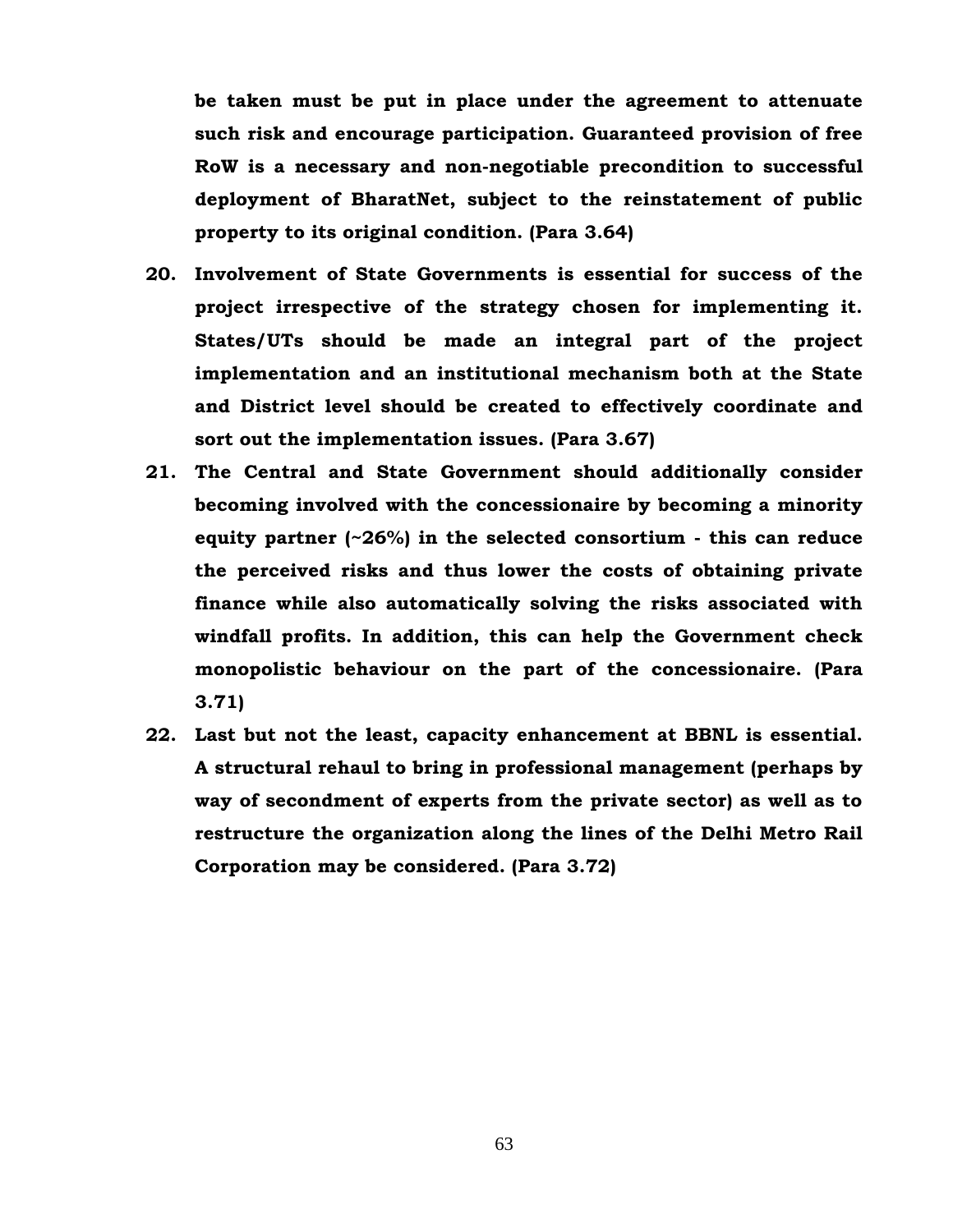**be taken must be put in place under the agreement to attenuate such risk and encourage participation. Guaranteed provision of free RoW is a necessary and non-negotiable precondition to successful deployment of BharatNet, subject to the reinstatement of public property to its original condition. (Para 3.64)**

20. **Involvement of State Governments is essential for success of the project irrespective of the strategy chosen for implementing it. States/UTs should be made an integral part of the project implementation and an institutional mechanism both at the State and District level should be created to effectively coordinate and sort out the implementation issues. (Para 3.67)**
21. **The Central and State Government should additionally consider becoming involved with the concessionaire by becoming a minority equity partner (~26%) in the selected consortium - this can reduce the perceived risks and thus lower the costs of obtaining private finance while also automatically solving the risks associated with windfall profits. In addition, this can help the Government check monopolistic behaviour on the part of the concessionaire. (Para 3.71)**
22. **Last but not the least, capacity enhancement at BBNL is essential. A structural rehaul to bring in professional management (perhaps by way of secondment of experts from the private sector) as well as to restructure the organization along the lines of the Delhi Metro Rail Corporation may be considered. (Para 3.72)**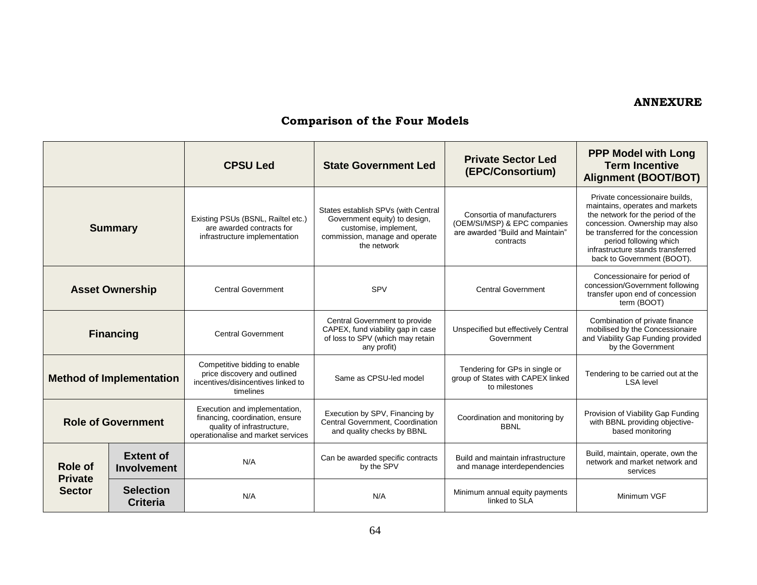**ANNEXURE**

## Comparison of the Four Models

| | | CPSU Led | State Government Led | Private Sector Led (EPC/Consortium) | PPP Model with Long Term Incentive Alignment (BOOT/BOT) |
|---|---|---|---|---|---|
| **Summary** | | Existing PSUs (BSNL, Railtel etc.) are awarded contracts for infrastructure implementation | States establish SPVs (with Central Government equity) to design, customise, implement, commission, manage and operate the network | Consortia of manufacturers (OEM/SI/MSP) & EPC companies are awarded "Build and Maintain" contracts | Private concessionaire builds, maintains, operates and markets the network for the period of the concession. Ownership may also be transferred for the concession period following which infrastructure stands transferred back to Government (BOOT). |
| **Asset Ownership** | | Central Government | SPV | Central Government | Concessionaire for period of concession/Government following transfer upon end of concession term (BOOT) |
| **Financing** | | Central Government | Central Government to provide CAPEX, fund viability gap in case of loss to SPV (which may retain any profit) | Unspecified but effectively Central Government | Combination of private finance mobilised by the Concessionaire and Viability Gap Funding provided by the Government |
| **Method of Implementation** | | Competitive bidding to enable price discovery and outlined incentives/disincentives linked to timelines | Same as CPSU-led model | Tendering for GPs in single or group of States with CAPEX linked to milestones | Tendering to be carried out at the LSA level |
| **Role of Government** | | Execution and implementation, financing, coordination, ensure quality of infrastructure, operationalise and market services | Execution by SPV, Financing by Central Government, Coordination and quality checks by BBNL | Coordination and monitoring by BBNL | Provision of Viability Gap Funding with BBNL providing objective-based monitoring |
| **Role of Private Sector** | **Extent of Involvement** | N/A | Can be awarded specific contracts by the SPV | Build and maintain infrastructure and manage interdependencies | Build, maintain, operate, own the network and market network and services |
| | **Selection Criteria** | N/A | N/A | Minimum annual equity payments linked to SLA | Minimum VGF |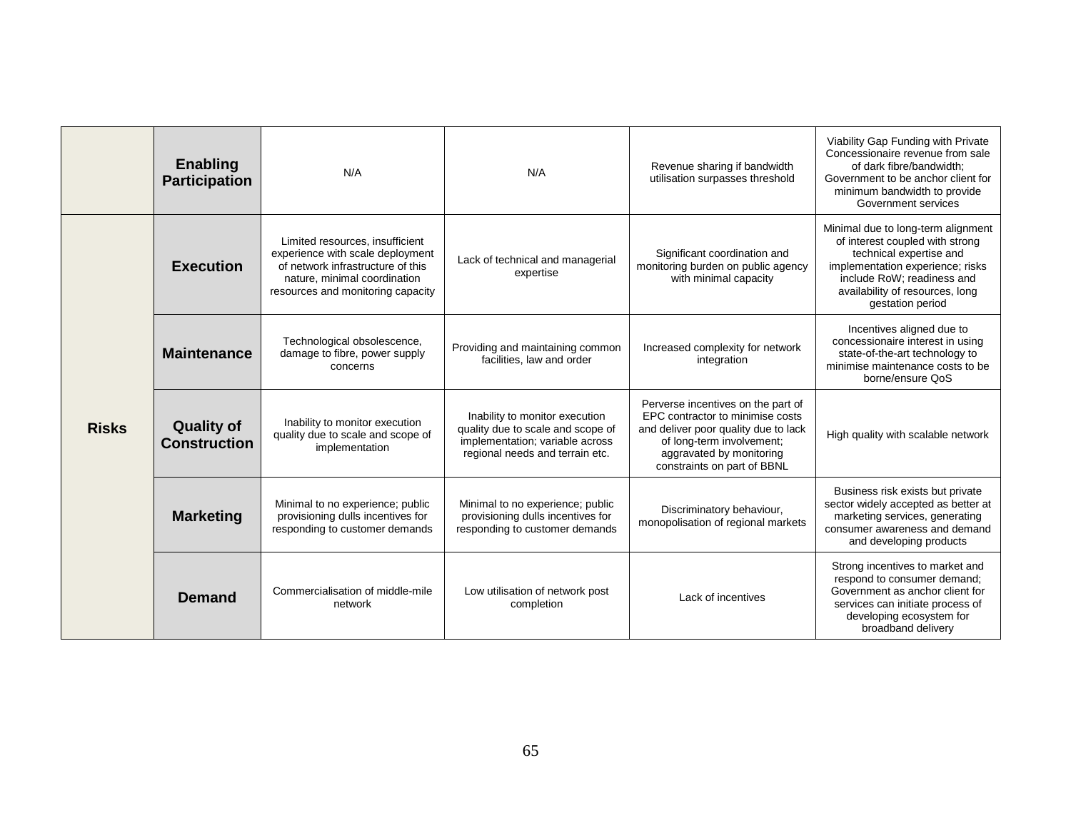| | | | | | |
|---|---|---|---|---|---|
| | **Enabling Participation** | N/A | N/A | Revenue sharing if bandwidth utilisation surpasses threshold | Viability Gap Funding with Private Concessionaire revenue from sale of dark fibre/bandwidth; Government to be anchor client for minimum bandwidth to provide Government services |
| **Risks** | **Execution** | Limited resources, insufficient experience with scale deployment of network infrastructure of this nature, minimal coordination resources and monitoring capacity | Lack of technical and managerial expertise | Significant coordination and monitoring burden on public agency with minimal capacity | Minimal due to long-term alignment of interest coupled with strong technical expertise and implementation experience; risks include RoW; readiness and availability of resources, long gestation period |
| | **Maintenance** | Technological obsolescence, damage to fibre, power supply concerns | Providing and maintaining common facilities, law and order | Increased complexity for network integration | Incentives aligned due to concessionaire interest in using state-of-the-art technology to minimise maintenance costs to be borne/ensure QoS |
| | **Quality of Construction** | Inability to monitor execution quality due to scale and scope of implementation | Inability to monitor execution quality due to scale and scope of implementation; variable across regional needs and terrain etc. | Perverse incentives on the part of EPC contractor to minimise costs and deliver poor quality due to lack of long-term involvement; aggravated by monitoring constraints on part of BBNL | High quality with scalable network |
| | **Marketing** | Minimal to no experience; public provisioning dulls incentives for responding to customer demands | Minimal to no experience; public provisioning dulls incentives for responding to customer demands | Discriminatory behaviour, monopolisation of regional markets | Business risk exists but private sector widely accepted as better at marketing services, generating consumer awareness and demand and developing products |
| | **Demand** | Commercialisation of middle-mile network | Low utilisation of network post completion | Lack of incentives | Strong incentives to market and respond to consumer demand; Government as anchor client for services can initiate process of developing ecosystem for broadband delivery |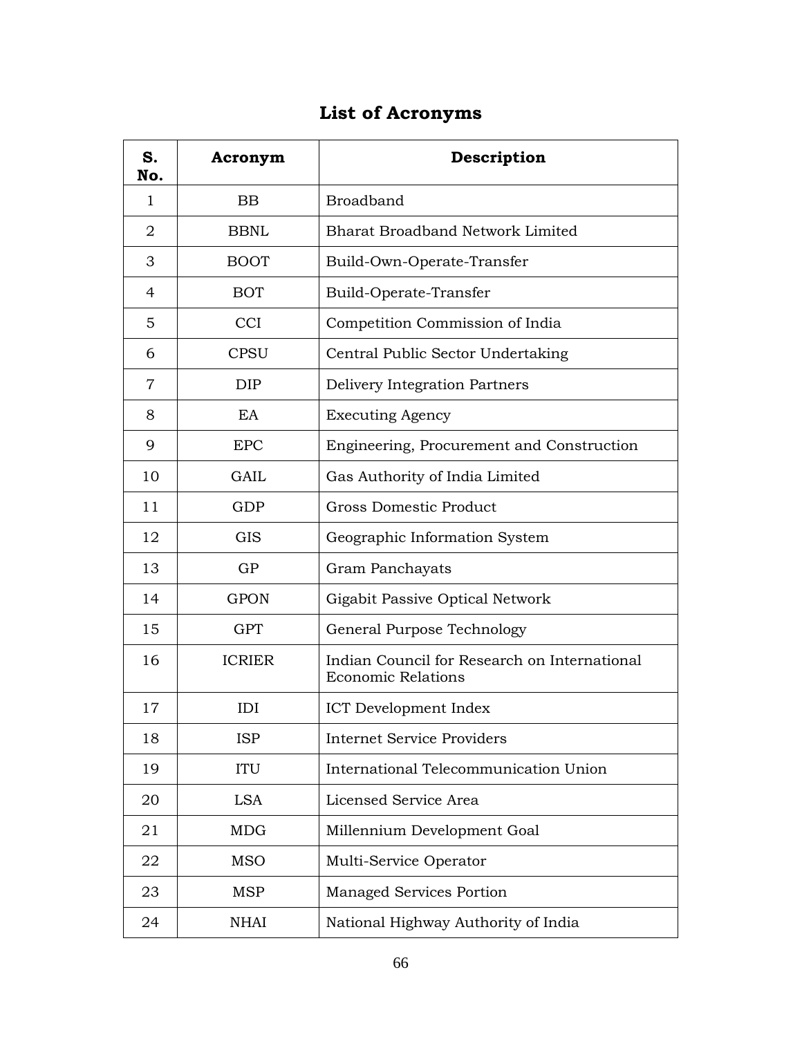# List of Acronyms

| S. No. | Acronym | Description |
|---|---|---|
| 1 | BB | Broadband |
| 2 | BBNL | Bharat Broadband Network Limited |
| 3 | BOOT | Build-Own-Operate-Transfer |
| 4 | BOT | Build-Operate-Transfer |
| 5 | CCI | Competition Commission of India |
| 6 | CPSU | Central Public Sector Undertaking |
| 7 | DIP | Delivery Integration Partners |
| 8 | EA | Executing Agency |
| 9 | EPC | Engineering, Procurement and Construction |
| 10 | GAIL | Gas Authority of India Limited |
| 11 | GDP | Gross Domestic Product |
| 12 | GIS | Geographic Information System |
| 13 | GP | Gram Panchayats |
| 14 | GPON | Gigabit Passive Optical Network |
| 15 | GPT | General Purpose Technology |
| 16 | ICRIER | Indian Council for Research on International Economic Relations |
| 17 | IDI | ICT Development Index |
| 18 | ISP | Internet Service Providers |
| 19 | ITU | International Telecommunication Union |
| 20 | LSA | Licensed Service Area |
| 21 | MDG | Millennium Development Goal |
| 22 | MSO | Multi-Service Operator |
| 23 | MSP | Managed Services Portion |
| 24 | NHAI | National Highway Authority of India |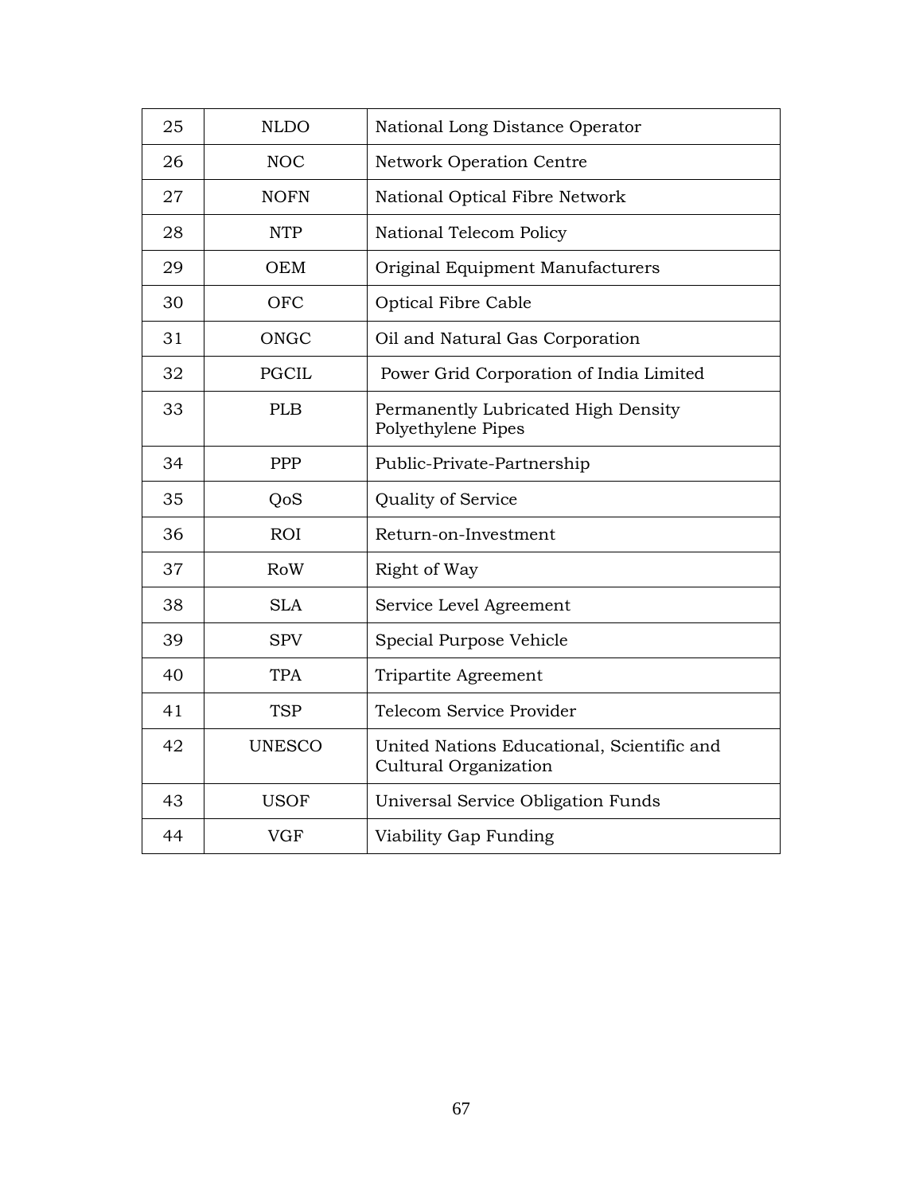| | | |
|---|---|---|
| 25 | NLDO | National Long Distance Operator |
| 26 | NOC | Network Operation Centre |
| 27 | NOFN | National Optical Fibre Network |
| 28 | NTP | National Telecom Policy |
| 29 | OEM | Original Equipment Manufacturers |
| 30 | OFC | Optical Fibre Cable |
| 31 | ONGC | Oil and Natural Gas Corporation |
| 32 | PGCIL | Power Grid Corporation of India Limited |
| 33 | PLB | Permanently Lubricated High Density Polyethylene Pipes |
| 34 | PPP | Public-Private-Partnership |
| 35 | QoS | Quality of Service |
| 36 | ROI | Return-on-Investment |
| 37 | RoW | Right of Way |
| 38 | SLA | Service Level Agreement |
| 39 | SPV | Special Purpose Vehicle |
| 40 | TPA | Tripartite Agreement |
| 41 | TSP | Telecom Service Provider |
| 42 | UNESCO | United Nations Educational, Scientific and Cultural Organization |
| 43 | USOF | Universal Service Obligation Funds |
| 44 | VGF | Viability Gap Funding |